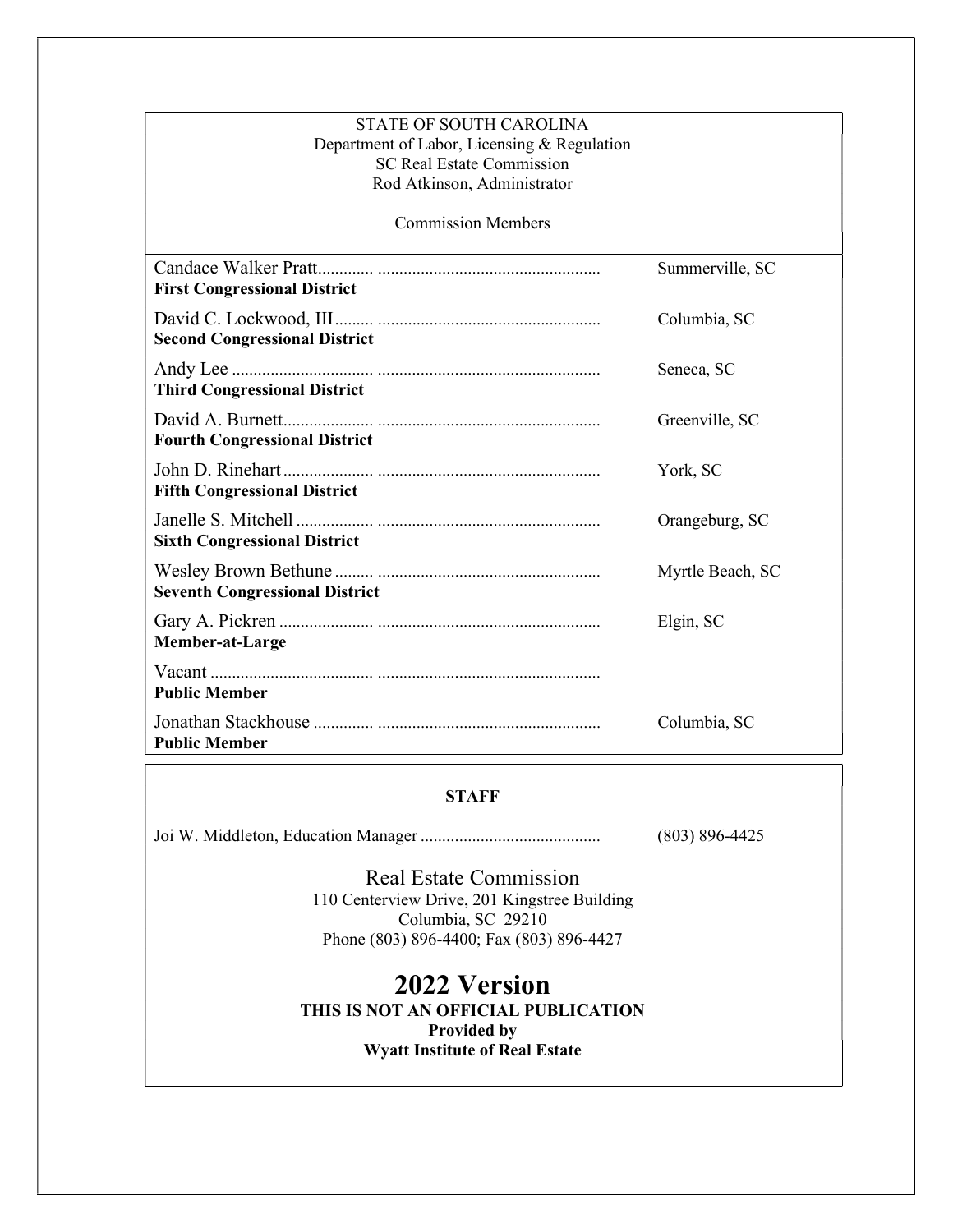STATE OF SOUTH CAROLINA
Department of Labor, Licensing & Regulation
SC Real Estate Commission
Rod Atkinson, Administrator

Commission Members

| Member | Location |
|---|---|
| Candace Walker Pratt<br>**First Congressional District** | Summerville, SC |
| David C. Lockwood, III<br>**Second Congressional District** | Columbia, SC |
| Andy Lee<br>**Third Congressional District** | Seneca, SC |
| David A. Burnett<br>**Fourth Congressional District** | Greenville, SC |
| John D. Rinehart<br>**Fifth Congressional District** | York, SC |
| Janelle S. Mitchell<br>**Sixth Congressional District** | Orangeburg, SC |
| Wesley Brown Bethune<br>**Seventh Congressional District** | Myrtle Beach, SC |
| Gary A. Pickren<br>**Member-at-Large** | Elgin, SC |
| Vacant<br>**Public Member** | |
| Jonathan Stackhouse<br>**Public Member** | Columbia, SC |

**STAFF**

Joi W. Middleton, Education Manager .......................................... (803) 896-4425

Real Estate Commission
110 Centerview Drive, 201 Kingstree Building
Columbia, SC 29210
Phone (803) 896-4400; Fax (803) 896-4427

# 2022 Version

**THIS IS NOT AN OFFICIAL PUBLICATION**
**Provided by**
**Wyatt Institute of Real Estate**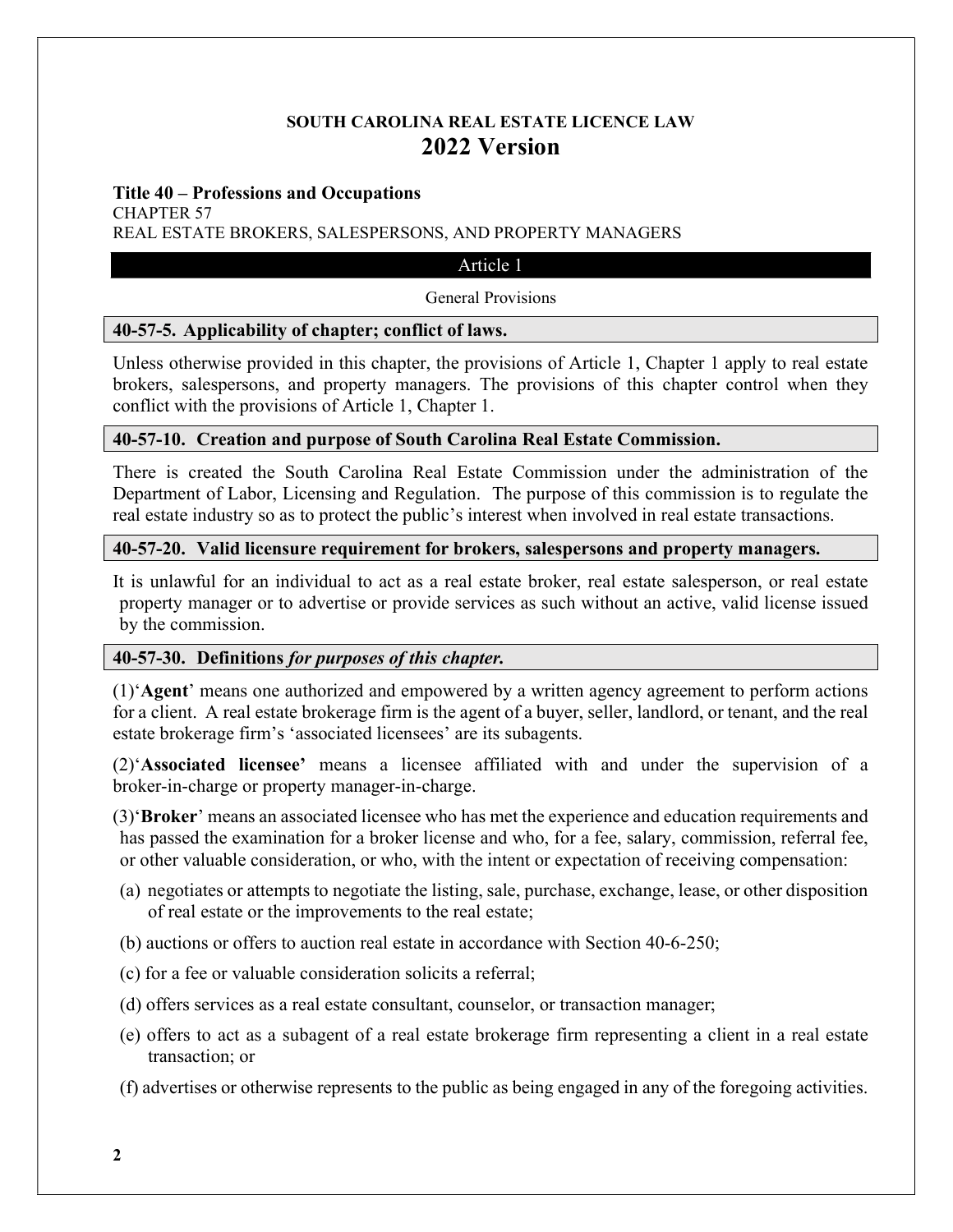# SOUTH CAROLINA REAL ESTATE LICENCE LAW
## 2022 Version

**Title 40 – Professions and Occupations**
CHAPTER 57
REAL ESTATE BROKERS, SALESPERSONS, AND PROPERTY MANAGERS

### Article 1

General Provisions

#### 40-57-5. Applicability of chapter; conflict of laws.

Unless otherwise provided in this chapter, the provisions of Article 1, Chapter 1 apply to real estate brokers, salespersons, and property managers. The provisions of this chapter control when they conflict with the provisions of Article 1, Chapter 1.

#### 40-57-10. Creation and purpose of South Carolina Real Estate Commission.

There is created the South Carolina Real Estate Commission under the administration of the Department of Labor, Licensing and Regulation. The purpose of this commission is to regulate the real estate industry so as to protect the public's interest when involved in real estate transactions.

#### 40-57-20. Valid licensure requirement for brokers, salespersons and property managers.

It is unlawful for an individual to act as a real estate broker, real estate salesperson, or real estate property manager or to advertise or provide services as such without an active, valid license issued by the commission.

#### 40-57-30. Definitions *for purposes of this chapter.*

(1)'**Agent**' means one authorized and empowered by a written agency agreement to perform actions for a client. A real estate brokerage firm is the agent of a buyer, seller, landlord, or tenant, and the real estate brokerage firm's 'associated licensees' are its subagents.

(2)'**Associated licensee'** means a licensee affiliated with and under the supervision of a broker-in-charge or property manager-in-charge.

(3)'**Broker**' means an associated licensee who has met the experience and education requirements and has passed the examination for a broker license and who, for a fee, salary, commission, referral fee, or other valuable consideration, or who, with the intent or expectation of receiving compensation:

(a) negotiates or attempts to negotiate the listing, sale, purchase, exchange, lease, or other disposition of real estate or the improvements to the real estate;

(b) auctions or offers to auction real estate in accordance with Section 40-6-250;

(c) for a fee or valuable consideration solicits a referral;

(d) offers services as a real estate consultant, counselor, or transaction manager;

(e) offers to act as a subagent of a real estate brokerage firm representing a client in a real estate transaction; or

(f) advertises or otherwise represents to the public as being engaged in any of the foregoing activities.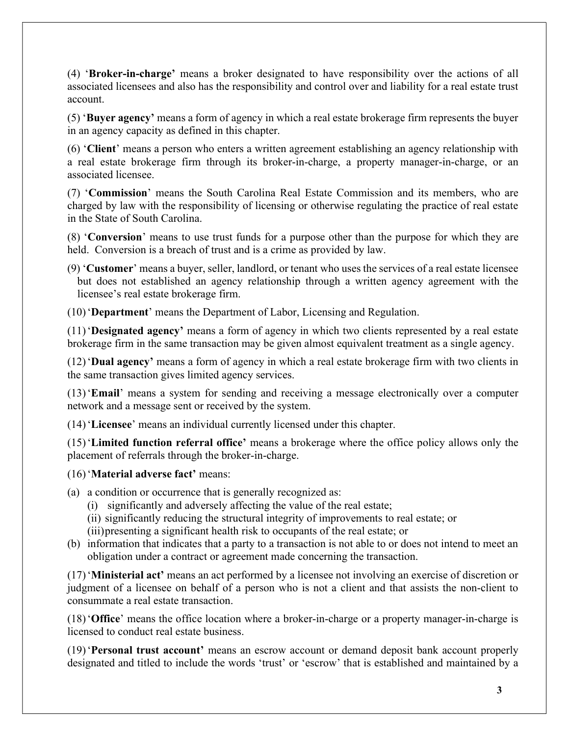(4) '**Broker-in-charge'** means a broker designated to have responsibility over the actions of all associated licensees and also has the responsibility and control over and liability for a real estate trust account.

(5) '**Buyer agency'** means a form of agency in which a real estate brokerage firm represents the buyer in an agency capacity as defined in this chapter.

(6) '**Client**' means a person who enters a written agreement establishing an agency relationship with a real estate brokerage firm through its broker-in-charge, a property manager-in-charge, or an associated licensee.

(7) '**Commission**' means the South Carolina Real Estate Commission and its members, who are charged by law with the responsibility of licensing or otherwise regulating the practice of real estate in the State of South Carolina.

(8) '**Conversion**' means to use trust funds for a purpose other than the purpose for which they are held. Conversion is a breach of trust and is a crime as provided by law.

(9) '**Customer**' means a buyer, seller, landlord, or tenant who uses the services of a real estate licensee but does not established an agency relationship through a written agency agreement with the licensee's real estate brokerage firm.

(10) '**Department**' means the Department of Labor, Licensing and Regulation.

(11) '**Designated agency'** means a form of agency in which two clients represented by a real estate brokerage firm in the same transaction may be given almost equivalent treatment as a single agency.

(12) '**Dual agency'** means a form of agency in which a real estate brokerage firm with two clients in the same transaction gives limited agency services.

(13) '**Email**' means a system for sending and receiving a message electronically over a computer network and a message sent or received by the system.

(14) '**Licensee**' means an individual currently licensed under this chapter.

(15) '**Limited function referral office'** means a brokerage where the office policy allows only the placement of referrals through the broker-in-charge.

(16) '**Material adverse fact'** means:

(a) a condition or occurrence that is generally recognized as:
   (i) significantly and adversely affecting the value of the real estate;
   (ii) significantly reducing the structural integrity of improvements to real estate; or
   (iii) presenting a significant health risk to occupants of the real estate; or
(b) information that indicates that a party to a transaction is not able to or does not intend to meet an obligation under a contract or agreement made concerning the transaction.

(17) '**Ministerial act'** means an act performed by a licensee not involving an exercise of discretion or judgment of a licensee on behalf of a person who is not a client and that assists the non-client to consummate a real estate transaction.

(18) '**Office**' means the office location where a broker-in-charge or a property manager-in-charge is licensed to conduct real estate business.

(19) '**Personal trust account'** means an escrow account or demand deposit bank account properly designated and titled to include the words 'trust' or 'escrow' that is established and maintained by a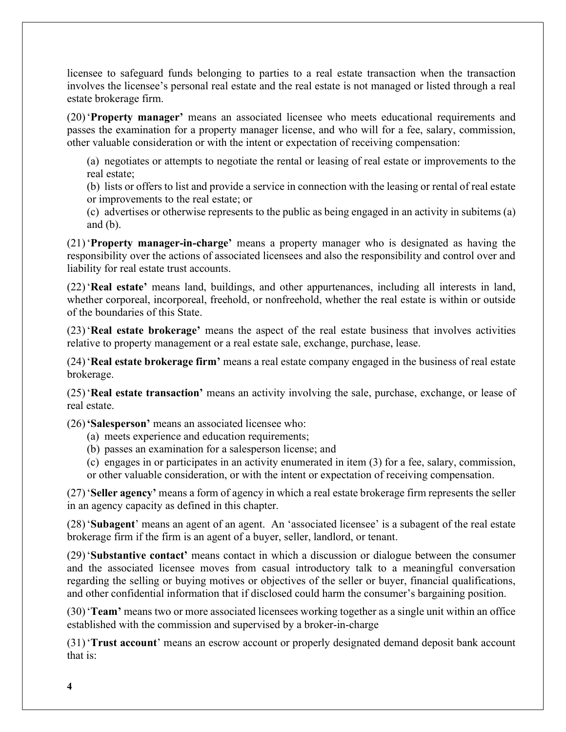licensee to safeguard funds belonging to parties to a real estate transaction when the transaction involves the licensee's personal real estate and the real estate is not managed or listed through a real estate brokerage firm.

(20) '**Property manager'** means an associated licensee who meets educational requirements and passes the examination for a property manager license, and who will for a fee, salary, commission, other valuable consideration or with the intent or expectation of receiving compensation:

(a) negotiates or attempts to negotiate the rental or leasing of real estate or improvements to the real estate;

(b) lists or offers to list and provide a service in connection with the leasing or rental of real estate or improvements to the real estate; or

(c) advertises or otherwise represents to the public as being engaged in an activity in subitems (a) and (b).

(21) '**Property manager-in-charge'** means a property manager who is designated as having the responsibility over the actions of associated licensees and also the responsibility and control over and liability for real estate trust accounts.

(22) '**Real estate'** means land, buildings, and other appurtenances, including all interests in land, whether corporeal, incorporeal, freehold, or nonfreehold, whether the real estate is within or outside of the boundaries of this State.

(23) '**Real estate brokerage'** means the aspect of the real estate business that involves activities relative to property management or a real estate sale, exchange, purchase, lease.

(24) '**Real estate brokerage firm'** means a real estate company engaged in the business of real estate brokerage.

(25) '**Real estate transaction'** means an activity involving the sale, purchase, exchange, or lease of real estate.

(26) **'Salesperson'** means an associated licensee who:

(a) meets experience and education requirements;

(b) passes an examination for a salesperson license; and

(c) engages in or participates in an activity enumerated in item (3) for a fee, salary, commission, or other valuable consideration, or with the intent or expectation of receiving compensation.

(27) '**Seller agency'** means a form of agency in which a real estate brokerage firm represents the seller in an agency capacity as defined in this chapter.

(28) '**Subagent**' means an agent of an agent. An 'associated licensee' is a subagent of the real estate brokerage firm if the firm is an agent of a buyer, seller, landlord, or tenant.

(29) '**Substantive contact'** means contact in which a discussion or dialogue between the consumer and the associated licensee moves from casual introductory talk to a meaningful conversation regarding the selling or buying motives or objectives of the seller or buyer, financial qualifications, and other confidential information that if disclosed could harm the consumer's bargaining position.

(30) '**Team'** means two or more associated licensees working together as a single unit within an office established with the commission and supervised by a broker-in-charge

(31) '**Trust account**' means an escrow account or properly designated demand deposit bank account that is: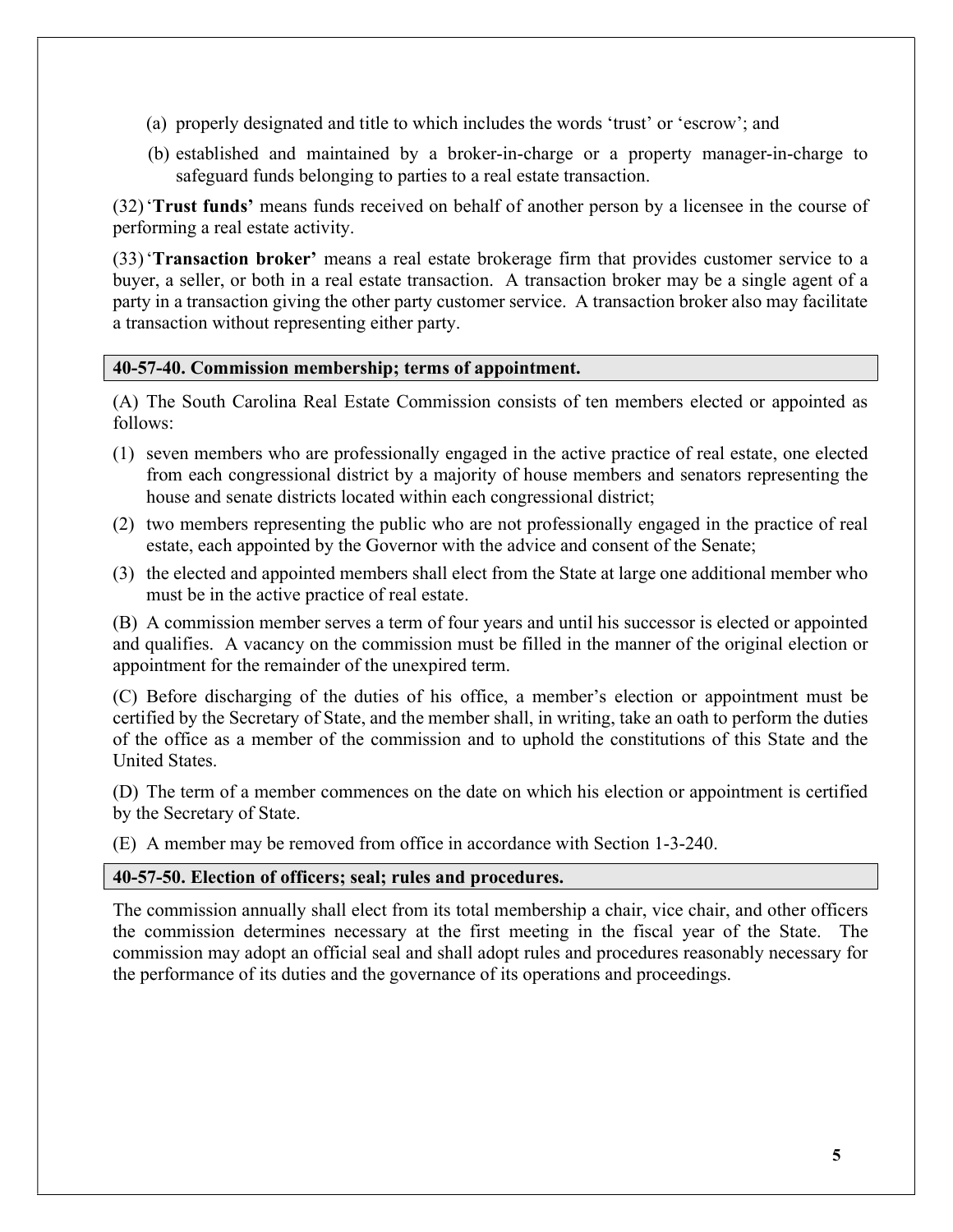(a) properly designated and title to which includes the words 'trust' or 'escrow'; and

(b) established and maintained by a broker-in-charge or a property manager-in-charge to safeguard funds belonging to parties to a real estate transaction.

(32) '**Trust funds'** means funds received on behalf of another person by a licensee in the course of performing a real estate activity.

(33) '**Transaction broker'** means a real estate brokerage firm that provides customer service to a buyer, a seller, or both in a real estate transaction. A transaction broker may be a single agent of a party in a transaction giving the other party customer service. A transaction broker also may facilitate a transaction without representing either party.

### 40-57-40. Commission membership; terms of appointment.

(A) The South Carolina Real Estate Commission consists of ten members elected or appointed as follows:

(1) seven members who are professionally engaged in the active practice of real estate, one elected from each congressional district by a majority of house members and senators representing the house and senate districts located within each congressional district;

(2) two members representing the public who are not professionally engaged in the practice of real estate, each appointed by the Governor with the advice and consent of the Senate;

(3) the elected and appointed members shall elect from the State at large one additional member who must be in the active practice of real estate.

(B) A commission member serves a term of four years and until his successor is elected or appointed and qualifies. A vacancy on the commission must be filled in the manner of the original election or appointment for the remainder of the unexpired term.

(C) Before discharging of the duties of his office, a member's election or appointment must be certified by the Secretary of State, and the member shall, in writing, take an oath to perform the duties of the office as a member of the commission and to uphold the constitutions of this State and the United States.

(D) The term of a member commences on the date on which his election or appointment is certified by the Secretary of State.

(E) A member may be removed from office in accordance with Section 1-3-240.

### 40-57-50. Election of officers; seal; rules and procedures.

The commission annually shall elect from its total membership a chair, vice chair, and other officers the commission determines necessary at the first meeting in the fiscal year of the State. The commission may adopt an official seal and shall adopt rules and procedures reasonably necessary for the performance of its duties and the governance of its operations and proceedings.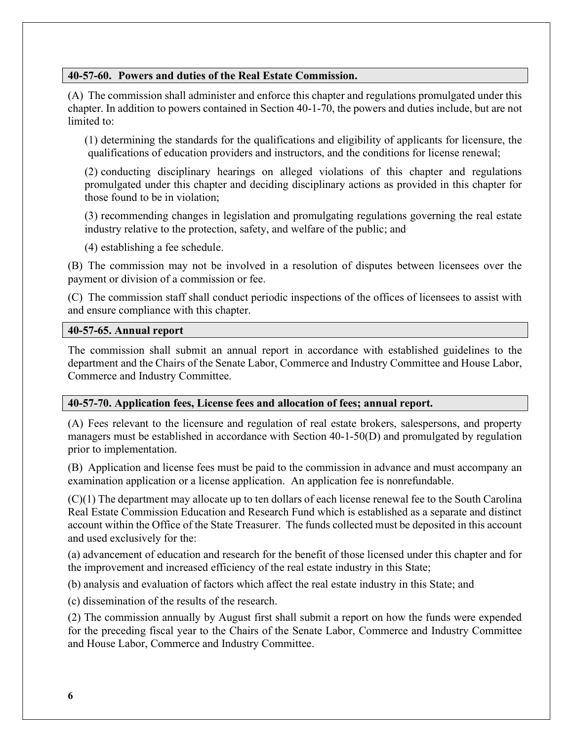### 40-57-60. Powers and duties of the Real Estate Commission.

(A) The commission shall administer and enforce this chapter and regulations promulgated under this chapter. In addition to powers contained in Section 40-1-70, the powers and duties include, but are not limited to:

(1) determining the standards for the qualifications and eligibility of applicants for licensure, the qualifications of education providers and instructors, and the conditions for license renewal;

(2) conducting disciplinary hearings on alleged violations of this chapter and regulations promulgated under this chapter and deciding disciplinary actions as provided in this chapter for those found to be in violation;

(3) recommending changes in legislation and promulgating regulations governing the real estate industry relative to the protection, safety, and welfare of the public; and

(4) establishing a fee schedule.

(B) The commission may not be involved in a resolution of disputes between licensees over the payment or division of a commission or fee.

(C) The commission staff shall conduct periodic inspections of the offices of licensees to assist with and ensure compliance with this chapter.

### 40-57-65. Annual report

The commission shall submit an annual report in accordance with established guidelines to the department and the Chairs of the Senate Labor, Commerce and Industry Committee and House Labor, Commerce and Industry Committee.

### 40-57-70. Application fees, License fees and allocation of fees; annual report.

(A) Fees relevant to the licensure and regulation of real estate brokers, salespersons, and property managers must be established in accordance with Section 40-1-50(D) and promulgated by regulation prior to implementation.

(B) Application and license fees must be paid to the commission in advance and must accompany an examination application or a license application. An application fee is nonrefundable.

(C)(1) The department may allocate up to ten dollars of each license renewal fee to the South Carolina Real Estate Commission Education and Research Fund which is established as a separate and distinct account within the Office of the State Treasurer. The funds collected must be deposited in this account and used exclusively for the:

(a) advancement of education and research for the benefit of those licensed under this chapter and for the improvement and increased efficiency of the real estate industry in this State;

(b) analysis and evaluation of factors which affect the real estate industry in this State; and

(c) dissemination of the results of the research.

(2) The commission annually by August first shall submit a report on how the funds were expended for the preceding fiscal year to the Chairs of the Senate Labor, Commerce and Industry Committee and House Labor, Commerce and Industry Committee.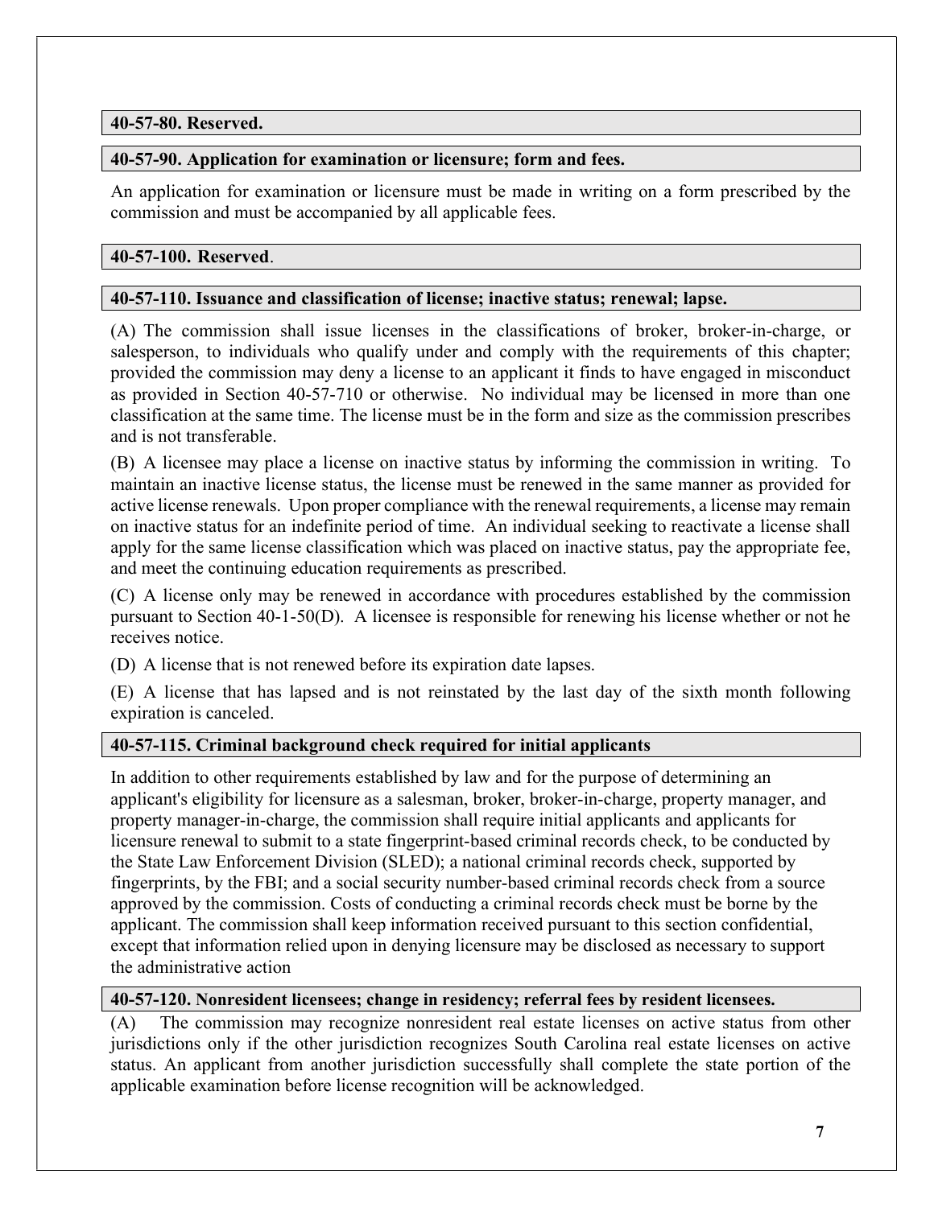**40-57-80. Reserved.**

**40-57-90. Application for examination or licensure; form and fees.**

An application for examination or licensure must be made in writing on a form prescribed by the commission and must be accompanied by all applicable fees.

**40-57-100. Reserved**.

**40-57-110. Issuance and classification of license; inactive status; renewal; lapse.**

(A) The commission shall issue licenses in the classifications of broker, broker-in-charge, or salesperson, to individuals who qualify under and comply with the requirements of this chapter; provided the commission may deny a license to an applicant it finds to have engaged in misconduct as provided in Section 40-57-710 or otherwise. No individual may be licensed in more than one classification at the same time. The license must be in the form and size as the commission prescribes and is not transferable.

(B) A licensee may place a license on inactive status by informing the commission in writing. To maintain an inactive license status, the license must be renewed in the same manner as provided for active license renewals. Upon proper compliance with the renewal requirements, a license may remain on inactive status for an indefinite period of time. An individual seeking to reactivate a license shall apply for the same license classification which was placed on inactive status, pay the appropriate fee, and meet the continuing education requirements as prescribed.

(C) A license only may be renewed in accordance with procedures established by the commission pursuant to Section 40-1-50(D). A licensee is responsible for renewing his license whether or not he receives notice.

(D) A license that is not renewed before its expiration date lapses.

(E) A license that has lapsed and is not reinstated by the last day of the sixth month following expiration is canceled.

**40-57-115. Criminal background check required for initial applicants**

In addition to other requirements established by law and for the purpose of determining an applicant's eligibility for licensure as a salesman, broker, broker-in-charge, property manager, and property manager-in-charge, the commission shall require initial applicants and applicants for licensure renewal to submit to a state fingerprint-based criminal records check, to be conducted by the State Law Enforcement Division (SLED); a national criminal records check, supported by fingerprints, by the FBI; and a social security number-based criminal records check from a source approved by the commission. Costs of conducting a criminal records check must be borne by the applicant. The commission shall keep information received pursuant to this section confidential, except that information relied upon in denying licensure may be disclosed as necessary to support the administrative action

**40-57-120. Nonresident licensees; change in residency; referral fees by resident licensees.**

(A) The commission may recognize nonresident real estate licenses on active status from other jurisdictions only if the other jurisdiction recognizes South Carolina real estate licenses on active status. An applicant from another jurisdiction successfully shall complete the state portion of the applicable examination before license recognition will be acknowledged.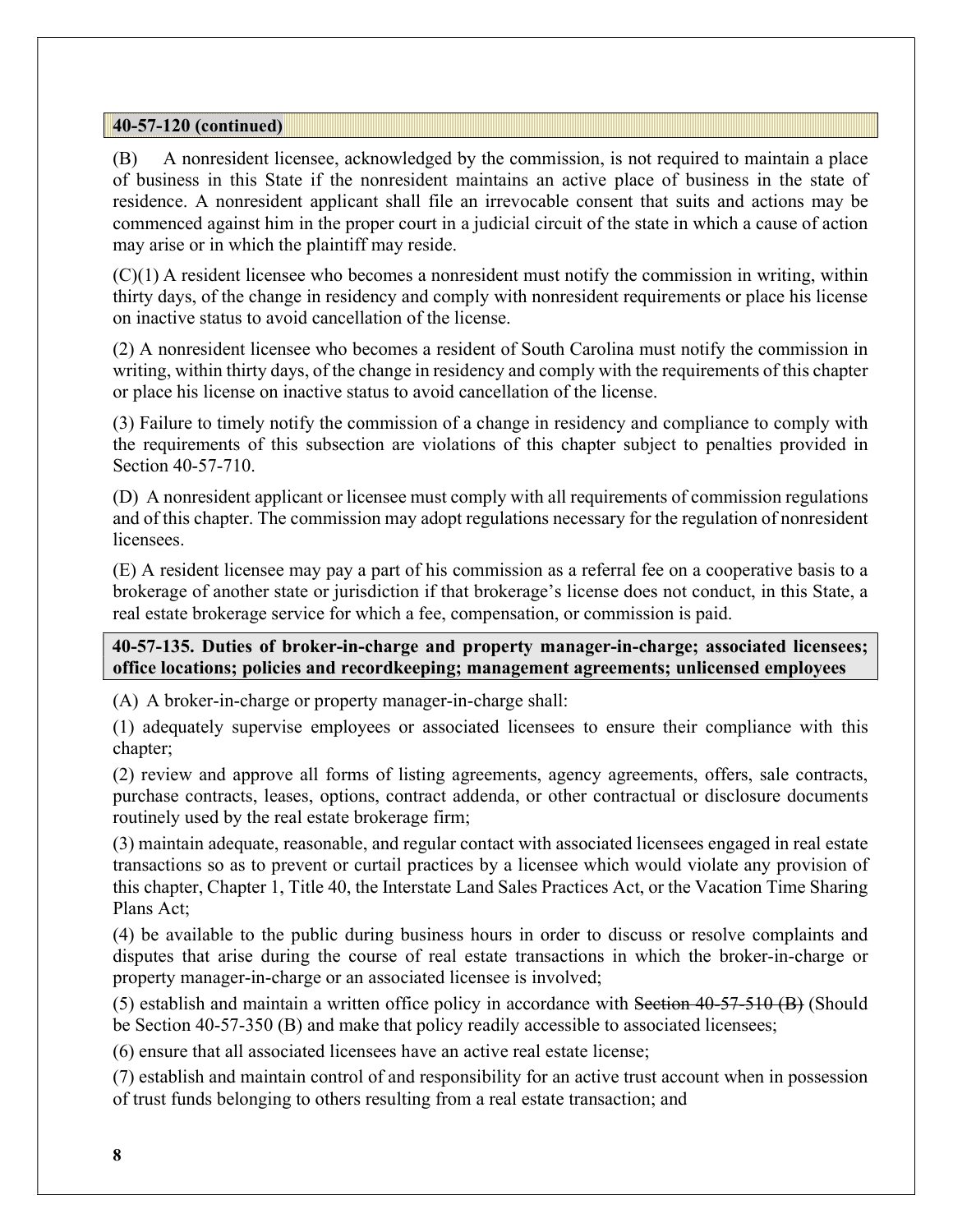**40-57-120 (continued)**

(B) A nonresident licensee, acknowledged by the commission, is not required to maintain a place of business in this State if the nonresident maintains an active place of business in the state of residence. A nonresident applicant shall file an irrevocable consent that suits and actions may be commenced against him in the proper court in a judicial circuit of the state in which a cause of action may arise or in which the plaintiff may reside.

(C)(1) A resident licensee who becomes a nonresident must notify the commission in writing, within thirty days, of the change in residency and comply with nonresident requirements or place his license on inactive status to avoid cancellation of the license.

(2) A nonresident licensee who becomes a resident of South Carolina must notify the commission in writing, within thirty days, of the change in residency and comply with the requirements of this chapter or place his license on inactive status to avoid cancellation of the license.

(3) Failure to timely notify the commission of a change in residency and compliance to comply with the requirements of this subsection are violations of this chapter subject to penalties provided in Section 40-57-710.

(D) A nonresident applicant or licensee must comply with all requirements of commission regulations and of this chapter. The commission may adopt regulations necessary for the regulation of nonresident licensees.

(E) A resident licensee may pay a part of his commission as a referral fee on a cooperative basis to a brokerage of another state or jurisdiction if that brokerage's license does not conduct, in this State, a real estate brokerage service for which a fee, compensation, or commission is paid.

**40-57-135. Duties of broker-in-charge and property manager-in-charge; associated licensees; office locations; policies and recordkeeping; management agreements; unlicensed employees**

(A) A broker-in-charge or property manager-in-charge shall:

(1) adequately supervise employees or associated licensees to ensure their compliance with this chapter;

(2) review and approve all forms of listing agreements, agency agreements, offers, sale contracts, purchase contracts, leases, options, contract addenda, or other contractual or disclosure documents routinely used by the real estate brokerage firm;

(3) maintain adequate, reasonable, and regular contact with associated licensees engaged in real estate transactions so as to prevent or curtail practices by a licensee which would violate any provision of this chapter, Chapter 1, Title 40, the Interstate Land Sales Practices Act, or the Vacation Time Sharing Plans Act;

(4) be available to the public during business hours in order to discuss or resolve complaints and disputes that arise during the course of real estate transactions in which the broker-in-charge or property manager-in-charge or an associated licensee is involved;

(5) establish and maintain a written office policy in accordance with ~~Section 40-57-510 (B)~~ (Should be Section 40-57-350 (B) and make that policy readily accessible to associated licensees;

(6) ensure that all associated licensees have an active real estate license;

(7) establish and maintain control of and responsibility for an active trust account when in possession of trust funds belonging to others resulting from a real estate transaction; and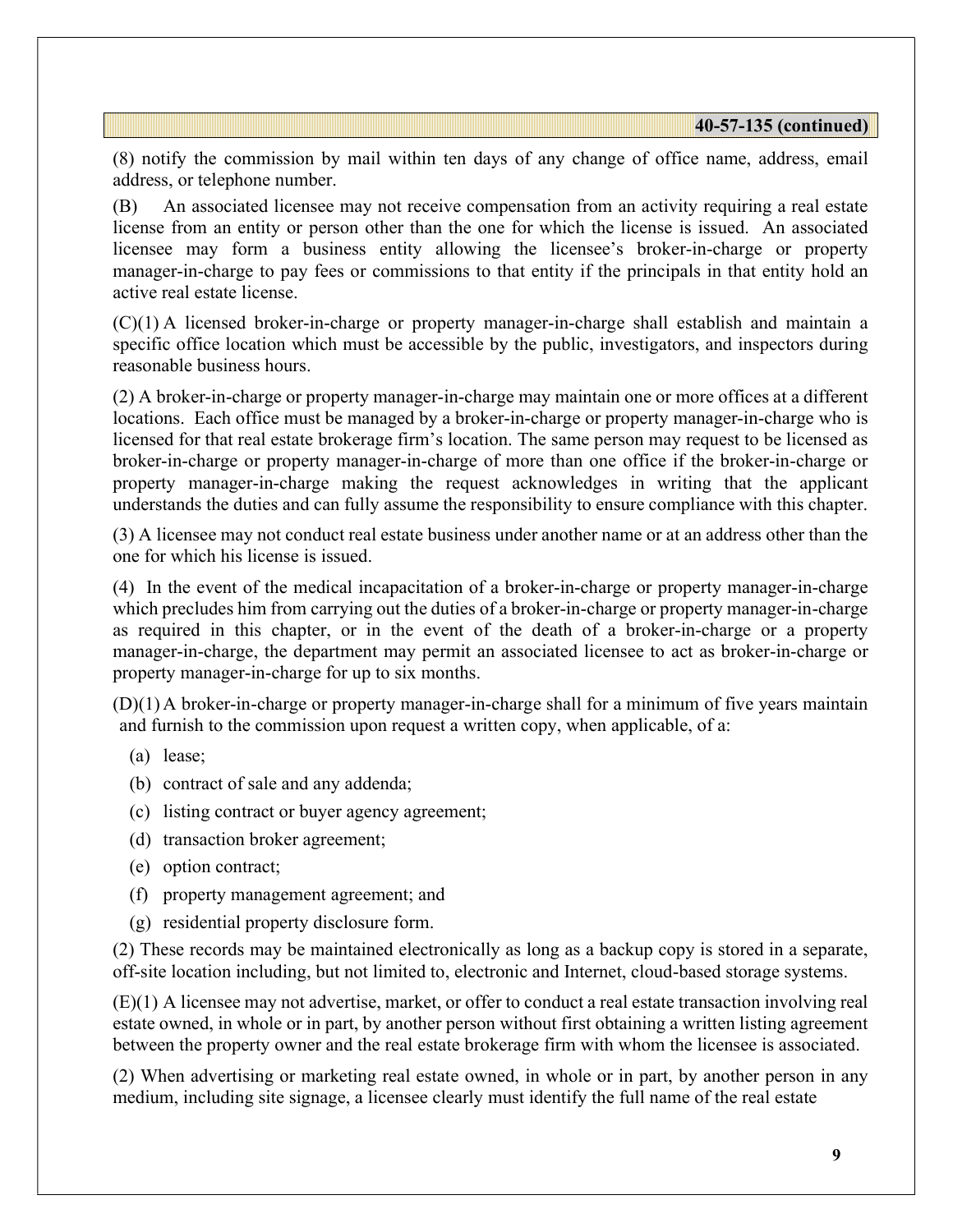**40-57-135 (continued)**

(8) notify the commission by mail within ten days of any change of office name, address, email address, or telephone number.

(B) An associated licensee may not receive compensation from an activity requiring a real estate license from an entity or person other than the one for which the license is issued. An associated licensee may form a business entity allowing the licensee's broker-in-charge or property manager-in-charge to pay fees or commissions to that entity if the principals in that entity hold an active real estate license.

(C)(1) A licensed broker-in-charge or property manager-in-charge shall establish and maintain a specific office location which must be accessible by the public, investigators, and inspectors during reasonable business hours.

(2) A broker-in-charge or property manager-in-charge may maintain one or more offices at a different locations. Each office must be managed by a broker-in-charge or property manager-in-charge who is licensed for that real estate brokerage firm's location. The same person may request to be licensed as broker-in-charge or property manager-in-charge of more than one office if the broker-in-charge or property manager-in-charge making the request acknowledges in writing that the applicant understands the duties and can fully assume the responsibility to ensure compliance with this chapter.

(3) A licensee may not conduct real estate business under another name or at an address other than the one for which his license is issued.

(4) In the event of the medical incapacitation of a broker-in-charge or property manager-in-charge which precludes him from carrying out the duties of a broker-in-charge or property manager-in-charge as required in this chapter, or in the event of the death of a broker-in-charge or a property manager-in-charge, the department may permit an associated licensee to act as broker-in-charge or property manager-in-charge for up to six months.

(D)(1) A broker-in-charge or property manager-in-charge shall for a minimum of five years maintain and furnish to the commission upon request a written copy, when applicable, of a:

- (a) lease;
- (b) contract of sale and any addenda;
- (c) listing contract or buyer agency agreement;
- (d) transaction broker agreement;
- (e) option contract;
- (f) property management agreement; and
- (g) residential property disclosure form.

(2) These records may be maintained electronically as long as a backup copy is stored in a separate, off-site location including, but not limited to, electronic and Internet, cloud-based storage systems.

(E)(1) A licensee may not advertise, market, or offer to conduct a real estate transaction involving real estate owned, in whole or in part, by another person without first obtaining a written listing agreement between the property owner and the real estate brokerage firm with whom the licensee is associated.

(2) When advertising or marketing real estate owned, in whole or in part, by another person in any medium, including site signage, a licensee clearly must identify the full name of the real estate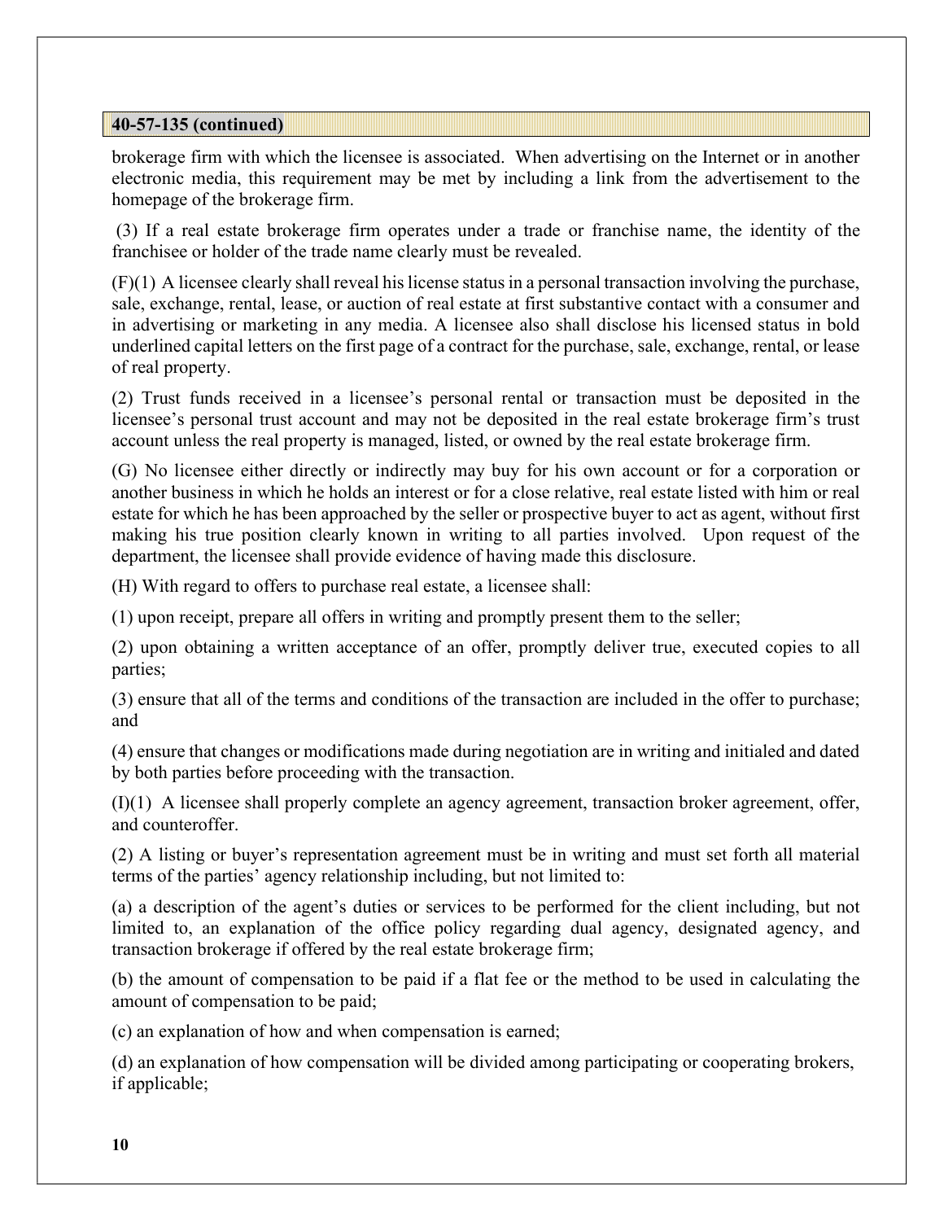**40-57-135 (continued)**

brokerage firm with which the licensee is associated. When advertising on the Internet or in another electronic media, this requirement may be met by including a link from the advertisement to the homepage of the brokerage firm.

(3) If a real estate brokerage firm operates under a trade or franchise name, the identity of the franchisee or holder of the trade name clearly must be revealed.

(F)(1) A licensee clearly shall reveal his license status in a personal transaction involving the purchase, sale, exchange, rental, lease, or auction of real estate at first substantive contact with a consumer and in advertising or marketing in any media. A licensee also shall disclose his licensed status in bold underlined capital letters on the first page of a contract for the purchase, sale, exchange, rental, or lease of real property.

(2) Trust funds received in a licensee's personal rental or transaction must be deposited in the licensee's personal trust account and may not be deposited in the real estate brokerage firm's trust account unless the real property is managed, listed, or owned by the real estate brokerage firm.

(G) No licensee either directly or indirectly may buy for his own account or for a corporation or another business in which he holds an interest or for a close relative, real estate listed with him or real estate for which he has been approached by the seller or prospective buyer to act as agent, without first making his true position clearly known in writing to all parties involved. Upon request of the department, the licensee shall provide evidence of having made this disclosure.

(H) With regard to offers to purchase real estate, a licensee shall:

(1) upon receipt, prepare all offers in writing and promptly present them to the seller;

(2) upon obtaining a written acceptance of an offer, promptly deliver true, executed copies to all parties;

(3) ensure that all of the terms and conditions of the transaction are included in the offer to purchase; and

(4) ensure that changes or modifications made during negotiation are in writing and initialed and dated by both parties before proceeding with the transaction.

(I)(1) A licensee shall properly complete an agency agreement, transaction broker agreement, offer, and counteroffer.

(2) A listing or buyer's representation agreement must be in writing and must set forth all material terms of the parties' agency relationship including, but not limited to:

(a) a description of the agent's duties or services to be performed for the client including, but not limited to, an explanation of the office policy regarding dual agency, designated agency, and transaction brokerage if offered by the real estate brokerage firm;

(b) the amount of compensation to be paid if a flat fee or the method to be used in calculating the amount of compensation to be paid;

(c) an explanation of how and when compensation is earned;

(d) an explanation of how compensation will be divided among participating or cooperating brokers, if applicable;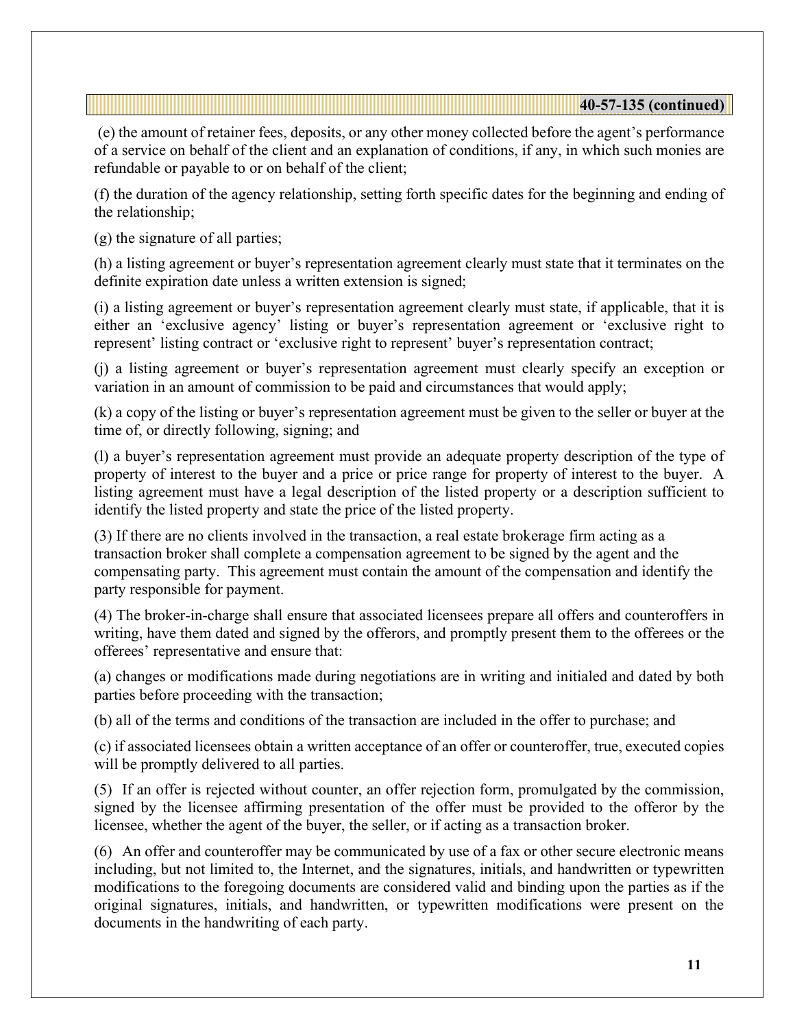**40-57-135 (continued)**

(e) the amount of retainer fees, deposits, or any other money collected before the agent's performance of a service on behalf of the client and an explanation of conditions, if any, in which such monies are refundable or payable to or on behalf of the client;

(f) the duration of the agency relationship, setting forth specific dates for the beginning and ending of the relationship;

(g) the signature of all parties;

(h) a listing agreement or buyer's representation agreement clearly must state that it terminates on the definite expiration date unless a written extension is signed;

(i) a listing agreement or buyer's representation agreement clearly must state, if applicable, that it is either an 'exclusive agency' listing or buyer's representation agreement or 'exclusive right to represent' listing contract or 'exclusive right to represent' buyer's representation contract;

(j) a listing agreement or buyer's representation agreement must clearly specify an exception or variation in an amount of commission to be paid and circumstances that would apply;

(k) a copy of the listing or buyer's representation agreement must be given to the seller or buyer at the time of, or directly following, signing; and

(l) a buyer's representation agreement must provide an adequate property description of the type of property of interest to the buyer and a price or price range for property of interest to the buyer. A listing agreement must have a legal description of the listed property or a description sufficient to identify the listed property and state the price of the listed property.

(3) If there are no clients involved in the transaction, a real estate brokerage firm acting as a transaction broker shall complete a compensation agreement to be signed by the agent and the compensating party. This agreement must contain the amount of the compensation and identify the party responsible for payment.

(4) The broker-in-charge shall ensure that associated licensees prepare all offers and counteroffers in writing, have them dated and signed by the offerors, and promptly present them to the offerees or the offerees' representative and ensure that:

(a) changes or modifications made during negotiations are in writing and initialed and dated by both parties before proceeding with the transaction;

(b) all of the terms and conditions of the transaction are included in the offer to purchase; and

(c) if associated licensees obtain a written acceptance of an offer or counteroffer, true, executed copies will be promptly delivered to all parties.

(5) If an offer is rejected without counter, an offer rejection form, promulgated by the commission, signed by the licensee affirming presentation of the offer must be provided to the offeror by the licensee, whether the agent of the buyer, the seller, or if acting as a transaction broker.

(6) An offer and counteroffer may be communicated by use of a fax or other secure electronic means including, but not limited to, the Internet, and the signatures, initials, and handwritten or typewritten modifications to the foregoing documents are considered valid and binding upon the parties as if the original signatures, initials, and handwritten, or typewritten modifications were present on the documents in the handwriting of each party.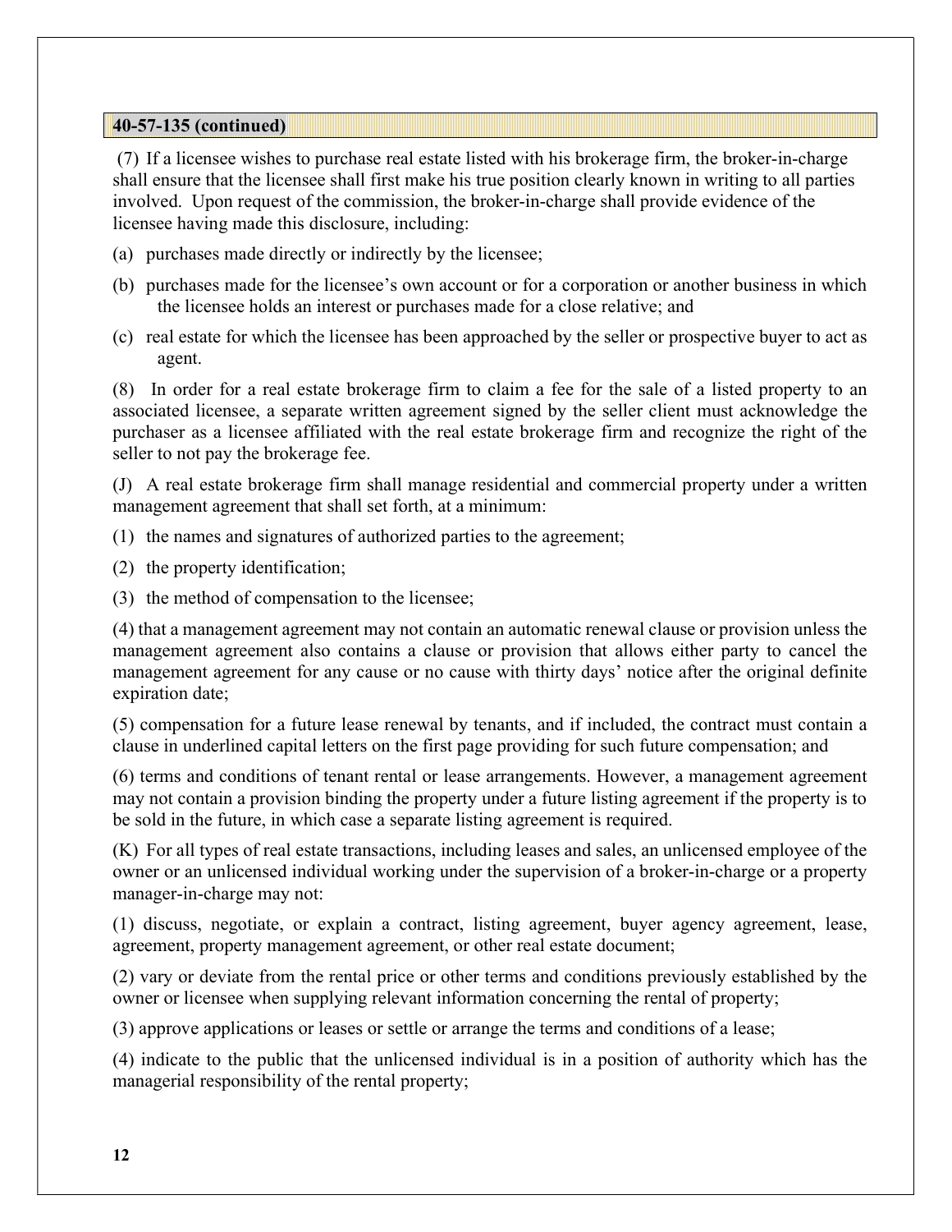**40-57-135 (continued)**

(7) If a licensee wishes to purchase real estate listed with his brokerage firm, the broker-in-charge shall ensure that the licensee shall first make his true position clearly known in writing to all parties involved. Upon request of the commission, the broker-in-charge shall provide evidence of the licensee having made this disclosure, including:

(a) purchases made directly or indirectly by the licensee;

(b) purchases made for the licensee's own account or for a corporation or another business in which the licensee holds an interest or purchases made for a close relative; and

(c) real estate for which the licensee has been approached by the seller or prospective buyer to act as agent.

(8) In order for a real estate brokerage firm to claim a fee for the sale of a listed property to an associated licensee, a separate written agreement signed by the seller client must acknowledge the purchaser as a licensee affiliated with the real estate brokerage firm and recognize the right of the seller to not pay the brokerage fee.

(J) A real estate brokerage firm shall manage residential and commercial property under a written management agreement that shall set forth, at a minimum:

(1) the names and signatures of authorized parties to the agreement;

(2) the property identification;

(3) the method of compensation to the licensee;

(4) that a management agreement may not contain an automatic renewal clause or provision unless the management agreement also contains a clause or provision that allows either party to cancel the management agreement for any cause or no cause with thirty days' notice after the original definite expiration date;

(5) compensation for a future lease renewal by tenants, and if included, the contract must contain a clause in underlined capital letters on the first page providing for such future compensation; and

(6) terms and conditions of tenant rental or lease arrangements. However, a management agreement may not contain a provision binding the property under a future listing agreement if the property is to be sold in the future, in which case a separate listing agreement is required.

(K) For all types of real estate transactions, including leases and sales, an unlicensed employee of the owner or an unlicensed individual working under the supervision of a broker-in-charge or a property manager-in-charge may not:

(1) discuss, negotiate, or explain a contract, listing agreement, buyer agency agreement, lease, agreement, property management agreement, or other real estate document;

(2) vary or deviate from the rental price or other terms and conditions previously established by the owner or licensee when supplying relevant information concerning the rental of property;

(3) approve applications or leases or settle or arrange the terms and conditions of a lease;

(4) indicate to the public that the unlicensed individual is in a position of authority which has the managerial responsibility of the rental property;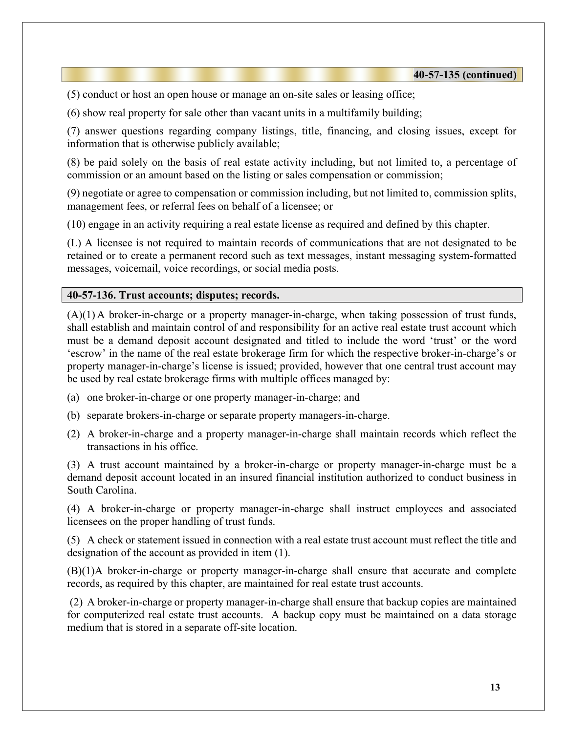**40-57-135 (continued)**

(5) conduct or host an open house or manage an on-site sales or leasing office;

(6) show real property for sale other than vacant units in a multifamily building;

(7) answer questions regarding company listings, title, financing, and closing issues, except for information that is otherwise publicly available;

(8) be paid solely on the basis of real estate activity including, but not limited to, a percentage of commission or an amount based on the listing or sales compensation or commission;

(9) negotiate or agree to compensation or commission including, but not limited to, commission splits, management fees, or referral fees on behalf of a licensee; or

(10) engage in an activity requiring a real estate license as required and defined by this chapter.

(L) A licensee is not required to maintain records of communications that are not designated to be retained or to create a permanent record such as text messages, instant messaging system-formatted messages, voicemail, voice recordings, or social media posts.

## 40-57-136. Trust accounts; disputes; records.

(A)(1) A broker-in-charge or a property manager-in-charge, when taking possession of trust funds, shall establish and maintain control of and responsibility for an active real estate trust account which must be a demand deposit account designated and titled to include the word 'trust' or the word 'escrow' in the name of the real estate brokerage firm for which the respective broker-in-charge's or property manager-in-charge's license is issued; provided, however that one central trust account may be used by real estate brokerage firms with multiple offices managed by:

(a) one broker-in-charge or one property manager-in-charge; and

(b) separate brokers-in-charge or separate property managers-in-charge.

(2) A broker-in-charge and a property manager-in-charge shall maintain records which reflect the transactions in his office.

(3) A trust account maintained by a broker-in-charge or property manager-in-charge must be a demand deposit account located in an insured financial institution authorized to conduct business in South Carolina.

(4) A broker-in-charge or property manager-in-charge shall instruct employees and associated licensees on the proper handling of trust funds.

(5) A check or statement issued in connection with a real estate trust account must reflect the title and designation of the account as provided in item (1).

(B)(1) A broker-in-charge or property manager-in-charge shall ensure that accurate and complete records, as required by this chapter, are maintained for real estate trust accounts.

(2) A broker-in-charge or property manager-in-charge shall ensure that backup copies are maintained for computerized real estate trust accounts. A backup copy must be maintained on a data storage medium that is stored in a separate off-site location.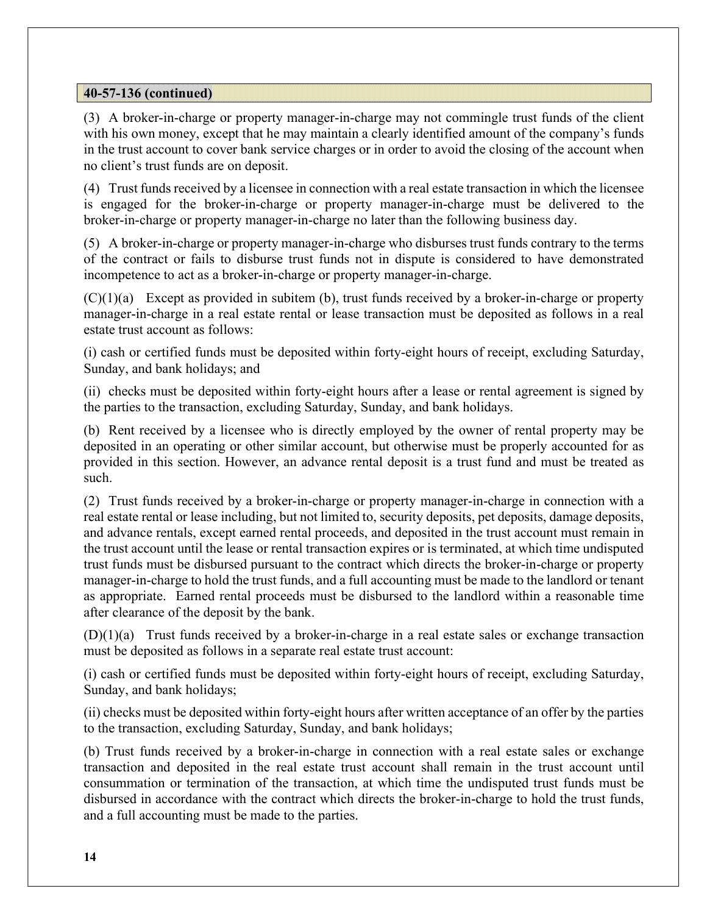**40-57-136 (continued)**

(3) A broker-in-charge or property manager-in-charge may not commingle trust funds of the client with his own money, except that he may maintain a clearly identified amount of the company's funds in the trust account to cover bank service charges or in order to avoid the closing of the account when no client's trust funds are on deposit.

(4) Trust funds received by a licensee in connection with a real estate transaction in which the licensee is engaged for the broker-in-charge or property manager-in-charge must be delivered to the broker-in-charge or property manager-in-charge no later than the following business day.

(5) A broker-in-charge or property manager-in-charge who disburses trust funds contrary to the terms of the contract or fails to disburse trust funds not in dispute is considered to have demonstrated incompetence to act as a broker-in-charge or property manager-in-charge.

(C)(1)(a) Except as provided in subitem (b), trust funds received by a broker-in-charge or property manager-in-charge in a real estate rental or lease transaction must be deposited as follows in a real estate trust account as follows:

(i) cash or certified funds must be deposited within forty-eight hours of receipt, excluding Saturday, Sunday, and bank holidays; and

(ii) checks must be deposited within forty-eight hours after a lease or rental agreement is signed by the parties to the transaction, excluding Saturday, Sunday, and bank holidays.

(b) Rent received by a licensee who is directly employed by the owner of rental property may be deposited in an operating or other similar account, but otherwise must be properly accounted for as provided in this section. However, an advance rental deposit is a trust fund and must be treated as such.

(2) Trust funds received by a broker-in-charge or property manager-in-charge in connection with a real estate rental or lease including, but not limited to, security deposits, pet deposits, damage deposits, and advance rentals, except earned rental proceeds, and deposited in the trust account must remain in the trust account until the lease or rental transaction expires or is terminated, at which time undisputed trust funds must be disbursed pursuant to the contract which directs the broker-in-charge or property manager-in-charge to hold the trust funds, and a full accounting must be made to the landlord or tenant as appropriate. Earned rental proceeds must be disbursed to the landlord within a reasonable time after clearance of the deposit by the bank.

(D)(1)(a) Trust funds received by a broker-in-charge in a real estate sales or exchange transaction must be deposited as follows in a separate real estate trust account:

(i) cash or certified funds must be deposited within forty-eight hours of receipt, excluding Saturday, Sunday, and bank holidays;

(ii) checks must be deposited within forty-eight hours after written acceptance of an offer by the parties to the transaction, excluding Saturday, Sunday, and bank holidays;

(b) Trust funds received by a broker-in-charge in connection with a real estate sales or exchange transaction and deposited in the real estate trust account shall remain in the trust account until consummation or termination of the transaction, at which time the undisputed trust funds must be disbursed in accordance with the contract which directs the broker-in-charge to hold the trust funds, and a full accounting must be made to the parties.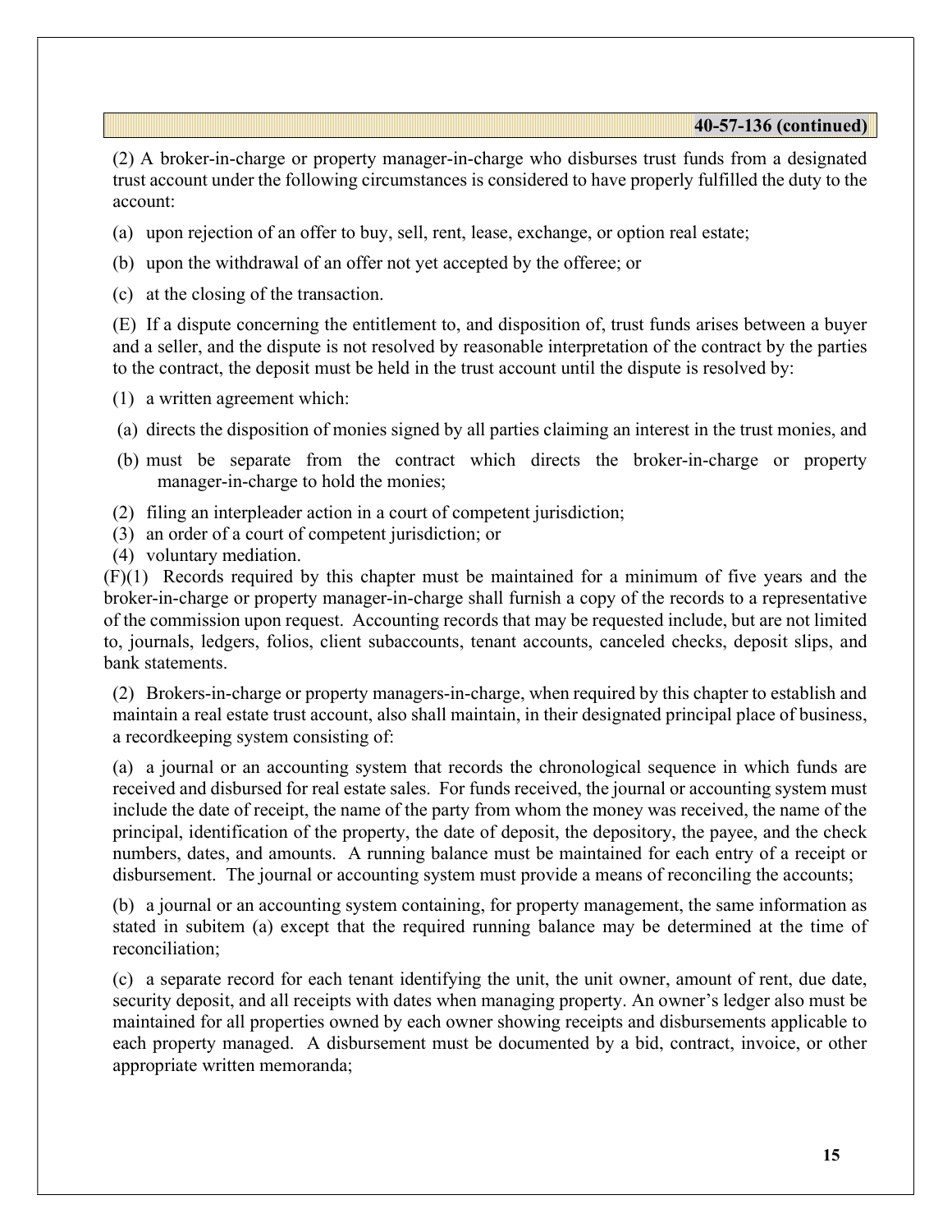**40-57-136 (continued)**

(2) A broker-in-charge or property manager-in-charge who disburses trust funds from a designated trust account under the following circumstances is considered to have properly fulfilled the duty to the account:

(a) upon rejection of an offer to buy, sell, rent, lease, exchange, or option real estate;

(b) upon the withdrawal of an offer not yet accepted by the offeree; or

(c) at the closing of the transaction.

(E) If a dispute concerning the entitlement to, and disposition of, trust funds arises between a buyer and a seller, and the dispute is not resolved by reasonable interpretation of the contract by the parties to the contract, the deposit must be held in the trust account until the dispute is resolved by:

(1) a written agreement which:

(a) directs the disposition of monies signed by all parties claiming an interest in the trust monies, and

(b) must be separate from the contract which directs the broker-in-charge or property manager-in-charge to hold the monies;

(2) filing an interpleader action in a court of competent jurisdiction;

(3) an order of a court of competent jurisdiction; or

(4) voluntary mediation.

(F)(1) Records required by this chapter must be maintained for a minimum of five years and the broker-in-charge or property manager-in-charge shall furnish a copy of the records to a representative of the commission upon request. Accounting records that may be requested include, but are not limited to, journals, ledgers, folios, client subaccounts, tenant accounts, canceled checks, deposit slips, and bank statements.

(2) Brokers-in-charge or property managers-in-charge, when required by this chapter to establish and maintain a real estate trust account, also shall maintain, in their designated principal place of business, a recordkeeping system consisting of:

(a) a journal or an accounting system that records the chronological sequence in which funds are received and disbursed for real estate sales. For funds received, the journal or accounting system must include the date of receipt, the name of the party from whom the money was received, the name of the principal, identification of the property, the date of deposit, the depository, the payee, and the check numbers, dates, and amounts. A running balance must be maintained for each entry of a receipt or disbursement. The journal or accounting system must provide a means of reconciling the accounts;

(b) a journal or an accounting system containing, for property management, the same information as stated in subitem (a) except that the required running balance may be determined at the time of reconciliation;

(c) a separate record for each tenant identifying the unit, the unit owner, amount of rent, due date, security deposit, and all receipts with dates when managing property. An owner's ledger also must be maintained for all properties owned by each owner showing receipts and disbursements applicable to each property managed. A disbursement must be documented by a bid, contract, invoice, or other appropriate written memoranda;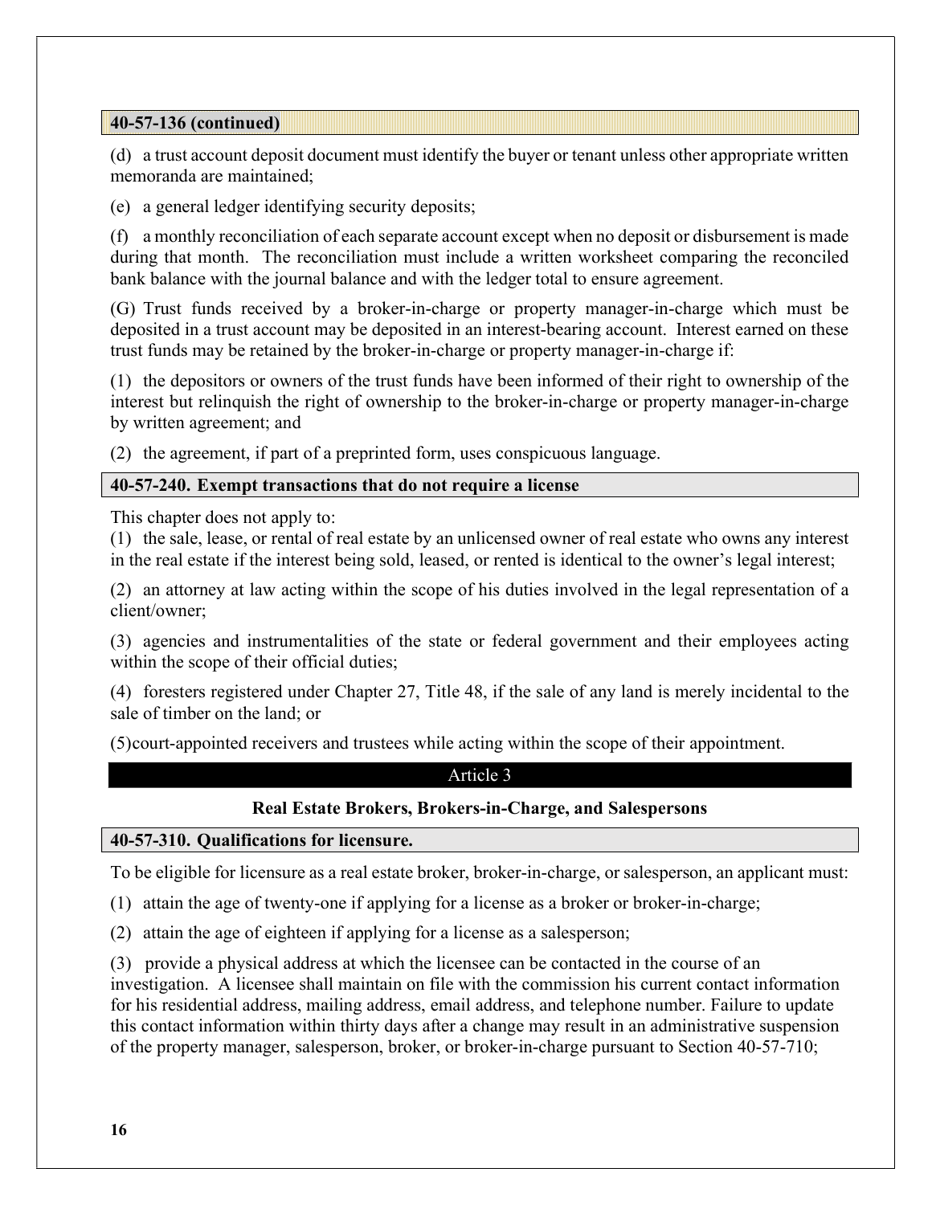**40-57-136 (continued)**

(d) a trust account deposit document must identify the buyer or tenant unless other appropriate written memoranda are maintained;

(e) a general ledger identifying security deposits;

(f) a monthly reconciliation of each separate account except when no deposit or disbursement is made during that month. The reconciliation must include a written worksheet comparing the reconciled bank balance with the journal balance and with the ledger total to ensure agreement.

(G) Trust funds received by a broker-in-charge or property manager-in-charge which must be deposited in a trust account may be deposited in an interest-bearing account. Interest earned on these trust funds may be retained by the broker-in-charge or property manager-in-charge if:

(1) the depositors or owners of the trust funds have been informed of their right to ownership of the interest but relinquish the right of ownership to the broker-in-charge or property manager-in-charge by written agreement; and

(2) the agreement, if part of a preprinted form, uses conspicuous language.

### 40-57-240. Exempt transactions that do not require a license

This chapter does not apply to:

(1) the sale, lease, or rental of real estate by an unlicensed owner of real estate who owns any interest in the real estate if the interest being sold, leased, or rented is identical to the owner's legal interest;

(2) an attorney at law acting within the scope of his duties involved in the legal representation of a client/owner;

(3) agencies and instrumentalities of the state or federal government and their employees acting within the scope of their official duties;

(4) foresters registered under Chapter 27, Title 48, if the sale of any land is merely incidental to the sale of timber on the land; or

(5)court-appointed receivers and trustees while acting within the scope of their appointment.

## Article 3

## Real Estate Brokers, Brokers-in-Charge, and Salespersons

### 40-57-310. Qualifications for licensure.

To be eligible for licensure as a real estate broker, broker-in-charge, or salesperson, an applicant must:

(1) attain the age of twenty-one if applying for a license as a broker or broker-in-charge;

(2) attain the age of eighteen if applying for a license as a salesperson;

(3) provide a physical address at which the licensee can be contacted in the course of an investigation. A licensee shall maintain on file with the commission his current contact information for his residential address, mailing address, email address, and telephone number. Failure to update this contact information within thirty days after a change may result in an administrative suspension of the property manager, salesperson, broker, or broker-in-charge pursuant to Section 40-57-710;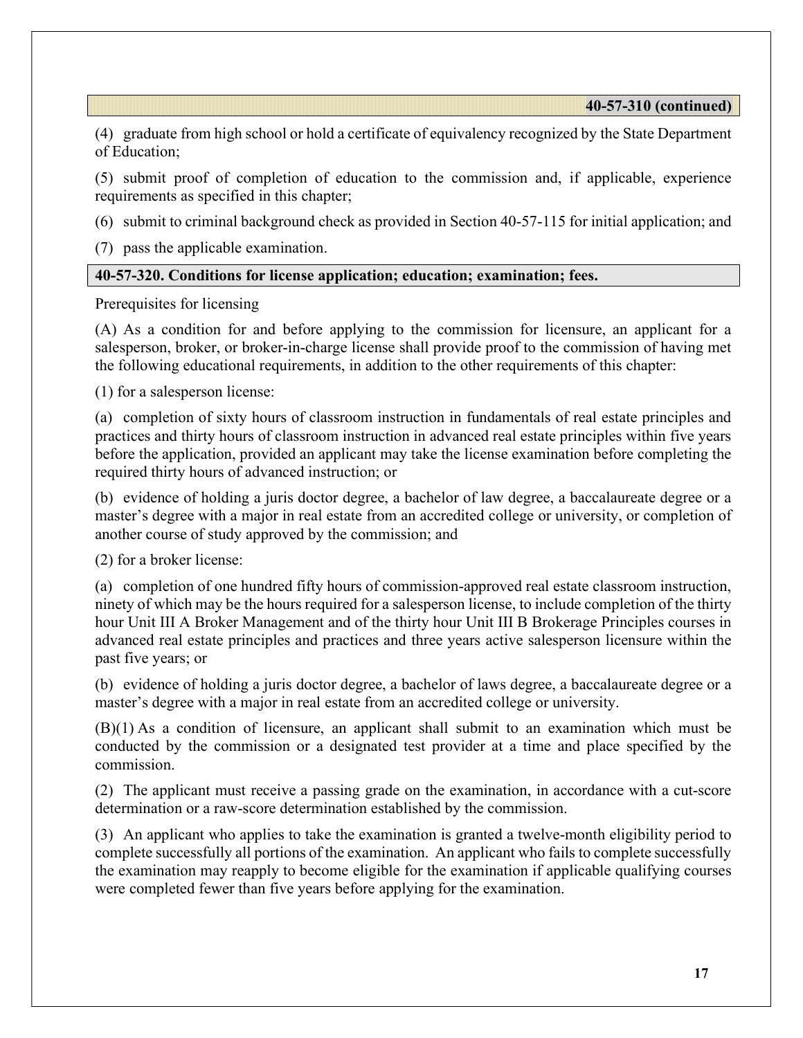**40-57-310 (continued)**

(4) graduate from high school or hold a certificate of equivalency recognized by the State Department of Education;

(5) submit proof of completion of education to the commission and, if applicable, experience requirements as specified in this chapter;

(6) submit to criminal background check as provided in Section 40-57-115 for initial application; and

(7) pass the applicable examination.

## 40-57-320. Conditions for license application; education; examination; fees.

Prerequisites for licensing

(A) As a condition for and before applying to the commission for licensure, an applicant for a salesperson, broker, or broker-in-charge license shall provide proof to the commission of having met the following educational requirements, in addition to the other requirements of this chapter:

(1) for a salesperson license:

(a) completion of sixty hours of classroom instruction in fundamentals of real estate principles and practices and thirty hours of classroom instruction in advanced real estate principles within five years before the application, provided an applicant may take the license examination before completing the required thirty hours of advanced instruction; or

(b) evidence of holding a juris doctor degree, a bachelor of law degree, a baccalaureate degree or a master's degree with a major in real estate from an accredited college or university, or completion of another course of study approved by the commission; and

(2) for a broker license:

(a) completion of one hundred fifty hours of commission-approved real estate classroom instruction, ninety of which may be the hours required for a salesperson license, to include completion of the thirty hour Unit III A Broker Management and of the thirty hour Unit III B Brokerage Principles courses in advanced real estate principles and practices and three years active salesperson licensure within the past five years; or

(b) evidence of holding a juris doctor degree, a bachelor of laws degree, a baccalaureate degree or a master's degree with a major in real estate from an accredited college or university.

(B)(1) As a condition of licensure, an applicant shall submit to an examination which must be conducted by the commission or a designated test provider at a time and place specified by the commission.

(2) The applicant must receive a passing grade on the examination, in accordance with a cut-score determination or a raw-score determination established by the commission.

(3) An applicant who applies to take the examination is granted a twelve-month eligibility period to complete successfully all portions of the examination. An applicant who fails to complete successfully the examination may reapply to become eligible for the examination if applicable qualifying courses were completed fewer than five years before applying for the examination.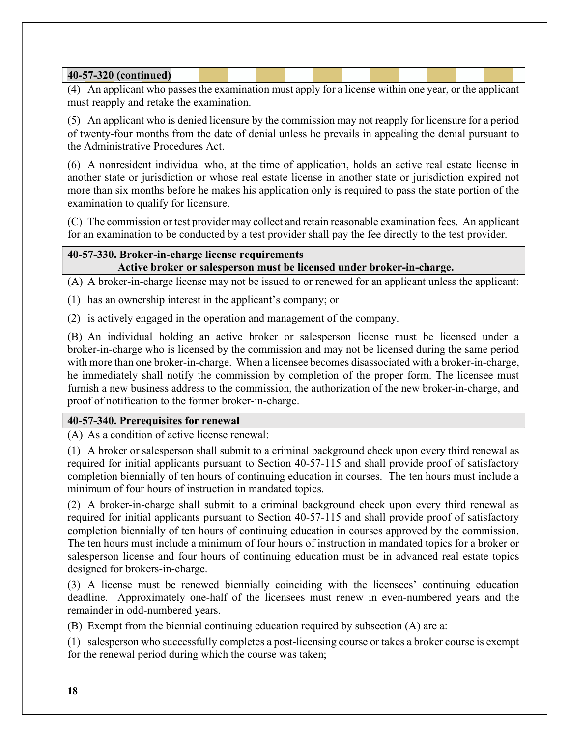**40-57-320 (continued)**

(4) An applicant who passes the examination must apply for a license within one year, or the applicant must reapply and retake the examination.

(5) An applicant who is denied licensure by the commission may not reapply for licensure for a period of twenty-four months from the date of denial unless he prevails in appealing the denial pursuant to the Administrative Procedures Act.

(6) A nonresident individual who, at the time of application, holds an active real estate license in another state or jurisdiction or whose real estate license in another state or jurisdiction expired not more than six months before he makes his application only is required to pass the state portion of the examination to qualify for licensure.

(C) The commission or test provider may collect and retain reasonable examination fees. An applicant for an examination to be conducted by a test provider shall pay the fee directly to the test provider.

**40-57-330. Broker-in-charge license requirements**
**Active broker or salesperson must be licensed under broker-in-charge.**

(A) A broker-in-charge license may not be issued to or renewed for an applicant unless the applicant:

(1) has an ownership interest in the applicant's company; or

(2) is actively engaged in the operation and management of the company.

(B) An individual holding an active broker or salesperson license must be licensed under a broker-in-charge who is licensed by the commission and may not be licensed during the same period with more than one broker-in-charge. When a licensee becomes disassociated with a broker-in-charge, he immediately shall notify the commission by completion of the proper form. The licensee must furnish a new business address to the commission, the authorization of the new broker-in-charge, and proof of notification to the former broker-in-charge.

**40-57-340. Prerequisites for renewal**

(A) As a condition of active license renewal:

(1) A broker or salesperson shall submit to a criminal background check upon every third renewal as required for initial applicants pursuant to Section 40-57-115 and shall provide proof of satisfactory completion biennially of ten hours of continuing education in courses. The ten hours must include a minimum of four hours of instruction in mandated topics.

(2) A broker-in-charge shall submit to a criminal background check upon every third renewal as required for initial applicants pursuant to Section 40-57-115 and shall provide proof of satisfactory completion biennially of ten hours of continuing education in courses approved by the commission. The ten hours must include a minimum of four hours of instruction in mandated topics for a broker or salesperson license and four hours of continuing education must be in advanced real estate topics designed for brokers-in-charge.

(3) A license must be renewed biennially coinciding with the licensees' continuing education deadline. Approximately one-half of the licensees must renew in even-numbered years and the remainder in odd-numbered years.

(B) Exempt from the biennial continuing education required by subsection (A) are a:

(1) salesperson who successfully completes a post-licensing course or takes a broker course is exempt for the renewal period during which the course was taken;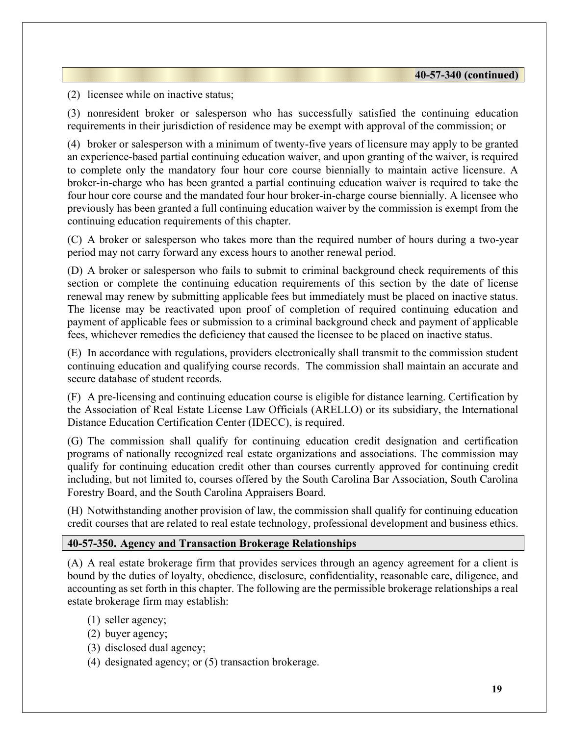**40-57-340 (continued)**

(2) licensee while on inactive status;

(3) nonresident broker or salesperson who has successfully satisfied the continuing education requirements in their jurisdiction of residence may be exempt with approval of the commission; or

(4) broker or salesperson with a minimum of twenty-five years of licensure may apply to be granted an experience-based partial continuing education waiver, and upon granting of the waiver, is required to complete only the mandatory four hour core course biennially to maintain active licensure. A broker-in-charge who has been granted a partial continuing education waiver is required to take the four hour core course and the mandated four hour broker-in-charge course biennially. A licensee who previously has been granted a full continuing education waiver by the commission is exempt from the continuing education requirements of this chapter.

(C) A broker or salesperson who takes more than the required number of hours during a two-year period may not carry forward any excess hours to another renewal period.

(D) A broker or salesperson who fails to submit to criminal background check requirements of this section or complete the continuing education requirements of this section by the date of license renewal may renew by submitting applicable fees but immediately must be placed on inactive status. The license may be reactivated upon proof of completion of required continuing education and payment of applicable fees or submission to a criminal background check and payment of applicable fees, whichever remedies the deficiency that caused the licensee to be placed on inactive status.

(E) In accordance with regulations, providers electronically shall transmit to the commission student continuing education and qualifying course records. The commission shall maintain an accurate and secure database of student records.

(F) A pre-licensing and continuing education course is eligible for distance learning. Certification by the Association of Real Estate License Law Officials (ARELLO) or its subsidiary, the International Distance Education Certification Center (IDECC), is required.

(G) The commission shall qualify for continuing education credit designation and certification programs of nationally recognized real estate organizations and associations. The commission may qualify for continuing education credit other than courses currently approved for continuing credit including, but not limited to, courses offered by the South Carolina Bar Association, South Carolina Forestry Board, and the South Carolina Appraisers Board.

(H) Notwithstanding another provision of law, the commission shall qualify for continuing education credit courses that are related to real estate technology, professional development and business ethics.

## 40-57-350. Agency and Transaction Brokerage Relationships

(A) A real estate brokerage firm that provides services through an agency agreement for a client is bound by the duties of loyalty, obedience, disclosure, confidentiality, reasonable care, diligence, and accounting as set forth in this chapter. The following are the permissible brokerage relationships a real estate brokerage firm may establish:

(1) seller agency;
(2) buyer agency;
(3) disclosed dual agency;
(4) designated agency; or (5) transaction brokerage.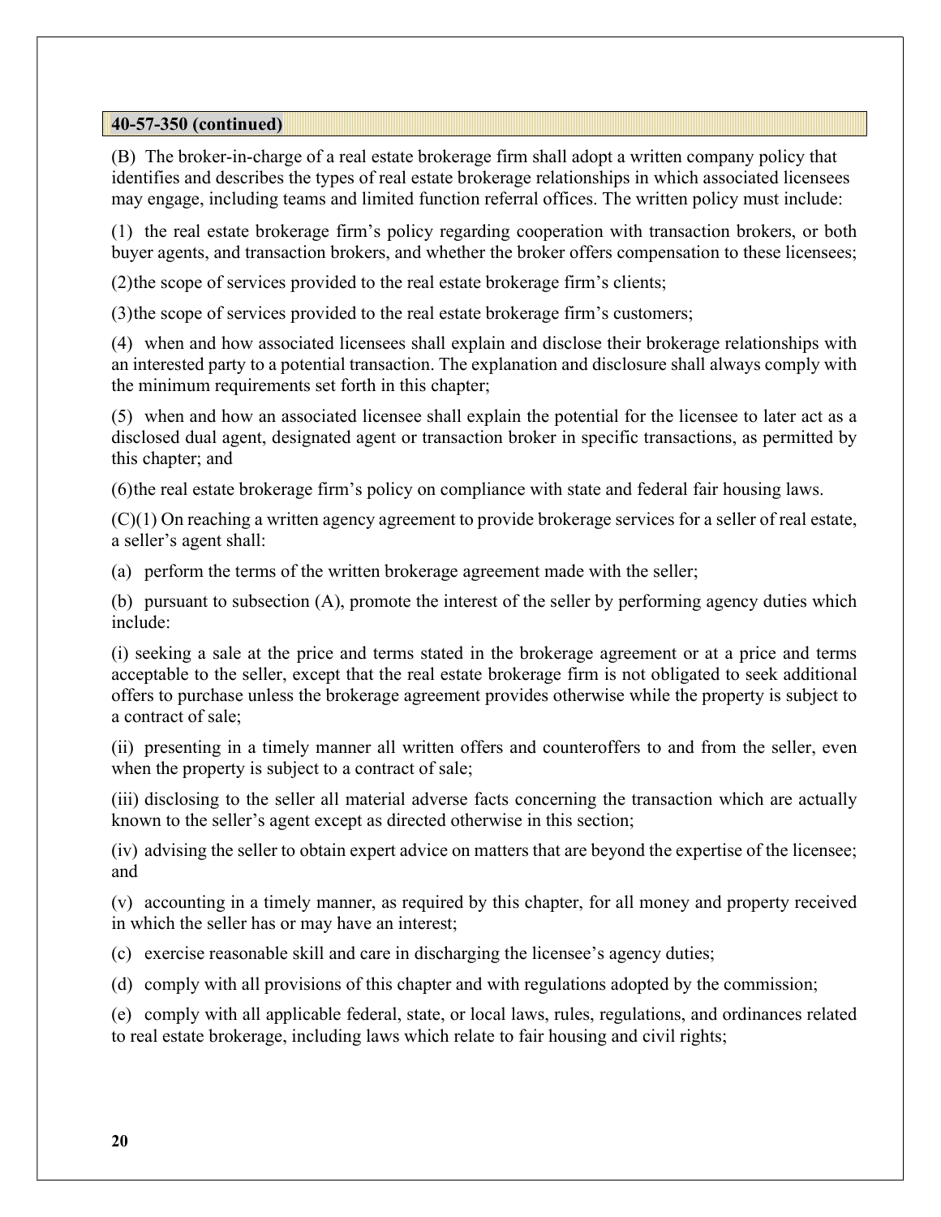**40-57-350 (continued)**

(B) The broker-in-charge of a real estate brokerage firm shall adopt a written company policy that identifies and describes the types of real estate brokerage relationships in which associated licensees may engage, including teams and limited function referral offices. The written policy must include:

(1) the real estate brokerage firm's policy regarding cooperation with transaction brokers, or both buyer agents, and transaction brokers, and whether the broker offers compensation to these licensees;

(2)the scope of services provided to the real estate brokerage firm's clients;

(3)the scope of services provided to the real estate brokerage firm's customers;

(4) when and how associated licensees shall explain and disclose their brokerage relationships with an interested party to a potential transaction. The explanation and disclosure shall always comply with the minimum requirements set forth in this chapter;

(5) when and how an associated licensee shall explain the potential for the licensee to later act as a disclosed dual agent, designated agent or transaction broker in specific transactions, as permitted by this chapter; and

(6)the real estate brokerage firm's policy on compliance with state and federal fair housing laws.

(C)(1) On reaching a written agency agreement to provide brokerage services for a seller of real estate, a seller's agent shall:

(a) perform the terms of the written brokerage agreement made with the seller;

(b) pursuant to subsection (A), promote the interest of the seller by performing agency duties which include:

(i) seeking a sale at the price and terms stated in the brokerage agreement or at a price and terms acceptable to the seller, except that the real estate brokerage firm is not obligated to seek additional offers to purchase unless the brokerage agreement provides otherwise while the property is subject to a contract of sale;

(ii) presenting in a timely manner all written offers and counteroffers to and from the seller, even when the property is subject to a contract of sale;

(iii) disclosing to the seller all material adverse facts concerning the transaction which are actually known to the seller's agent except as directed otherwise in this section;

(iv) advising the seller to obtain expert advice on matters that are beyond the expertise of the licensee; and

(v) accounting in a timely manner, as required by this chapter, for all money and property received in which the seller has or may have an interest;

(c) exercise reasonable skill and care in discharging the licensee's agency duties;

(d) comply with all provisions of this chapter and with regulations adopted by the commission;

(e) comply with all applicable federal, state, or local laws, rules, regulations, and ordinances related to real estate brokerage, including laws which relate to fair housing and civil rights;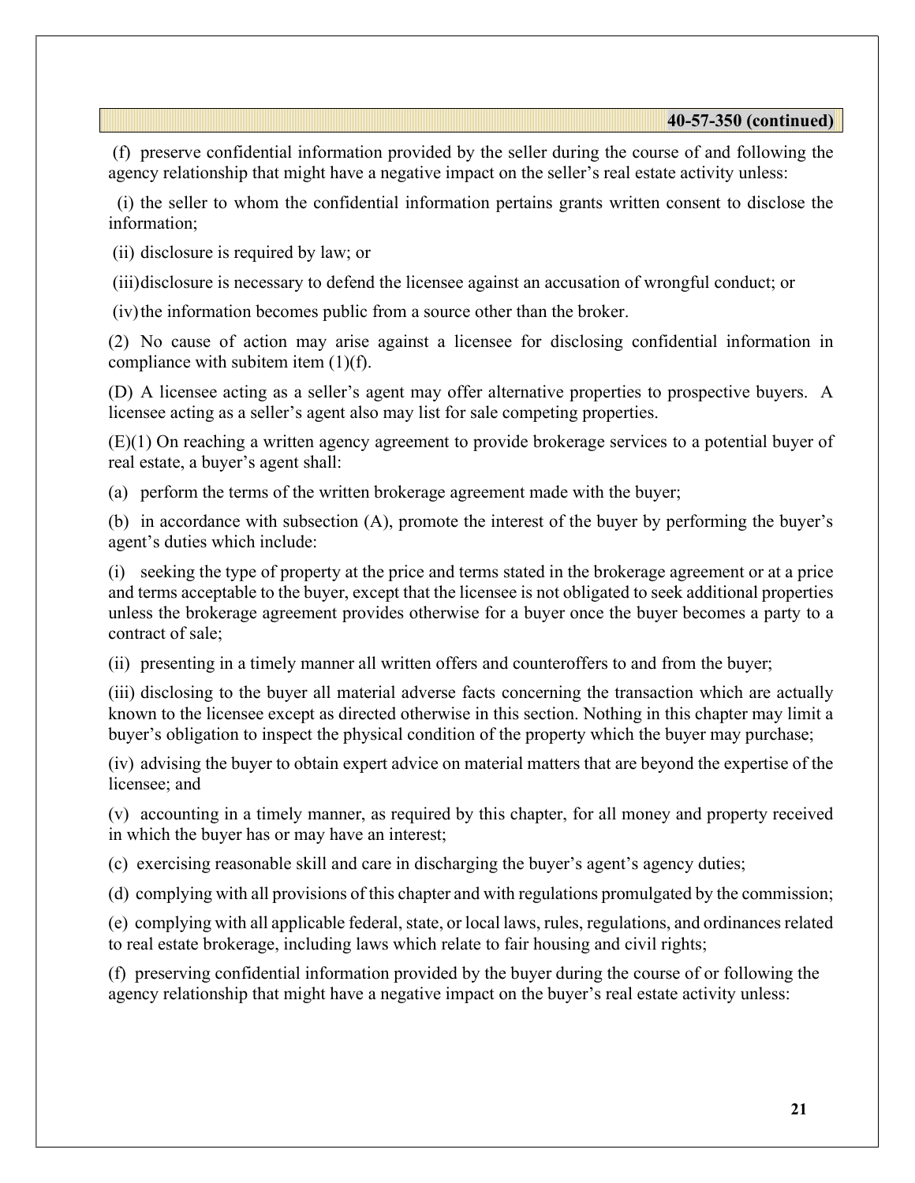**40-57-350 (continued)**

(f) preserve confidential information provided by the seller during the course of and following the agency relationship that might have a negative impact on the seller's real estate activity unless:

(i) the seller to whom the confidential information pertains grants written consent to disclose the information;

(ii) disclosure is required by law; or

(iii) disclosure is necessary to defend the licensee against an accusation of wrongful conduct; or

(iv) the information becomes public from a source other than the broker.

(2) No cause of action may arise against a licensee for disclosing confidential information in compliance with subitem item (1)(f).

(D) A licensee acting as a seller's agent may offer alternative properties to prospective buyers. A licensee acting as a seller's agent also may list for sale competing properties.

(E)(1) On reaching a written agency agreement to provide brokerage services to a potential buyer of real estate, a buyer's agent shall:

(a) perform the terms of the written brokerage agreement made with the buyer;

(b) in accordance with subsection (A), promote the interest of the buyer by performing the buyer's agent's duties which include:

(i) seeking the type of property at the price and terms stated in the brokerage agreement or at a price and terms acceptable to the buyer, except that the licensee is not obligated to seek additional properties unless the brokerage agreement provides otherwise for a buyer once the buyer becomes a party to a contract of sale;

(ii) presenting in a timely manner all written offers and counteroffers to and from the buyer;

(iii) disclosing to the buyer all material adverse facts concerning the transaction which are actually known to the licensee except as directed otherwise in this section. Nothing in this chapter may limit a buyer's obligation to inspect the physical condition of the property which the buyer may purchase;

(iv) advising the buyer to obtain expert advice on material matters that are beyond the expertise of the licensee; and

(v) accounting in a timely manner, as required by this chapter, for all money and property received in which the buyer has or may have an interest;

(c) exercising reasonable skill and care in discharging the buyer's agent's agency duties;

(d) complying with all provisions of this chapter and with regulations promulgated by the commission;

(e) complying with all applicable federal, state, or local laws, rules, regulations, and ordinances related to real estate brokerage, including laws which relate to fair housing and civil rights;

(f) preserving confidential information provided by the buyer during the course of or following the agency relationship that might have a negative impact on the buyer's real estate activity unless: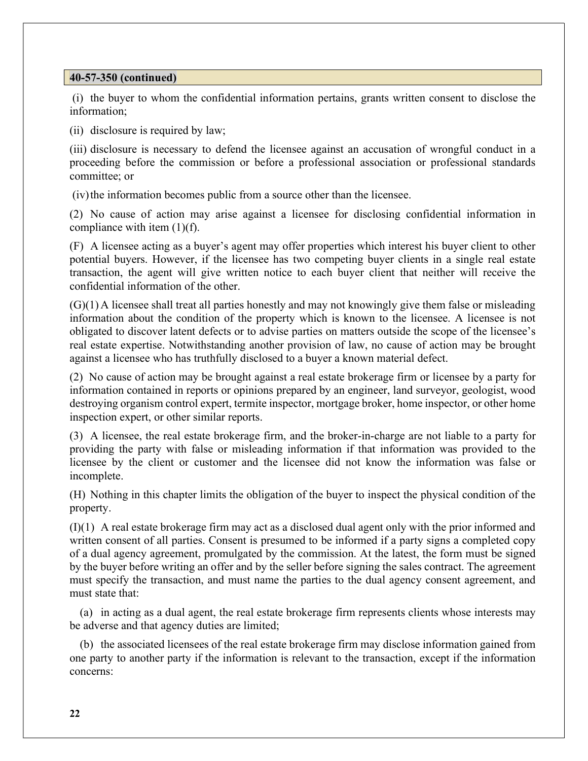**40-57-350 (continued)**

(i) the buyer to whom the confidential information pertains, grants written consent to disclose the information;

(ii) disclosure is required by law;

(iii) disclosure is necessary to defend the licensee against an accusation of wrongful conduct in a proceeding before the commission or before a professional association or professional standards committee; or

(iv) the information becomes public from a source other than the licensee.

(2) No cause of action may arise against a licensee for disclosing confidential information in compliance with item (1)(f).

(F) A licensee acting as a buyer's agent may offer properties which interest his buyer client to other potential buyers. However, if the licensee has two competing buyer clients in a single real estate transaction, the agent will give written notice to each buyer client that neither will receive the confidential information of the other.

(G)(1) A licensee shall treat all parties honestly and may not knowingly give them false or misleading information about the condition of the property which is known to the licensee. A licensee is not obligated to discover latent defects or to advise parties on matters outside the scope of the licensee's real estate expertise. Notwithstanding another provision of law, no cause of action may be brought against a licensee who has truthfully disclosed to a buyer a known material defect.

(2) No cause of action may be brought against a real estate brokerage firm or licensee by a party for information contained in reports or opinions prepared by an engineer, land surveyor, geologist, wood destroying organism control expert, termite inspector, mortgage broker, home inspector, or other home inspection expert, or other similar reports.

(3) A licensee, the real estate brokerage firm, and the broker-in-charge are not liable to a party for providing the party with false or misleading information if that information was provided to the licensee by the client or customer and the licensee did not know the information was false or incomplete.

(H) Nothing in this chapter limits the obligation of the buyer to inspect the physical condition of the property.

(I)(1) A real estate brokerage firm may act as a disclosed dual agent only with the prior informed and written consent of all parties. Consent is presumed to be informed if a party signs a completed copy of a dual agency agreement, promulgated by the commission. At the latest, the form must be signed by the buyer before writing an offer and by the seller before signing the sales contract. The agreement must specify the transaction, and must name the parties to the dual agency consent agreement, and must state that:

(a) in acting as a dual agent, the real estate brokerage firm represents clients whose interests may be adverse and that agency duties are limited;

(b) the associated licensees of the real estate brokerage firm may disclose information gained from one party to another party if the information is relevant to the transaction, except if the information concerns: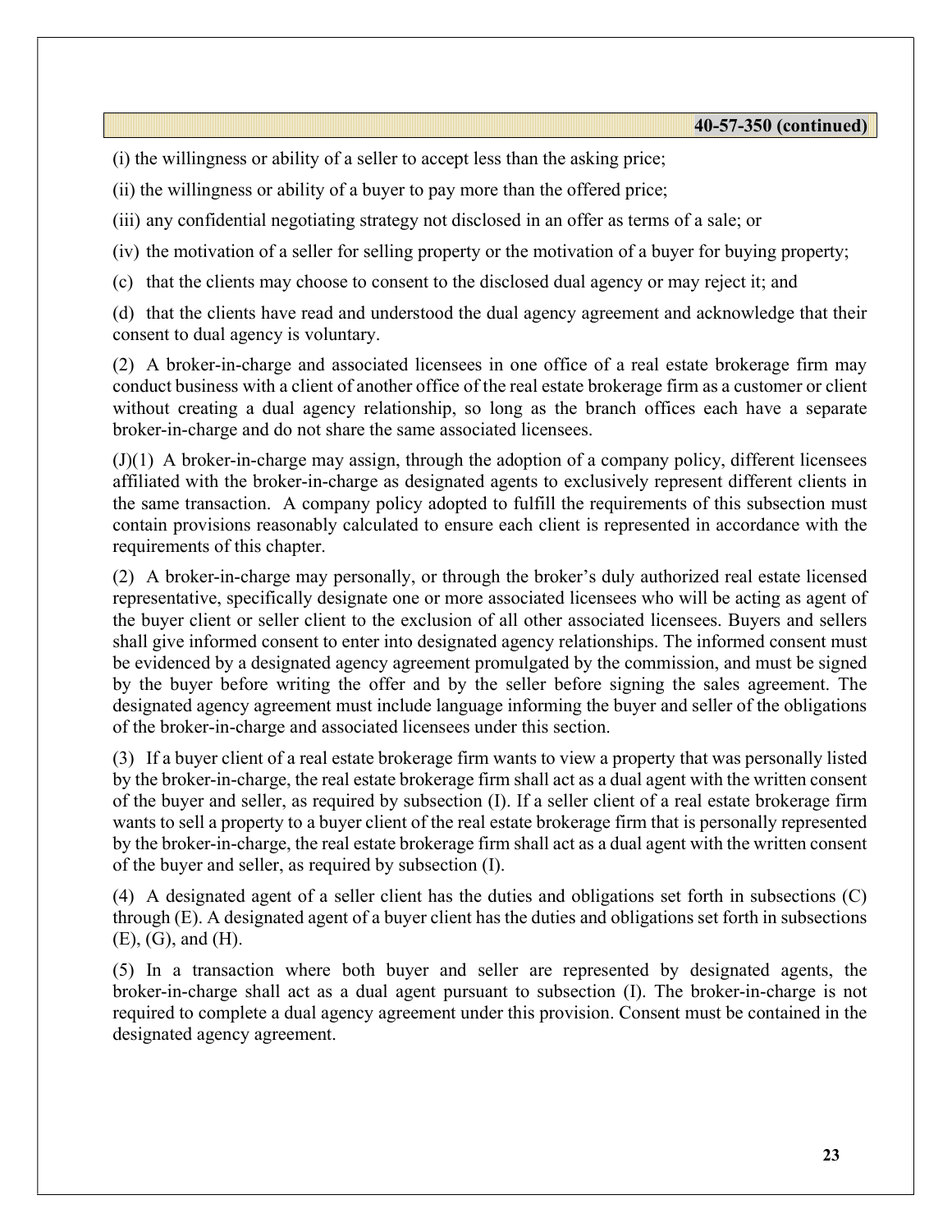**40-57-350 (continued)**

(i) the willingness or ability of a seller to accept less than the asking price;

(ii) the willingness or ability of a buyer to pay more than the offered price;

(iii) any confidential negotiating strategy not disclosed in an offer as terms of a sale; or

(iv) the motivation of a seller for selling property or the motivation of a buyer for buying property;

(c) that the clients may choose to consent to the disclosed dual agency or may reject it; and

(d) that the clients have read and understood the dual agency agreement and acknowledge that their consent to dual agency is voluntary.

(2) A broker-in-charge and associated licensees in one office of a real estate brokerage firm may conduct business with a client of another office of the real estate brokerage firm as a customer or client without creating a dual agency relationship, so long as the branch offices each have a separate broker-in-charge and do not share the same associated licensees.

(J)(1) A broker-in-charge may assign, through the adoption of a company policy, different licensees affiliated with the broker-in-charge as designated agents to exclusively represent different clients in the same transaction. A company policy adopted to fulfill the requirements of this subsection must contain provisions reasonably calculated to ensure each client is represented in accordance with the requirements of this chapter.

(2) A broker-in-charge may personally, or through the broker's duly authorized real estate licensed representative, specifically designate one or more associated licensees who will be acting as agent of the buyer client or seller client to the exclusion of all other associated licensees. Buyers and sellers shall give informed consent to enter into designated agency relationships. The informed consent must be evidenced by a designated agency agreement promulgated by the commission, and must be signed by the buyer before writing the offer and by the seller before signing the sales agreement. The designated agency agreement must include language informing the buyer and seller of the obligations of the broker-in-charge and associated licensees under this section.

(3) If a buyer client of a real estate brokerage firm wants to view a property that was personally listed by the broker-in-charge, the real estate brokerage firm shall act as a dual agent with the written consent of the buyer and seller, as required by subsection (I). If a seller client of a real estate brokerage firm wants to sell a property to a buyer client of the real estate brokerage firm that is personally represented by the broker-in-charge, the real estate brokerage firm shall act as a dual agent with the written consent of the buyer and seller, as required by subsection (I).

(4) A designated agent of a seller client has the duties and obligations set forth in subsections (C) through (E). A designated agent of a buyer client has the duties and obligations set forth in subsections (E), (G), and (H).

(5) In a transaction where both buyer and seller are represented by designated agents, the broker-in-charge shall act as a dual agent pursuant to subsection (I). The broker-in-charge is not required to complete a dual agency agreement under this provision. Consent must be contained in the designated agency agreement.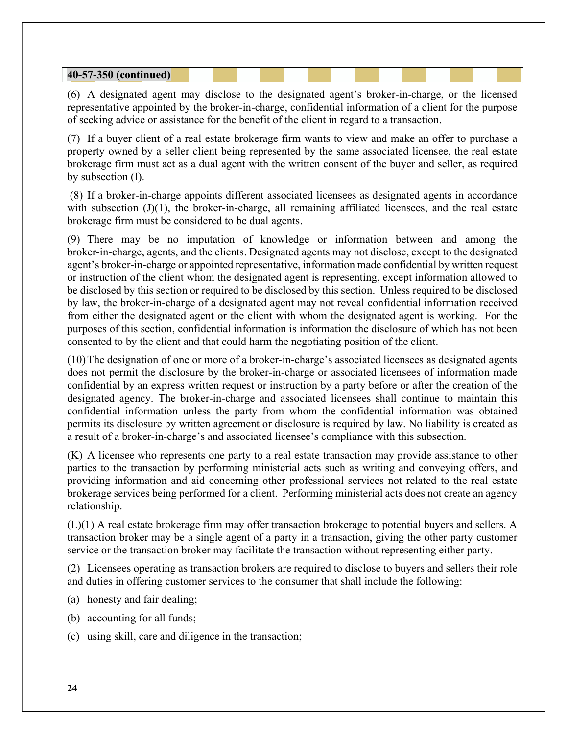**40-57-350 (continued)**

(6) A designated agent may disclose to the designated agent's broker-in-charge, or the licensed representative appointed by the broker-in-charge, confidential information of a client for the purpose of seeking advice or assistance for the benefit of the client in regard to a transaction.

(7) If a buyer client of a real estate brokerage firm wants to view and make an offer to purchase a property owned by a seller client being represented by the same associated licensee, the real estate brokerage firm must act as a dual agent with the written consent of the buyer and seller, as required by subsection (I).

(8) If a broker-in-charge appoints different associated licensees as designated agents in accordance with subsection (J)(1), the broker-in-charge, all remaining affiliated licensees, and the real estate brokerage firm must be considered to be dual agents.

(9) There may be no imputation of knowledge or information between and among the broker-in-charge, agents, and the clients. Designated agents may not disclose, except to the designated agent's broker-in-charge or appointed representative, information made confidential by written request or instruction of the client whom the designated agent is representing, except information allowed to be disclosed by this section or required to be disclosed by this section. Unless required to be disclosed by law, the broker-in-charge of a designated agent may not reveal confidential information received from either the designated agent or the client with whom the designated agent is working. For the purposes of this section, confidential information is information the disclosure of which has not been consented to by the client and that could harm the negotiating position of the client.

(10) The designation of one or more of a broker-in-charge's associated licensees as designated agents does not permit the disclosure by the broker-in-charge or associated licensees of information made confidential by an express written request or instruction by a party before or after the creation of the designated agency. The broker-in-charge and associated licensees shall continue to maintain this confidential information unless the party from whom the confidential information was obtained permits its disclosure by written agreement or disclosure is required by law. No liability is created as a result of a broker-in-charge's and associated licensee's compliance with this subsection.

(K) A licensee who represents one party to a real estate transaction may provide assistance to other parties to the transaction by performing ministerial acts such as writing and conveying offers, and providing information and aid concerning other professional services not related to the real estate brokerage services being performed for a client. Performing ministerial acts does not create an agency relationship.

(L)(1) A real estate brokerage firm may offer transaction brokerage to potential buyers and sellers. A transaction broker may be a single agent of a party in a transaction, giving the other party customer service or the transaction broker may facilitate the transaction without representing either party.

(2) Licensees operating as transaction brokers are required to disclose to buyers and sellers their role and duties in offering customer services to the consumer that shall include the following:

(a) honesty and fair dealing;

(b) accounting for all funds;

(c) using skill, care and diligence in the transaction;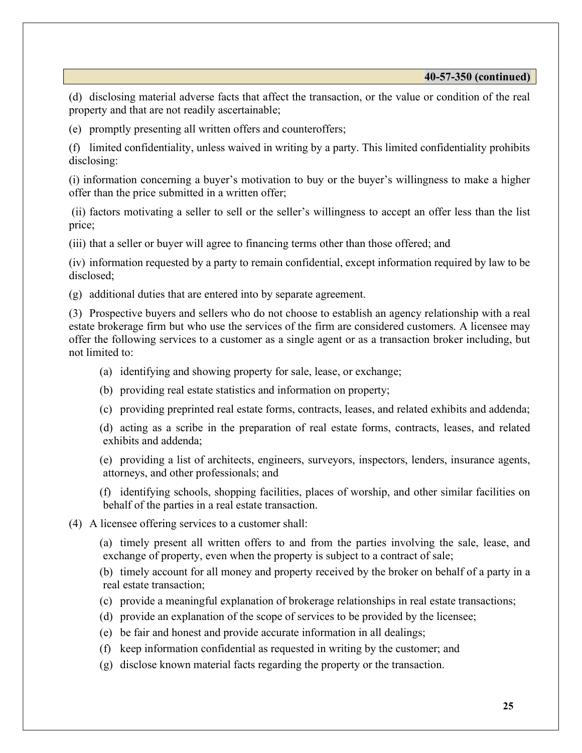**40-57-350 (continued)**

(d) disclosing material adverse facts that affect the transaction, or the value or condition of the real property and that are not readily ascertainable;

(e) promptly presenting all written offers and counteroffers;

(f) limited confidentiality, unless waived in writing by a party. This limited confidentiality prohibits disclosing:

(i) information concerning a buyer's motivation to buy or the buyer's willingness to make a higher offer than the price submitted in a written offer;

(ii) factors motivating a seller to sell or the seller's willingness to accept an offer less than the list price;

(iii) that a seller or buyer will agree to financing terms other than those offered; and

(iv) information requested by a party to remain confidential, except information required by law to be disclosed;

(g) additional duties that are entered into by separate agreement.

(3) Prospective buyers and sellers who do not choose to establish an agency relationship with a real estate brokerage firm but who use the services of the firm are considered customers. A licensee may offer the following services to a customer as a single agent or as a transaction broker including, but not limited to:

- (a) identifying and showing property for sale, lease, or exchange;
- (b) providing real estate statistics and information on property;
- (c) providing preprinted real estate forms, contracts, leases, and related exhibits and addenda;
- (d) acting as a scribe in the preparation of real estate forms, contracts, leases, and related exhibits and addenda;
- (e) providing a list of architects, engineers, surveyors, inspectors, lenders, insurance agents, attorneys, and other professionals; and
- (f) identifying schools, shopping facilities, places of worship, and other similar facilities on behalf of the parties in a real estate transaction.

(4) A licensee offering services to a customer shall:

- (a) timely present all written offers to and from the parties involving the sale, lease, and exchange of property, even when the property is subject to a contract of sale;
- (b) timely account for all money and property received by the broker on behalf of a party in a real estate transaction;
- (c) provide a meaningful explanation of brokerage relationships in real estate transactions;
- (d) provide an explanation of the scope of services to be provided by the licensee;
- (e) be fair and honest and provide accurate information in all dealings;
- (f) keep information confidential as requested in writing by the customer; and
- (g) disclose known material facts regarding the property or the transaction.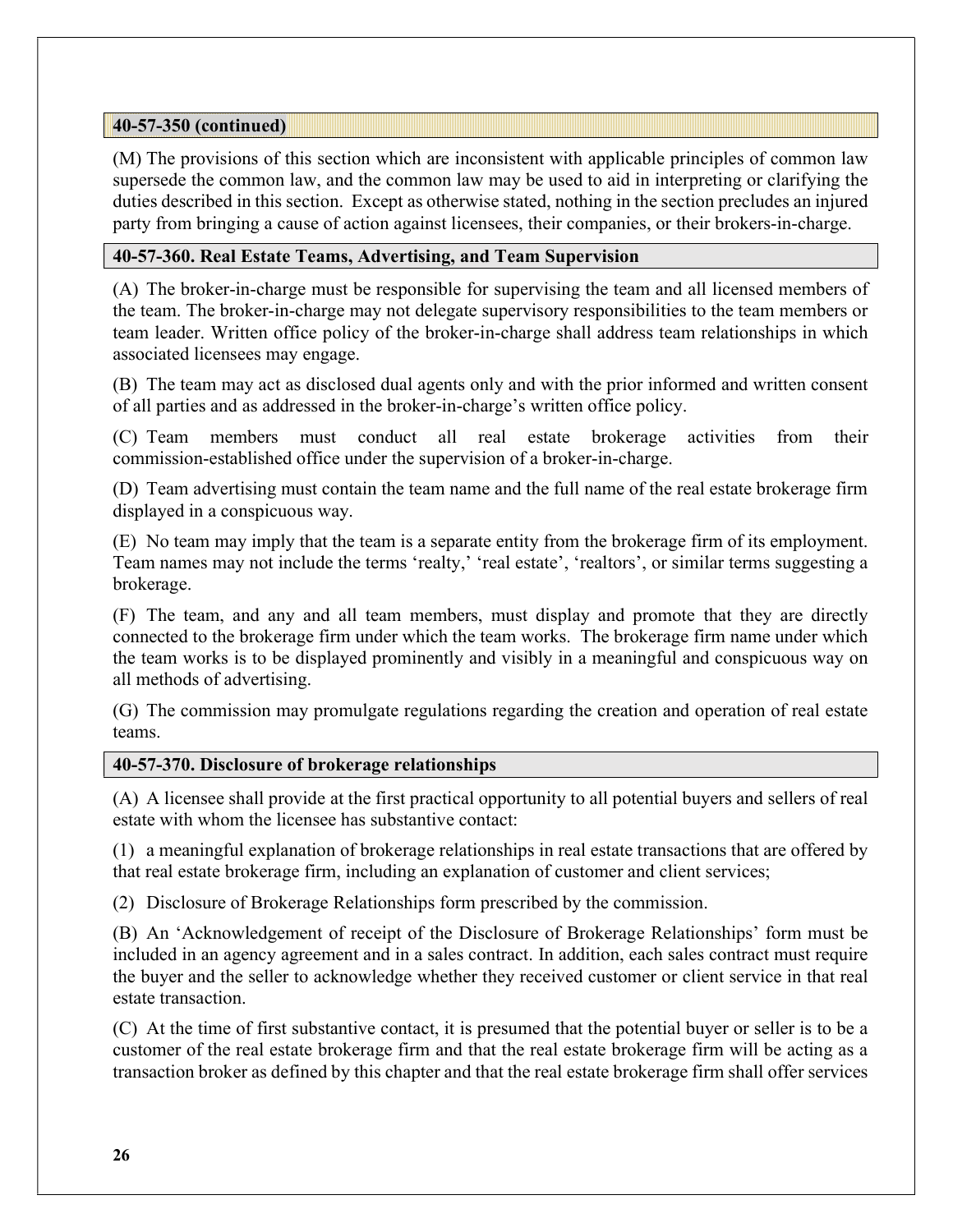### 40-57-350 (continued)

(M) The provisions of this section which are inconsistent with applicable principles of common law supersede the common law, and the common law may be used to aid in interpreting or clarifying the duties described in this section. Except as otherwise stated, nothing in the section precludes an injured party from bringing a cause of action against licensees, their companies, or their brokers-in-charge.

### 40-57-360. Real Estate Teams, Advertising, and Team Supervision

(A) The broker-in-charge must be responsible for supervising the team and all licensed members of the team. The broker-in-charge may not delegate supervisory responsibilities to the team members or team leader. Written office policy of the broker-in-charge shall address team relationships in which associated licensees may engage.

(B) The team may act as disclosed dual agents only and with the prior informed and written consent of all parties and as addressed in the broker-in-charge's written office policy.

(C) Team members must conduct all real estate brokerage activities from their commission-established office under the supervision of a broker-in-charge.

(D) Team advertising must contain the team name and the full name of the real estate brokerage firm displayed in a conspicuous way.

(E) No team may imply that the team is a separate entity from the brokerage firm of its employment. Team names may not include the terms 'realty,' 'real estate', 'realtors', or similar terms suggesting a brokerage.

(F) The team, and any and all team members, must display and promote that they are directly connected to the brokerage firm under which the team works. The brokerage firm name under which the team works is to be displayed prominently and visibly in a meaningful and conspicuous way on all methods of advertising.

(G) The commission may promulgate regulations regarding the creation and operation of real estate teams.

### 40-57-370. Disclosure of brokerage relationships

(A) A licensee shall provide at the first practical opportunity to all potential buyers and sellers of real estate with whom the licensee has substantive contact:

(1) a meaningful explanation of brokerage relationships in real estate transactions that are offered by that real estate brokerage firm, including an explanation of customer and client services;

(2) Disclosure of Brokerage Relationships form prescribed by the commission.

(B) An 'Acknowledgement of receipt of the Disclosure of Brokerage Relationships' form must be included in an agency agreement and in a sales contract. In addition, each sales contract must require the buyer and the seller to acknowledge whether they received customer or client service in that real estate transaction.

(C) At the time of first substantive contact, it is presumed that the potential buyer or seller is to be a customer of the real estate brokerage firm and that the real estate brokerage firm will be acting as a transaction broker as defined by this chapter and that the real estate brokerage firm shall offer services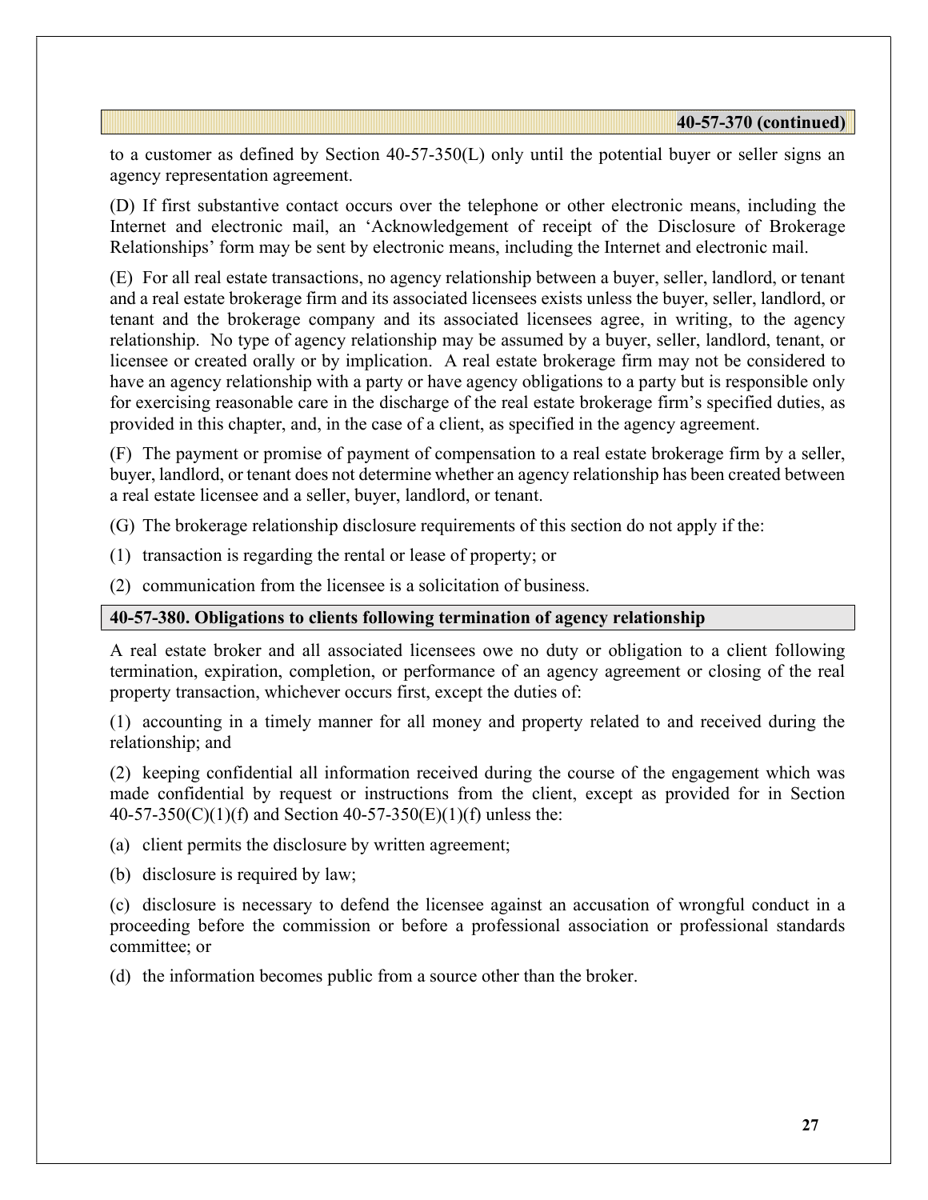**40-57-370 (continued)**

to a customer as defined by Section 40-57-350(L) only until the potential buyer or seller signs an agency representation agreement.

(D) If first substantive contact occurs over the telephone or other electronic means, including the Internet and electronic mail, an 'Acknowledgement of receipt of the Disclosure of Brokerage Relationships' form may be sent by electronic means, including the Internet and electronic mail.

(E) For all real estate transactions, no agency relationship between a buyer, seller, landlord, or tenant and a real estate brokerage firm and its associated licensees exists unless the buyer, seller, landlord, or tenant and the brokerage company and its associated licensees agree, in writing, to the agency relationship. No type of agency relationship may be assumed by a buyer, seller, landlord, tenant, or licensee or created orally or by implication. A real estate brokerage firm may not be considered to have an agency relationship with a party or have agency obligations to a party but is responsible only for exercising reasonable care in the discharge of the real estate brokerage firm's specified duties, as provided in this chapter, and, in the case of a client, as specified in the agency agreement.

(F) The payment or promise of payment of compensation to a real estate brokerage firm by a seller, buyer, landlord, or tenant does not determine whether an agency relationship has been created between a real estate licensee and a seller, buyer, landlord, or tenant.

(G) The brokerage relationship disclosure requirements of this section do not apply if the:

(1) transaction is regarding the rental or lease of property; or

(2) communication from the licensee is a solicitation of business.

## 40-57-380. Obligations to clients following termination of agency relationship

A real estate broker and all associated licensees owe no duty or obligation to a client following termination, expiration, completion, or performance of an agency agreement or closing of the real property transaction, whichever occurs first, except the duties of:

(1) accounting in a timely manner for all money and property related to and received during the relationship; and

(2) keeping confidential all information received during the course of the engagement which was made confidential by request or instructions from the client, except as provided for in Section 40-57-350(C)(1)(f) and Section 40-57-350(E)(1)(f) unless the:

(a) client permits the disclosure by written agreement;

(b) disclosure is required by law;

(c) disclosure is necessary to defend the licensee against an accusation of wrongful conduct in a proceeding before the commission or before a professional association or professional standards committee; or

(d) the information becomes public from a source other than the broker.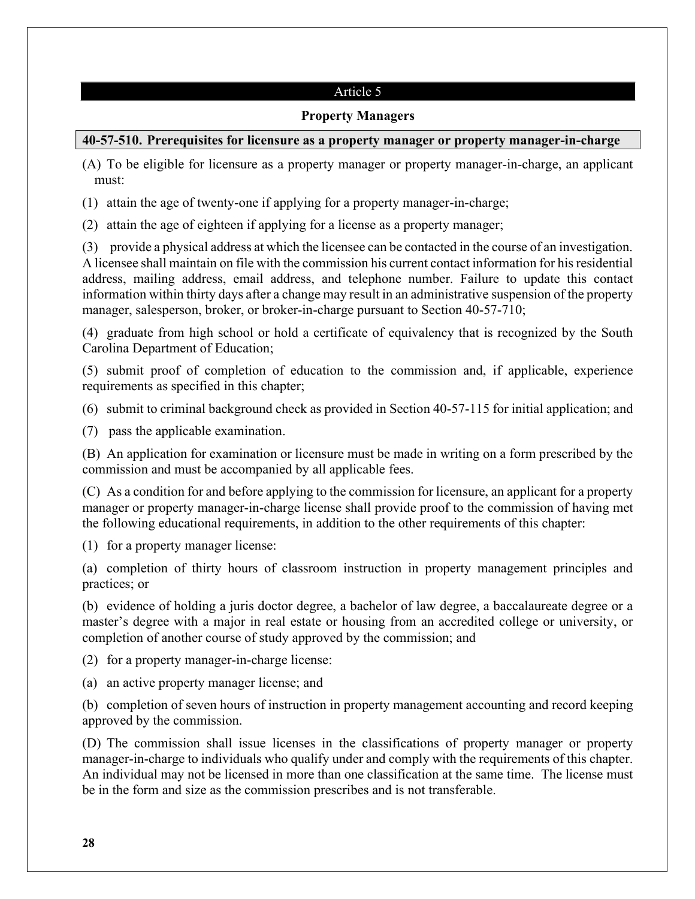## Article 5

### Property Managers

#### 40-57-510. Prerequisites for licensure as a property manager or property manager-in-charge

(A) To be eligible for licensure as a property manager or property manager-in-charge, an applicant must:

(1) attain the age of twenty-one if applying for a property manager-in-charge;

(2) attain the age of eighteen if applying for a license as a property manager;

(3) provide a physical address at which the licensee can be contacted in the course of an investigation. A licensee shall maintain on file with the commission his current contact information for his residential address, mailing address, email address, and telephone number. Failure to update this contact information within thirty days after a change may result in an administrative suspension of the property manager, salesperson, broker, or broker-in-charge pursuant to Section 40-57-710;

(4) graduate from high school or hold a certificate of equivalency that is recognized by the South Carolina Department of Education;

(5) submit proof of completion of education to the commission and, if applicable, experience requirements as specified in this chapter;

(6) submit to criminal background check as provided in Section 40-57-115 for initial application; and

(7) pass the applicable examination.

(B) An application for examination or licensure must be made in writing on a form prescribed by the commission and must be accompanied by all applicable fees.

(C) As a condition for and before applying to the commission for licensure, an applicant for a property manager or property manager-in-charge license shall provide proof to the commission of having met the following educational requirements, in addition to the other requirements of this chapter:

(1) for a property manager license:

(a) completion of thirty hours of classroom instruction in property management principles and practices; or

(b) evidence of holding a juris doctor degree, a bachelor of law degree, a baccalaureate degree or a master's degree with a major in real estate or housing from an accredited college or university, or completion of another course of study approved by the commission; and

(2) for a property manager-in-charge license:

(a) an active property manager license; and

(b) completion of seven hours of instruction in property management accounting and record keeping approved by the commission.

(D) The commission shall issue licenses in the classifications of property manager or property manager-in-charge to individuals who qualify under and comply with the requirements of this chapter. An individual may not be licensed in more than one classification at the same time. The license must be in the form and size as the commission prescribes and is not transferable.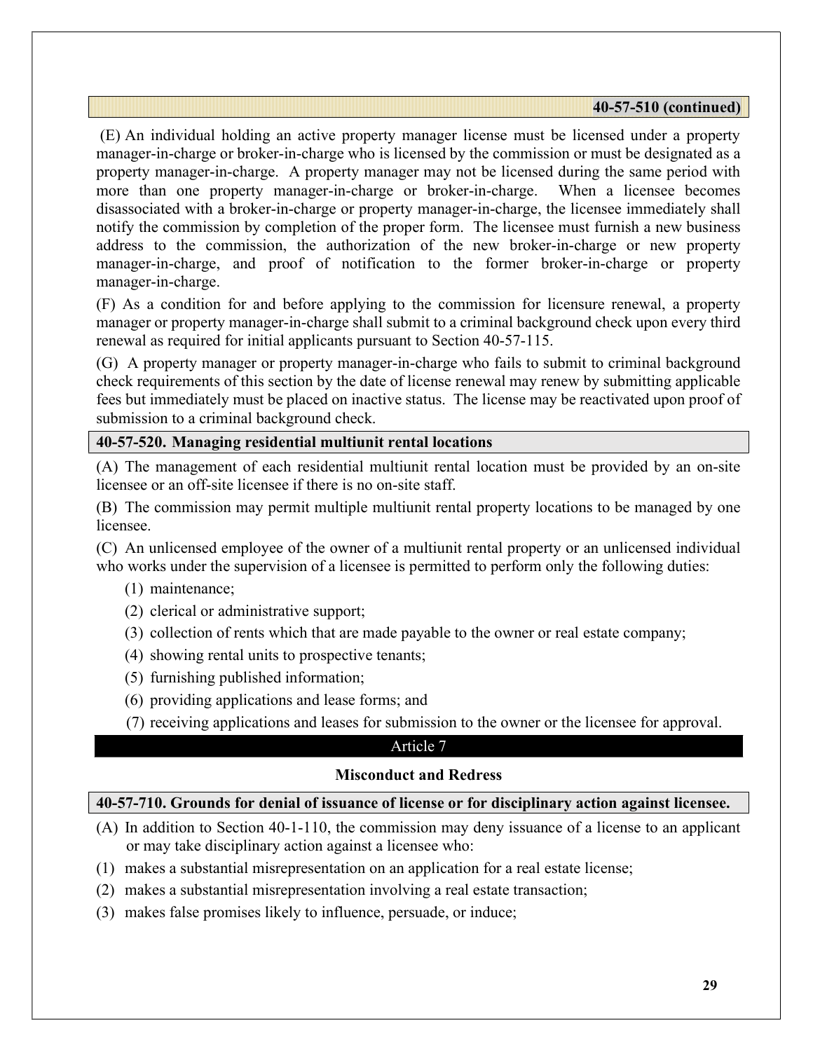**40-57-510 (continued)**

(E) An individual holding an active property manager license must be licensed under a property manager-in-charge or broker-in-charge who is licensed by the commission or must be designated as a property manager-in-charge. A property manager may not be licensed during the same period with more than one property manager-in-charge or broker-in-charge. When a licensee becomes disassociated with a broker-in-charge or property manager-in-charge, the licensee immediately shall notify the commission by completion of the proper form. The licensee must furnish a new business address to the commission, the authorization of the new broker-in-charge or new property manager-in-charge, and proof of notification to the former broker-in-charge or property manager-in-charge.

(F) As a condition for and before applying to the commission for licensure renewal, a property manager or property manager-in-charge shall submit to a criminal background check upon every third renewal as required for initial applicants pursuant to Section 40-57-115.

(G) A property manager or property manager-in-charge who fails to submit to criminal background check requirements of this section by the date of license renewal may renew by submitting applicable fees but immediately must be placed on inactive status. The license may be reactivated upon proof of submission to a criminal background check.

### 40-57-520. Managing residential multiunit rental locations

(A) The management of each residential multiunit rental location must be provided by an on-site licensee or an off-site licensee if there is no on-site staff.

(B) The commission may permit multiple multiunit rental property locations to be managed by one licensee.

(C) An unlicensed employee of the owner of a multiunit rental property or an unlicensed individual who works under the supervision of a licensee is permitted to perform only the following duties:

(1) maintenance;

(2) clerical or administrative support;

(3) collection of rents which that are made payable to the owner or real estate company;

(4) showing rental units to prospective tenants;

(5) furnishing published information;

(6) providing applications and lease forms; and

(7) receiving applications and leases for submission to the owner or the licensee for approval.

## Article 7

## Misconduct and Redress

### 40-57-710. Grounds for denial of issuance of license or for disciplinary action against licensee.

(A) In addition to Section 40-1-110, the commission may deny issuance of a license to an applicant or may take disciplinary action against a licensee who:

(1) makes a substantial misrepresentation on an application for a real estate license;

(2) makes a substantial misrepresentation involving a real estate transaction;

(3) makes false promises likely to influence, persuade, or induce;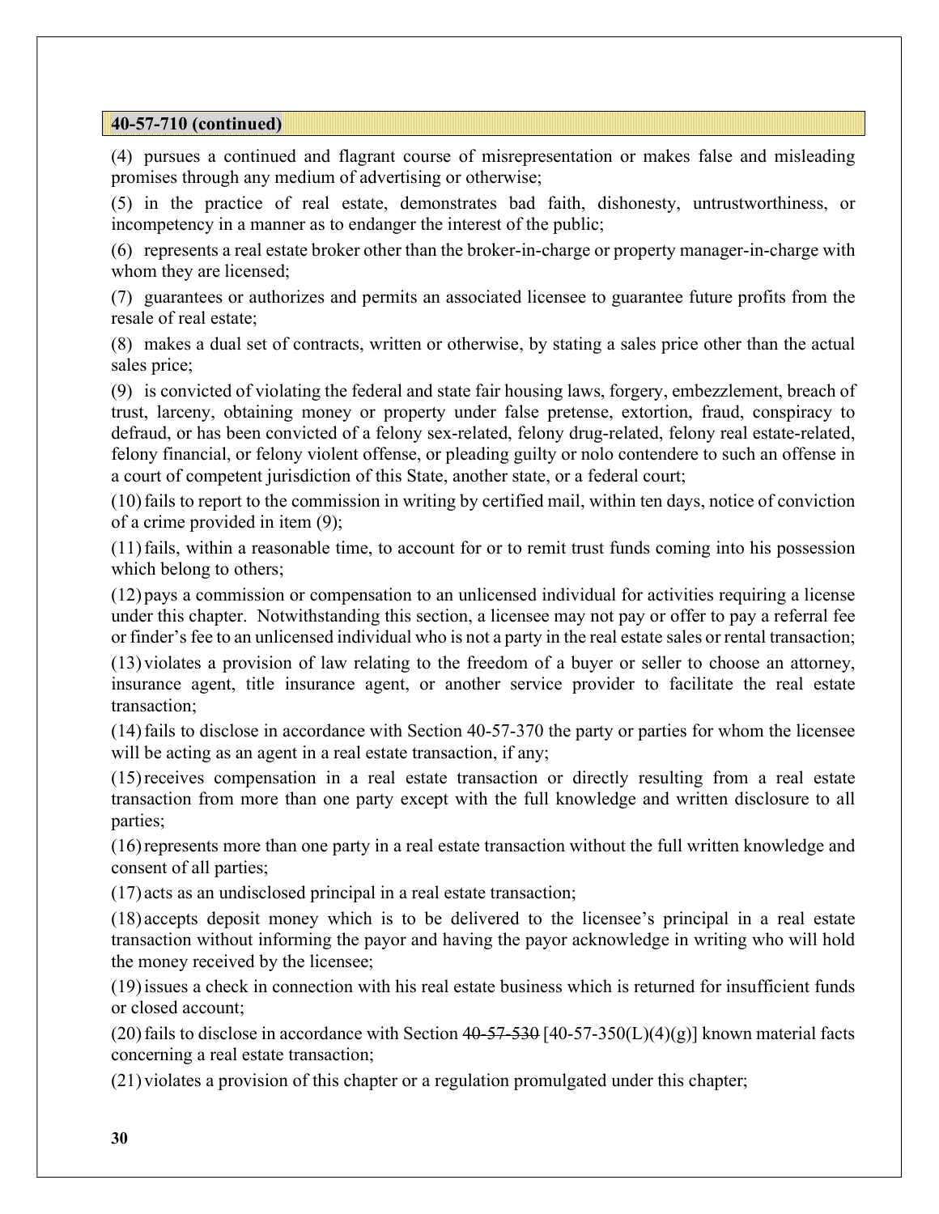## 40-57-710 (continued)

(4) pursues a continued and flagrant course of misrepresentation or makes false and misleading promises through any medium of advertising or otherwise;

(5) in the practice of real estate, demonstrates bad faith, dishonesty, untrustworthiness, or incompetency in a manner as to endanger the interest of the public;

(6) represents a real estate broker other than the broker-in-charge or property manager-in-charge with whom they are licensed;

(7) guarantees or authorizes and permits an associated licensee to guarantee future profits from the resale of real estate;

(8) makes a dual set of contracts, written or otherwise, by stating a sales price other than the actual sales price;

(9) is convicted of violating the federal and state fair housing laws, forgery, embezzlement, breach of trust, larceny, obtaining money or property under false pretense, extortion, fraud, conspiracy to defraud, or has been convicted of a felony sex-related, felony drug-related, felony real estate-related, felony financial, or felony violent offense, or pleading guilty or nolo contendere to such an offense in a court of competent jurisdiction of this State, another state, or a federal court;

(10) fails to report to the commission in writing by certified mail, within ten days, notice of conviction of a crime provided in item (9);

(11) fails, within a reasonable time, to account for or to remit trust funds coming into his possession which belong to others;

(12) pays a commission or compensation to an unlicensed individual for activities requiring a license under this chapter. Notwithstanding this section, a licensee may not pay or offer to pay a referral fee or finder's fee to an unlicensed individual who is not a party in the real estate sales or rental transaction;

(13) violates a provision of law relating to the freedom of a buyer or seller to choose an attorney, insurance agent, title insurance agent, or another service provider to facilitate the real estate transaction;

(14) fails to disclose in accordance with Section 40-57-370 the party or parties for whom the licensee will be acting as an agent in a real estate transaction, if any;

(15) receives compensation in a real estate transaction or directly resulting from a real estate transaction from more than one party except with the full knowledge and written disclosure to all parties;

(16) represents more than one party in a real estate transaction without the full written knowledge and consent of all parties;

(17) acts as an undisclosed principal in a real estate transaction;

(18) accepts deposit money which is to be delivered to the licensee's principal in a real estate transaction without informing the payor and having the payor acknowledge in writing who will hold the money received by the licensee;

(19) issues a check in connection with his real estate business which is returned for insufficient funds or closed account;

(20) fails to disclose in accordance with Section ~~40-57-530~~ [40-57-350(L)(4)(g)] known material facts concerning a real estate transaction;

(21) violates a provision of this chapter or a regulation promulgated under this chapter;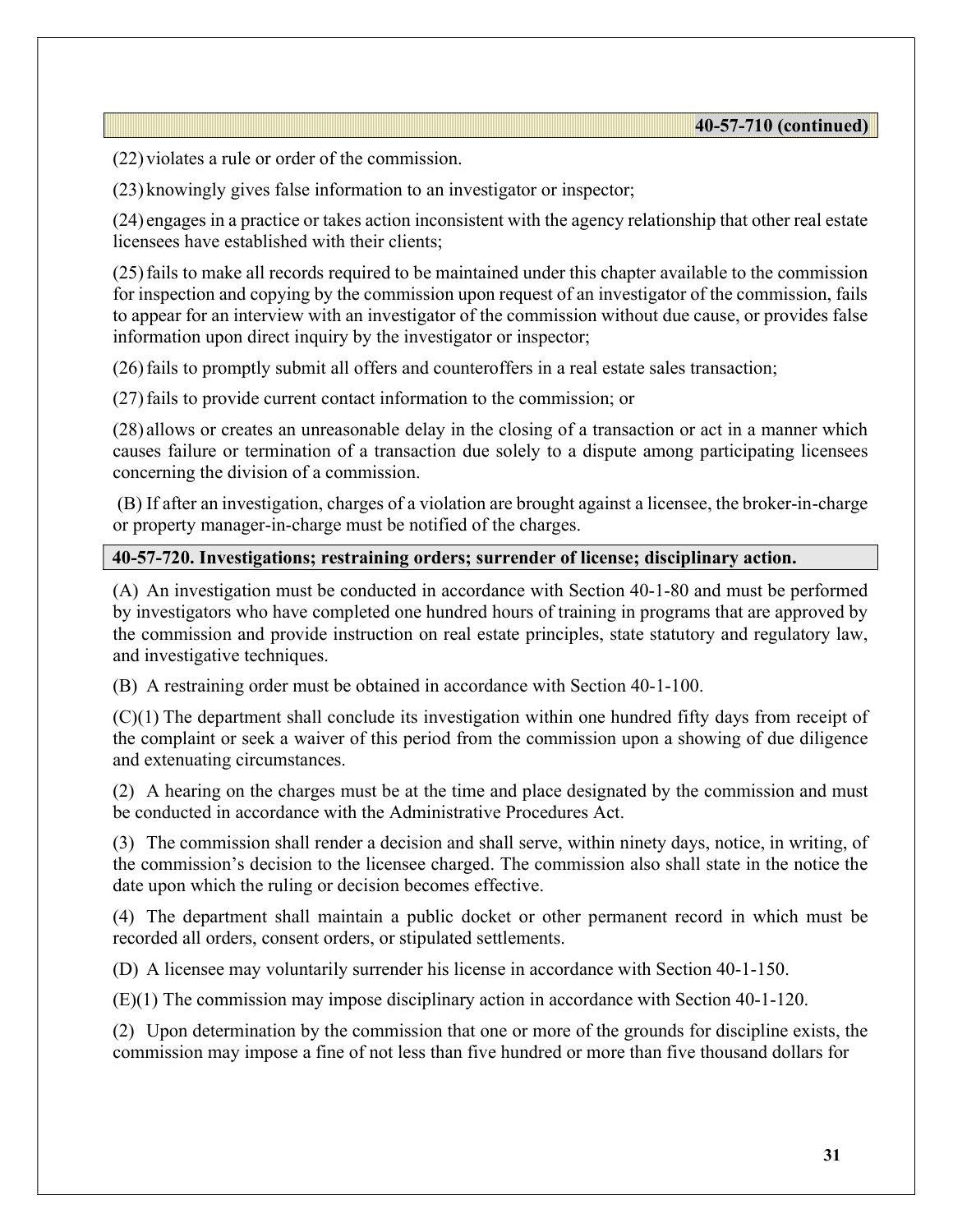**40-57-710 (continued)**

(22) violates a rule or order of the commission.

(23) knowingly gives false information to an investigator or inspector;

(24) engages in a practice or takes action inconsistent with the agency relationship that other real estate licensees have established with their clients;

(25) fails to make all records required to be maintained under this chapter available to the commission for inspection and copying by the commission upon request of an investigator of the commission, fails to appear for an interview with an investigator of the commission without due cause, or provides false information upon direct inquiry by the investigator or inspector;

(26) fails to promptly submit all offers and counteroffers in a real estate sales transaction;

(27) fails to provide current contact information to the commission; or

(28) allows or creates an unreasonable delay in the closing of a transaction or act in a manner which causes failure or termination of a transaction due solely to a dispute among participating licensees concerning the division of a commission.

(B) If after an investigation, charges of a violation are brought against a licensee, the broker-in-charge or property manager-in-charge must be notified of the charges.

## 40-57-720. Investigations; restraining orders; surrender of license; disciplinary action.

(A) An investigation must be conducted in accordance with Section 40-1-80 and must be performed by investigators who have completed one hundred hours of training in programs that are approved by the commission and provide instruction on real estate principles, state statutory and regulatory law, and investigative techniques.

(B) A restraining order must be obtained in accordance with Section 40-1-100.

(C)(1) The department shall conclude its investigation within one hundred fifty days from receipt of the complaint or seek a waiver of this period from the commission upon a showing of due diligence and extenuating circumstances.

(2) A hearing on the charges must be at the time and place designated by the commission and must be conducted in accordance with the Administrative Procedures Act.

(3) The commission shall render a decision and shall serve, within ninety days, notice, in writing, of the commission's decision to the licensee charged. The commission also shall state in the notice the date upon which the ruling or decision becomes effective.

(4) The department shall maintain a public docket or other permanent record in which must be recorded all orders, consent orders, or stipulated settlements.

(D) A licensee may voluntarily surrender his license in accordance with Section 40-1-150.

(E)(1) The commission may impose disciplinary action in accordance with Section 40-1-120.

(2) Upon determination by the commission that one or more of the grounds for discipline exists, the commission may impose a fine of not less than five hundred or more than five thousand dollars for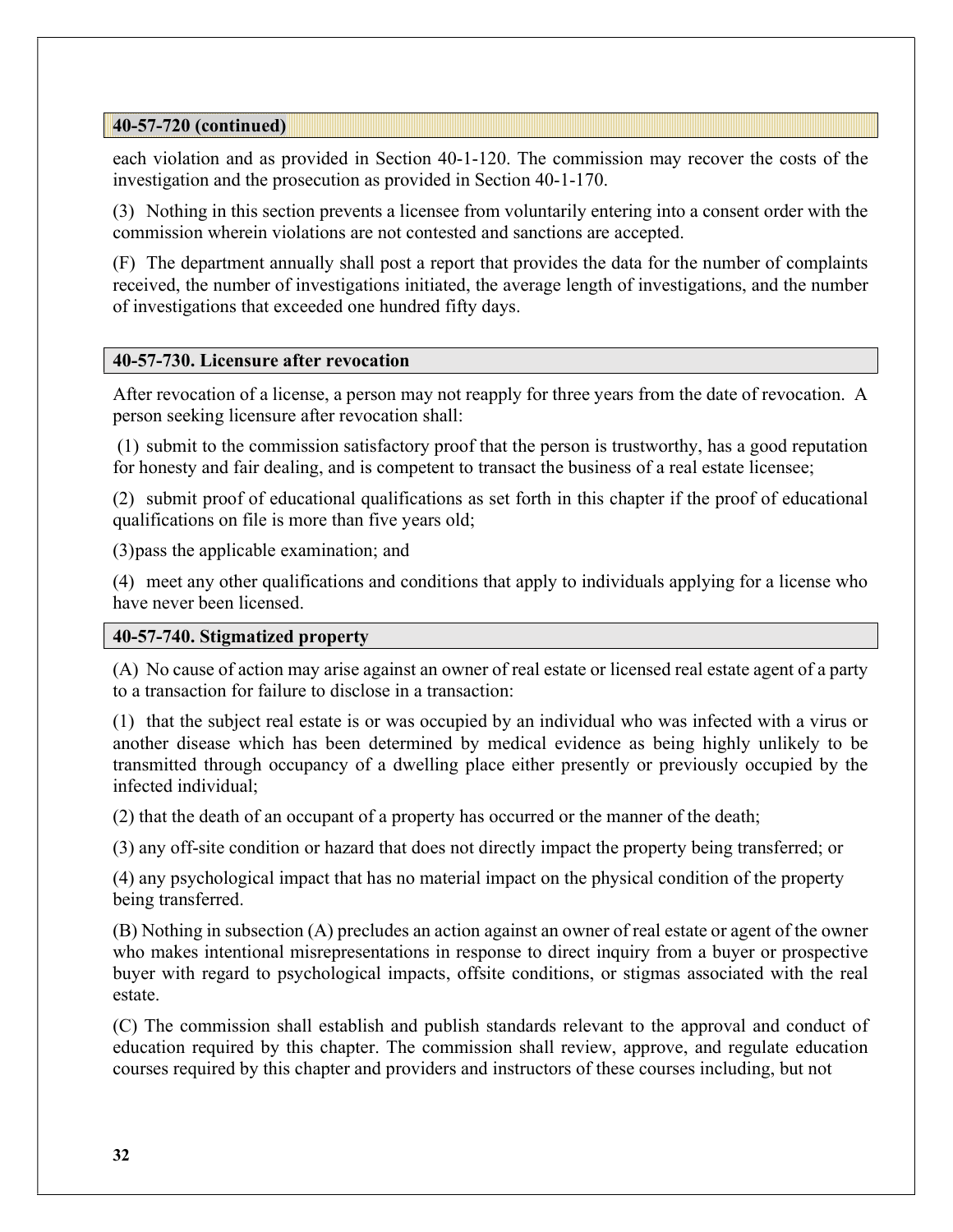### 40-57-720 (continued)

each violation and as provided in Section 40-1-120. The commission may recover the costs of the investigation and the prosecution as provided in Section 40-1-170.

(3) Nothing in this section prevents a licensee from voluntarily entering into a consent order with the commission wherein violations are not contested and sanctions are accepted.

(F) The department annually shall post a report that provides the data for the number of complaints received, the number of investigations initiated, the average length of investigations, and the number of investigations that exceeded one hundred fifty days.

### 40-57-730. Licensure after revocation

After revocation of a license, a person may not reapply for three years from the date of revocation. A person seeking licensure after revocation shall:

(1) submit to the commission satisfactory proof that the person is trustworthy, has a good reputation for honesty and fair dealing, and is competent to transact the business of a real estate licensee;

(2) submit proof of educational qualifications as set forth in this chapter if the proof of educational qualifications on file is more than five years old;

(3)pass the applicable examination; and

(4) meet any other qualifications and conditions that apply to individuals applying for a license who have never been licensed.

### 40-57-740. Stigmatized property

(A) No cause of action may arise against an owner of real estate or licensed real estate agent of a party to a transaction for failure to disclose in a transaction:

(1) that the subject real estate is or was occupied by an individual who was infected with a virus or another disease which has been determined by medical evidence as being highly unlikely to be transmitted through occupancy of a dwelling place either presently or previously occupied by the infected individual;

(2) that the death of an occupant of a property has occurred or the manner of the death;

(3) any off-site condition or hazard that does not directly impact the property being transferred; or

(4) any psychological impact that has no material impact on the physical condition of the property being transferred.

(B) Nothing in subsection (A) precludes an action against an owner of real estate or agent of the owner who makes intentional misrepresentations in response to direct inquiry from a buyer or prospective buyer with regard to psychological impacts, offsite conditions, or stigmas associated with the real estate.

(C) The commission shall establish and publish standards relevant to the approval and conduct of education required by this chapter. The commission shall review, approve, and regulate education courses required by this chapter and providers and instructors of these courses including, but not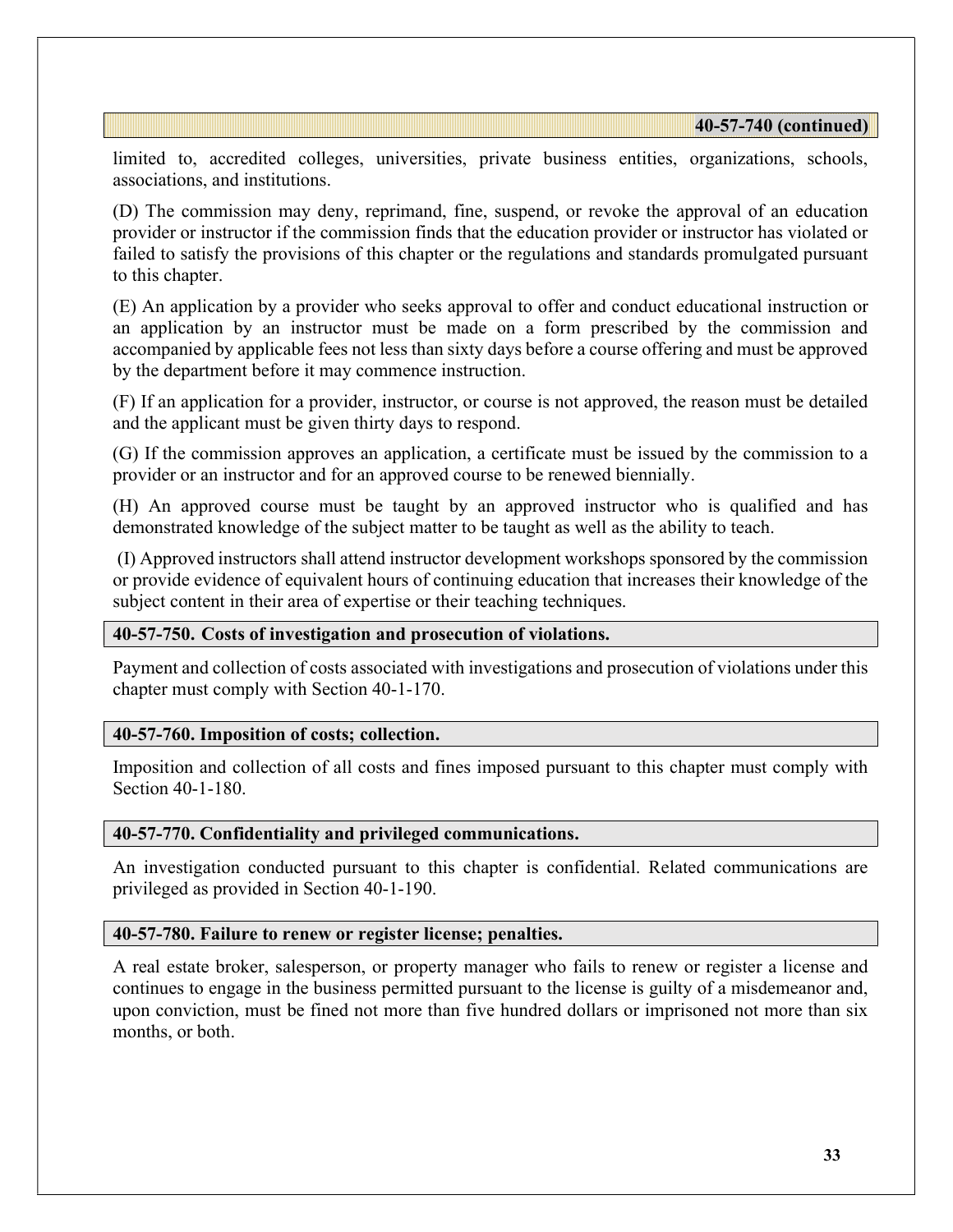**40-57-740 (continued)**

limited to, accredited colleges, universities, private business entities, organizations, schools, associations, and institutions.

(D) The commission may deny, reprimand, fine, suspend, or revoke the approval of an education provider or instructor if the commission finds that the education provider or instructor has violated or failed to satisfy the provisions of this chapter or the regulations and standards promulgated pursuant to this chapter.

(E) An application by a provider who seeks approval to offer and conduct educational instruction or an application by an instructor must be made on a form prescribed by the commission and accompanied by applicable fees not less than sixty days before a course offering and must be approved by the department before it may commence instruction.

(F) If an application for a provider, instructor, or course is not approved, the reason must be detailed and the applicant must be given thirty days to respond.

(G) If the commission approves an application, a certificate must be issued by the commission to a provider or an instructor and for an approved course to be renewed biennially.

(H) An approved course must be taught by an approved instructor who is qualified and has demonstrated knowledge of the subject matter to be taught as well as the ability to teach.

(I) Approved instructors shall attend instructor development workshops sponsored by the commission or provide evidence of equivalent hours of continuing education that increases their knowledge of the subject content in their area of expertise or their teaching techniques.

### 40-57-750. Costs of investigation and prosecution of violations.

Payment and collection of costs associated with investigations and prosecution of violations under this chapter must comply with Section 40-1-170.

### 40-57-760. Imposition of costs; collection.

Imposition and collection of all costs and fines imposed pursuant to this chapter must comply with Section 40-1-180.

### 40-57-770. Confidentiality and privileged communications.

An investigation conducted pursuant to this chapter is confidential. Related communications are privileged as provided in Section 40-1-190.

### 40-57-780. Failure to renew or register license; penalties.

A real estate broker, salesperson, or property manager who fails to renew or register a license and continues to engage in the business permitted pursuant to the license is guilty of a misdemeanor and, upon conviction, must be fined not more than five hundred dollars or imprisoned not more than six months, or both.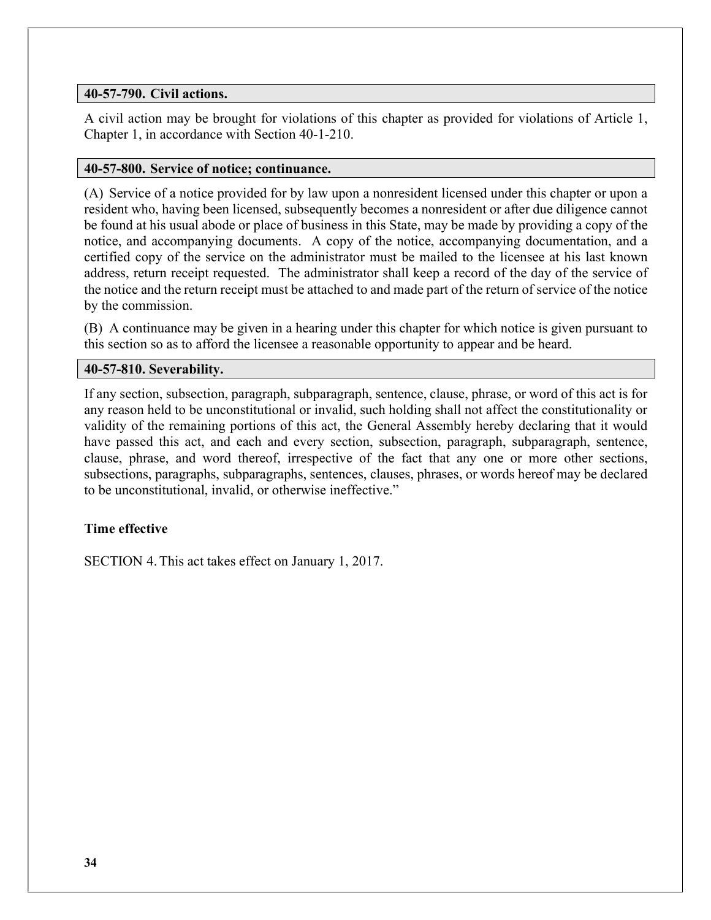**40-57-790. Civil actions.**

A civil action may be brought for violations of this chapter as provided for violations of Article 1, Chapter 1, in accordance with Section 40-1-210.

**40-57-800. Service of notice; continuance.**

(A) Service of a notice provided for by law upon a nonresident licensed under this chapter or upon a resident who, having been licensed, subsequently becomes a nonresident or after due diligence cannot be found at his usual abode or place of business in this State, may be made by providing a copy of the notice, and accompanying documents. A copy of the notice, accompanying documentation, and a certified copy of the service on the administrator must be mailed to the licensee at his last known address, return receipt requested. The administrator shall keep a record of the day of the service of the notice and the return receipt must be attached to and made part of the return of service of the notice by the commission.

(B) A continuance may be given in a hearing under this chapter for which notice is given pursuant to this section so as to afford the licensee a reasonable opportunity to appear and be heard.

**40-57-810. Severability.**

If any section, subsection, paragraph, subparagraph, sentence, clause, phrase, or word of this act is for any reason held to be unconstitutional or invalid, such holding shall not affect the constitutionality or validity of the remaining portions of this act, the General Assembly hereby declaring that it would have passed this act, and each and every section, subsection, paragraph, subparagraph, sentence, clause, phrase, and word thereof, irrespective of the fact that any one or more other sections, subsections, paragraphs, subparagraphs, sentences, clauses, phrases, or words hereof may be declared to be unconstitutional, invalid, or otherwise ineffective."

**Time effective**

SECTION 4. This act takes effect on January 1, 2017.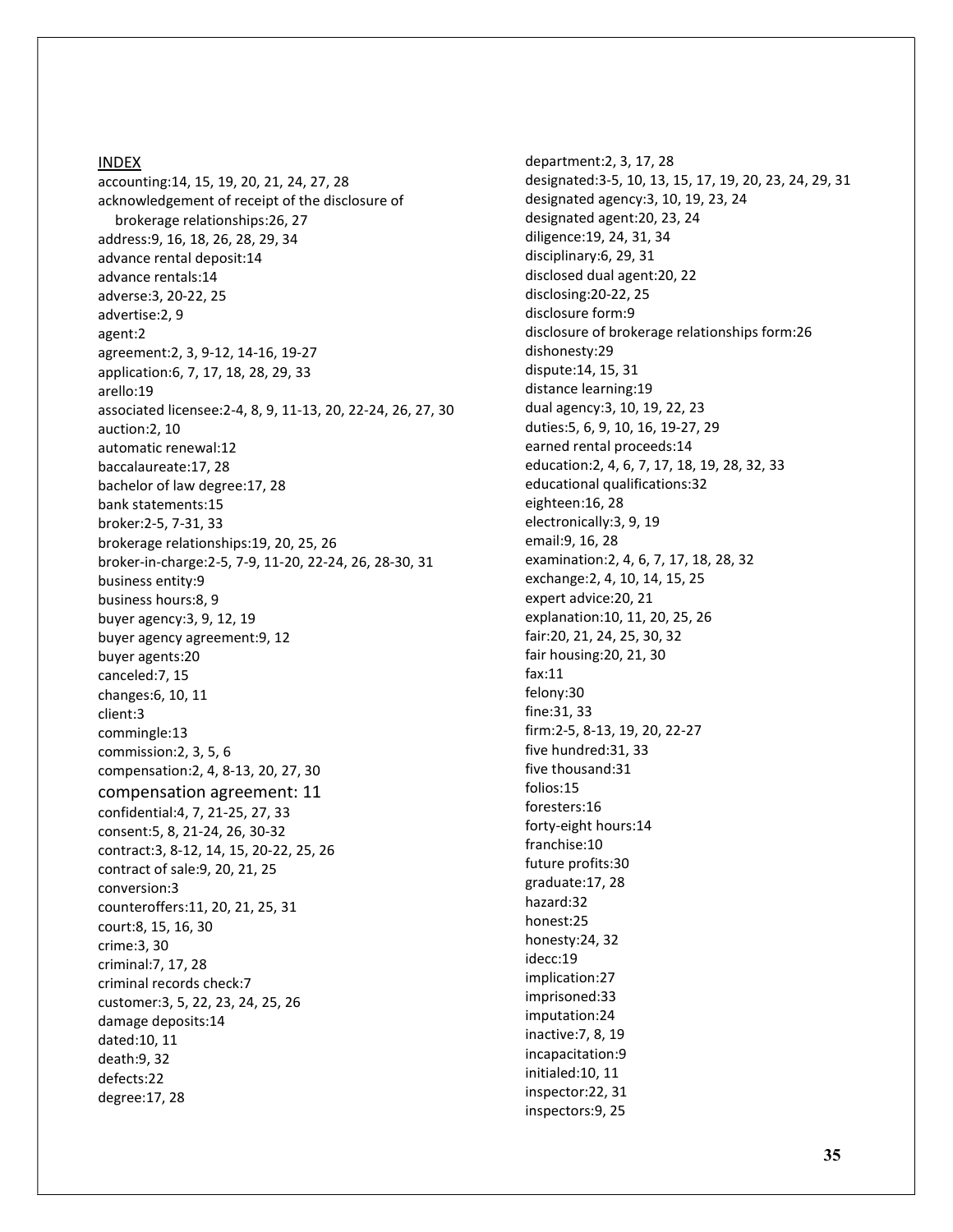INDEX

accounting:14, 15, 19, 20, 21, 24, 27, 28
acknowledgement of receipt of the disclosure of brokerage relationships:26, 27
address:9, 16, 18, 26, 28, 29, 34
advance rental deposit:14
advance rentals:14
adverse:3, 20-22, 25
advertise:2, 9
agent:2
agreement:2, 3, 9-12, 14-16, 19-27
application:6, 7, 17, 18, 28, 29, 33
arello:19
associated licensee:2-4, 8, 9, 11-13, 20, 22-24, 26, 27, 30
auction:2, 10
automatic renewal:12
baccalaureate:17, 28
bachelor of law degree:17, 28
bank statements:15
broker:2-5, 7-31, 33
brokerage relationships:19, 20, 25, 26
broker-in-charge:2-5, 7-9, 11-20, 22-24, 26, 28-30, 31
business entity:9
business hours:8, 9
buyer agency:3, 9, 12, 19
buyer agency agreement:9, 12
buyer agents:20
canceled:7, 15
changes:6, 10, 11
client:3
commingle:13
commission:2, 3, 5, 6
compensation:2, 4, 8-13, 20, 27, 30
compensation agreement: 11
confidential:4, 7, 21-25, 27, 33
consent:5, 8, 21-24, 26, 30-32
contract:3, 8-12, 14, 15, 20-22, 25, 26
contract of sale:9, 20, 21, 25
conversion:3
counteroffers:11, 20, 21, 25, 31
court:8, 15, 16, 30
crime:3, 30
criminal:7, 17, 28
criminal records check:7
customer:3, 5, 22, 23, 24, 25, 26
damage deposits:14
dated:10, 11
death:9, 32
defects:22
degree:17, 28
department:2, 3, 17, 28
designated:3-5, 10, 13, 15, 17, 19, 20, 23, 24, 29, 31
designated agency:3, 10, 19, 23, 24
designated agent:20, 23, 24
diligence:19, 24, 31, 34
disciplinary:6, 29, 31
disclosed dual agent:20, 22
disclosing:20-22, 25
disclosure form:9
disclosure of brokerage relationships form:26
dishonesty:29
dispute:14, 15, 31
distance learning:19
dual agency:3, 10, 19, 22, 23
duties:5, 6, 9, 10, 16, 19-27, 29
earned rental proceeds:14
education:2, 4, 6, 7, 17, 18, 19, 28, 32, 33
educational qualifications:32
eighteen:16, 28
electronically:3, 9, 19
email:9, 16, 28
examination:2, 4, 6, 7, 17, 18, 28, 32
exchange:2, 4, 10, 14, 15, 25
expert advice:20, 21
explanation:10, 11, 20, 25, 26
fair:20, 21, 24, 25, 30, 32
fair housing:20, 21, 30
fax:11
felony:30
fine:31, 33
firm:2-5, 8-13, 19, 20, 22-27
five hundred:31, 33
five thousand:31
folios:15
foresters:16
forty-eight hours:14
franchise:10
future profits:30
graduate:17, 28
hazard:32
honest:25
honesty:24, 32
idecc:19
implication:27
imprisoned:33
imputation:24
inactive:7, 8, 19
incapacitation:9
initialed:10, 11
inspector:22, 31
inspectors:9, 25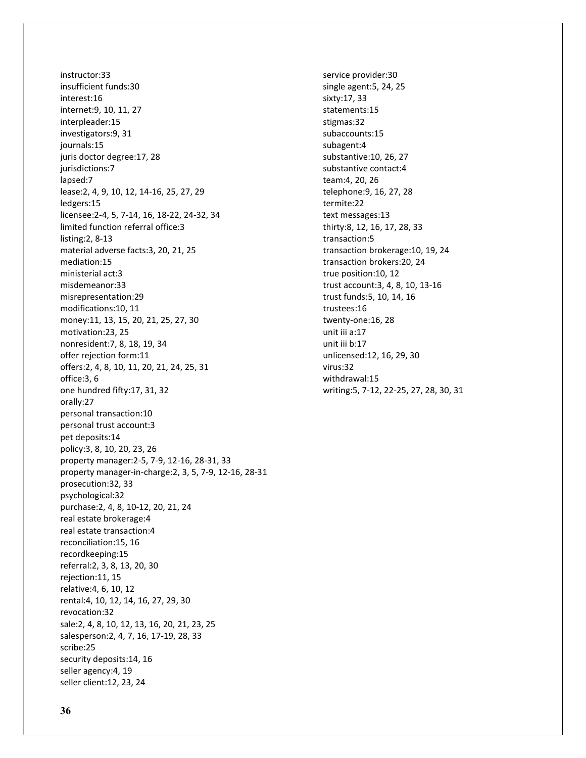instructor:33
insufficient funds:30
interest:16
internet:9, 10, 11, 27
interpleader:15
investigators:9, 31
journals:15
juris doctor degree:17, 28
jurisdictions:7
lapsed:7
lease:2, 4, 9, 10, 12, 14-16, 25, 27, 29
ledgers:15
licensee:2-4, 5, 7-14, 16, 18-22, 24-32, 34
limited function referral office:3
listing:2, 8-13
material adverse facts:3, 20, 21, 25
mediation:15
ministerial act:3
misdemeanor:33
misrepresentation:29
modifications:10, 11
money:11, 13, 15, 20, 21, 25, 27, 30
motivation:23, 25
nonresident:7, 8, 18, 19, 34
offer rejection form:11
offers:2, 4, 8, 10, 11, 20, 21, 24, 25, 31
office:3, 6
one hundred fifty:17, 31, 32
orally:27
personal transaction:10
personal trust account:3
pet deposits:14
policy:3, 8, 10, 20, 23, 26
property manager:2-5, 7-9, 12-16, 28-31, 33
property manager-in-charge:2, 3, 5, 7-9, 12-16, 28-31
prosecution:32, 33
psychological:32
purchase:2, 4, 8, 10-12, 20, 21, 24
real estate brokerage:4
real estate transaction:4
reconciliation:15, 16
recordkeeping:15
referral:2, 3, 8, 13, 20, 30
rejection:11, 15
relative:4, 6, 10, 12
rental:4, 10, 12, 14, 16, 27, 29, 30
revocation:32
sale:2, 4, 8, 10, 12, 13, 16, 20, 21, 23, 25
salesperson:2, 4, 7, 16, 17-19, 28, 33
scribe:25
security deposits:14, 16
seller agency:4, 19
seller client:12, 23, 24
service provider:30
single agent:5, 24, 25
sixty:17, 33
statements:15
stigmas:32
subaccounts:15
subagent:4
substantive:10, 26, 27
substantive contact:4
team:4, 20, 26
telephone:9, 16, 27, 28
termite:22
text messages:13
thirty:8, 12, 16, 17, 28, 33
transaction:5
transaction brokerage:10, 19, 24
transaction brokers:20, 24
true position:10, 12
trust account:3, 4, 8, 10, 13-16
trust funds:5, 10, 14, 16
trustees:16
twenty-one:16, 28
unit iii a:17
unit iii b:17
unlicensed:12, 16, 29, 30
virus:32
withdrawal:15
writing:5, 7-12, 22-25, 27, 28, 30, 31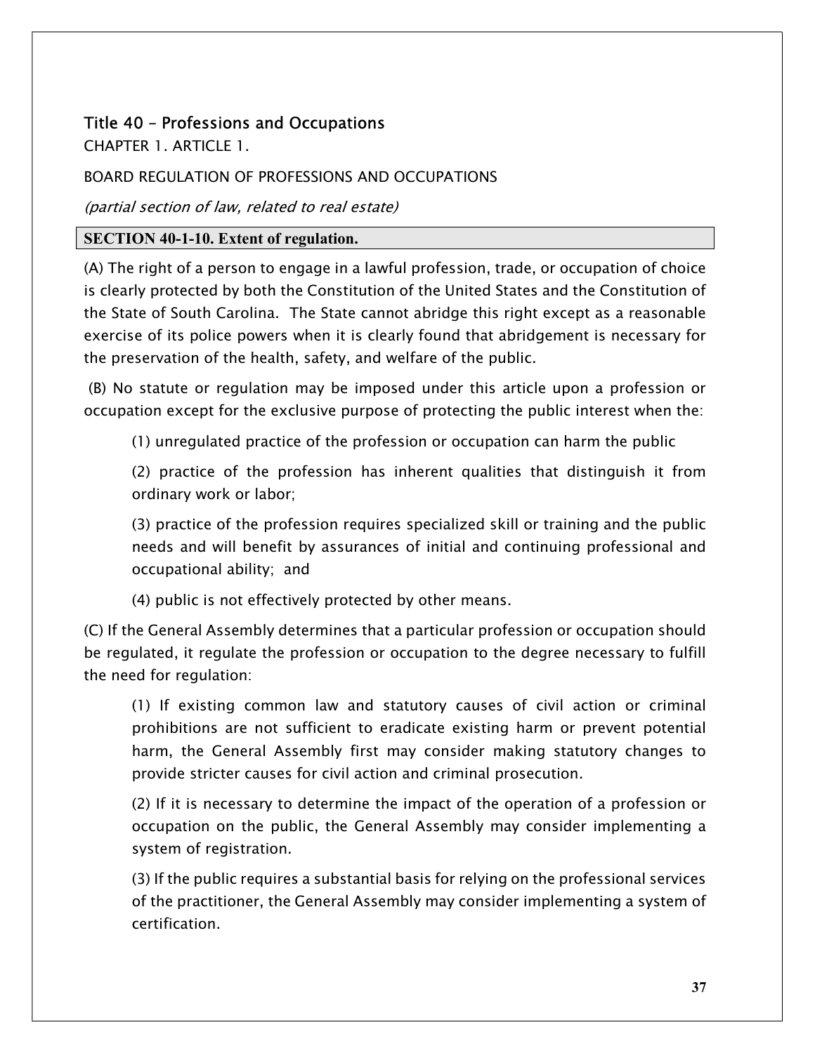## Title 40 – Professions and Occupations

CHAPTER 1. ARTICLE 1.

BOARD REGULATION OF PROFESSIONS AND OCCUPATIONS

*(partial section of law, related to real estate)*

**SECTION 40-1-10. Extent of regulation.**

(A) The right of a person to engage in a lawful profession, trade, or occupation of choice is clearly protected by both the Constitution of the United States and the Constitution of the State of South Carolina. The State cannot abridge this right except as a reasonable exercise of its police powers when it is clearly found that abridgement is necessary for the preservation of the health, safety, and welfare of the public.

(B) No statute or regulation may be imposed under this article upon a profession or occupation except for the exclusive purpose of protecting the public interest when the:

(1) unregulated practice of the profession or occupation can harm the public

(2) practice of the profession has inherent qualities that distinguish it from ordinary work or labor;

(3) practice of the profession requires specialized skill or training and the public needs and will benefit by assurances of initial and continuing professional and occupational ability; and

(4) public is not effectively protected by other means.

(C) If the General Assembly determines that a particular profession or occupation should be regulated, it regulate the profession or occupation to the degree necessary to fulfill the need for regulation:

(1) If existing common law and statutory causes of civil action or criminal prohibitions are not sufficient to eradicate existing harm or prevent potential harm, the General Assembly first may consider making statutory changes to provide stricter causes for civil action and criminal prosecution.

(2) If it is necessary to determine the impact of the operation of a profession or occupation on the public, the General Assembly may consider implementing a system of registration.

(3) If the public requires a substantial basis for relying on the professional services of the practitioner, the General Assembly may consider implementing a system of certification.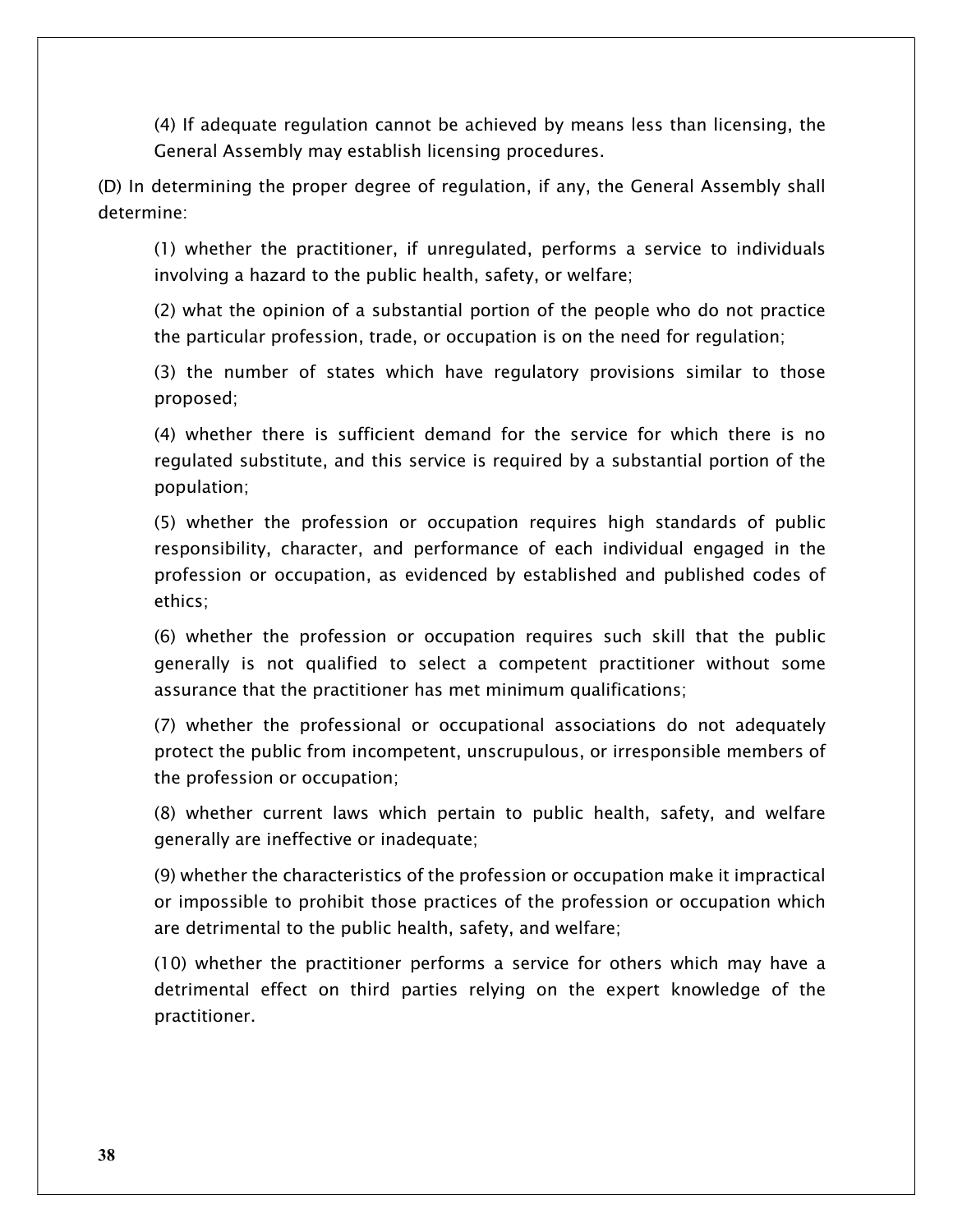(4) If adequate regulation cannot be achieved by means less than licensing, the General Assembly may establish licensing procedures.

(D) In determining the proper degree of regulation, if any, the General Assembly shall determine:

(1) whether the practitioner, if unregulated, performs a service to individuals involving a hazard to the public health, safety, or welfare;

(2) what the opinion of a substantial portion of the people who do not practice the particular profession, trade, or occupation is on the need for regulation;

(3) the number of states which have regulatory provisions similar to those proposed;

(4) whether there is sufficient demand for the service for which there is no regulated substitute, and this service is required by a substantial portion of the population;

(5) whether the profession or occupation requires high standards of public responsibility, character, and performance of each individual engaged in the profession or occupation, as evidenced by established and published codes of ethics;

(6) whether the profession or occupation requires such skill that the public generally is not qualified to select a competent practitioner without some assurance that the practitioner has met minimum qualifications;

(7) whether the professional or occupational associations do not adequately protect the public from incompetent, unscrupulous, or irresponsible members of the profession or occupation;

(8) whether current laws which pertain to public health, safety, and welfare generally are ineffective or inadequate;

(9) whether the characteristics of the profession or occupation make it impractical or impossible to prohibit those practices of the profession or occupation which are detrimental to the public health, safety, and welfare;

(10) whether the practitioner performs a service for others which may have a detrimental effect on third parties relying on the expert knowledge of the practitioner.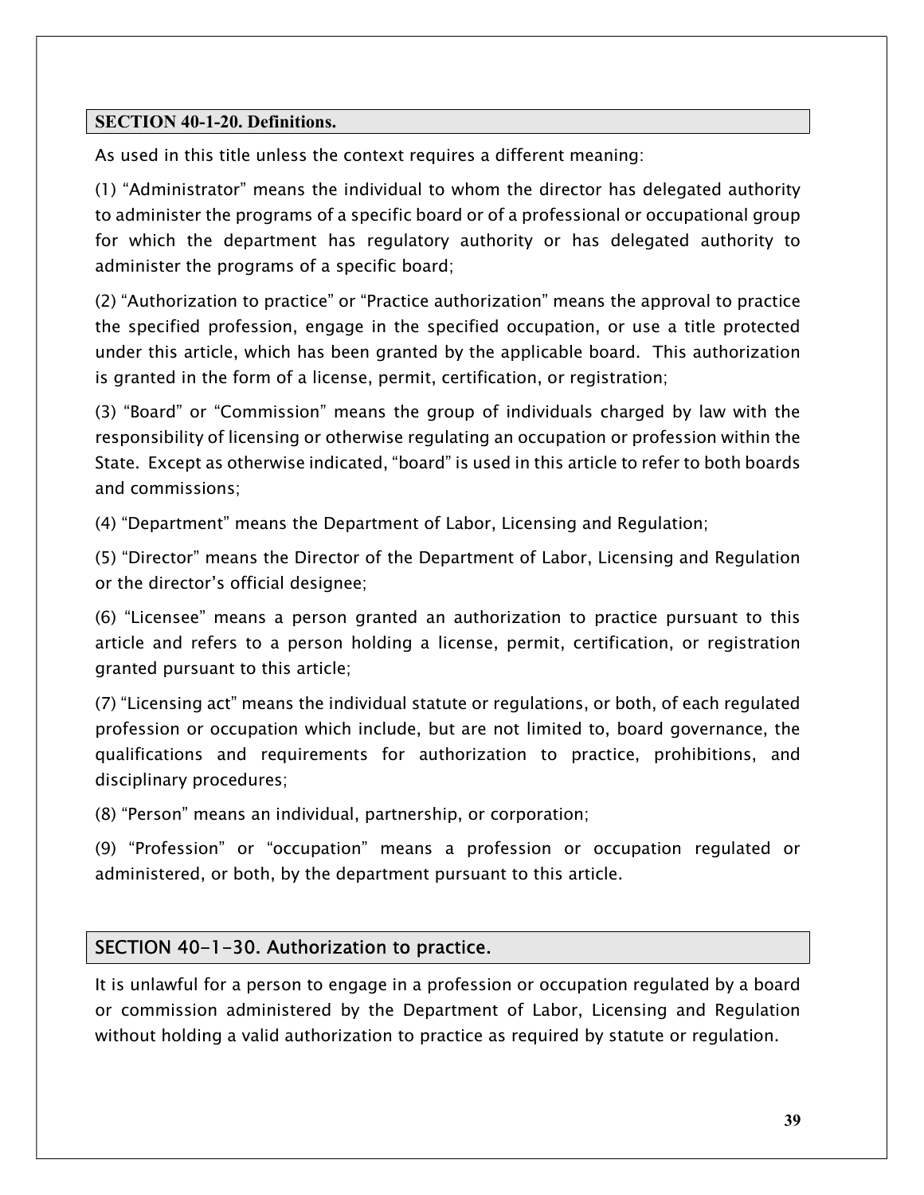## SECTION 40-1-20. Definitions.

As used in this title unless the context requires a different meaning:

(1) “Administrator” means the individual to whom the director has delegated authority to administer the programs of a specific board or of a professional or occupational group for which the department has regulatory authority or has delegated authority to administer the programs of a specific board;

(2) “Authorization to practice” or “Practice authorization” means the approval to practice the specified profession, engage in the specified occupation, or use a title protected under this article, which has been granted by the applicable board. This authorization is granted in the form of a license, permit, certification, or registration;

(3) “Board” or “Commission” means the group of individuals charged by law with the responsibility of licensing or otherwise regulating an occupation or profession within the State. Except as otherwise indicated, “board” is used in this article to refer to both boards and commissions;

(4) “Department” means the Department of Labor, Licensing and Regulation;

(5) “Director” means the Director of the Department of Labor, Licensing and Regulation or the director’s official designee;

(6) “Licensee” means a person granted an authorization to practice pursuant to this article and refers to a person holding a license, permit, certification, or registration granted pursuant to this article;

(7) “Licensing act” means the individual statute or regulations, or both, of each regulated profession or occupation which include, but are not limited to, board governance, the qualifications and requirements for authorization to practice, prohibitions, and disciplinary procedures;

(8) “Person” means an individual, partnership, or corporation;

(9) “Profession” or “occupation” means a profession or occupation regulated or administered, or both, by the department pursuant to this article.

## SECTION 40-1-30. Authorization to practice.

It is unlawful for a person to engage in a profession or occupation regulated by a board or commission administered by the Department of Labor, Licensing and Regulation without holding a valid authorization to practice as required by statute or regulation.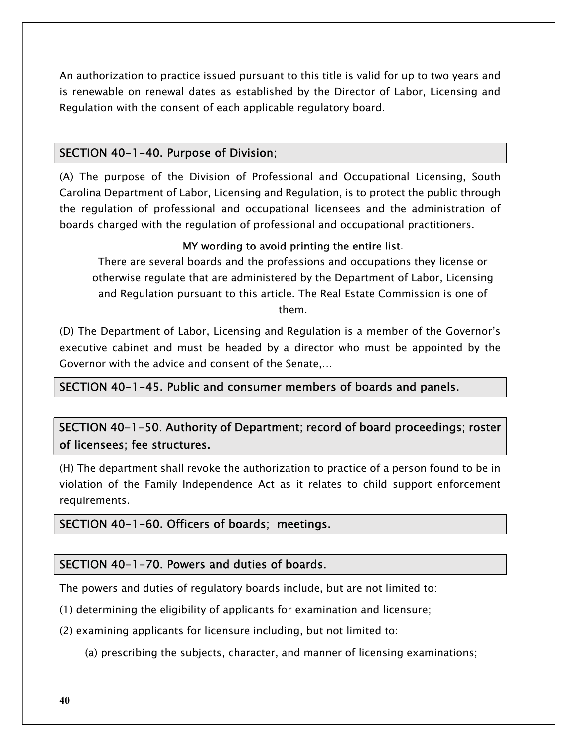An authorization to practice issued pursuant to this title is valid for up to two years and is renewable on renewal dates as established by the Director of Labor, Licensing and Regulation with the consent of each applicable regulatory board.

## SECTION 40-1-40. Purpose of Division;

(A) The purpose of the Division of Professional and Occupational Licensing, South Carolina Department of Labor, Licensing and Regulation, is to protect the public through the regulation of professional and occupational licensees and the administration of boards charged with the regulation of professional and occupational practitioners.

**MY wording to avoid printing the entire list.**

There are several boards and the professions and occupations they license or otherwise regulate that are administered by the Department of Labor, Licensing and Regulation pursuant to this article. The Real Estate Commission is one of them.

(D) The Department of Labor, Licensing and Regulation is a member of the Governor's executive cabinet and must be headed by a director who must be appointed by the Governor with the advice and consent of the Senate,…

## SECTION 40-1-45. Public and consumer members of boards and panels.

## SECTION 40-1-50. Authority of Department; record of board proceedings; roster of licensees; fee structures.

(H) The department shall revoke the authorization to practice of a person found to be in violation of the Family Independence Act as it relates to child support enforcement requirements.

## SECTION 40-1-60. Officers of boards; meetings.

## SECTION 40-1-70. Powers and duties of boards.

The powers and duties of regulatory boards include, but are not limited to:

(1) determining the eligibility of applicants for examination and licensure;

(2) examining applicants for licensure including, but not limited to:

(a) prescribing the subjects, character, and manner of licensing examinations;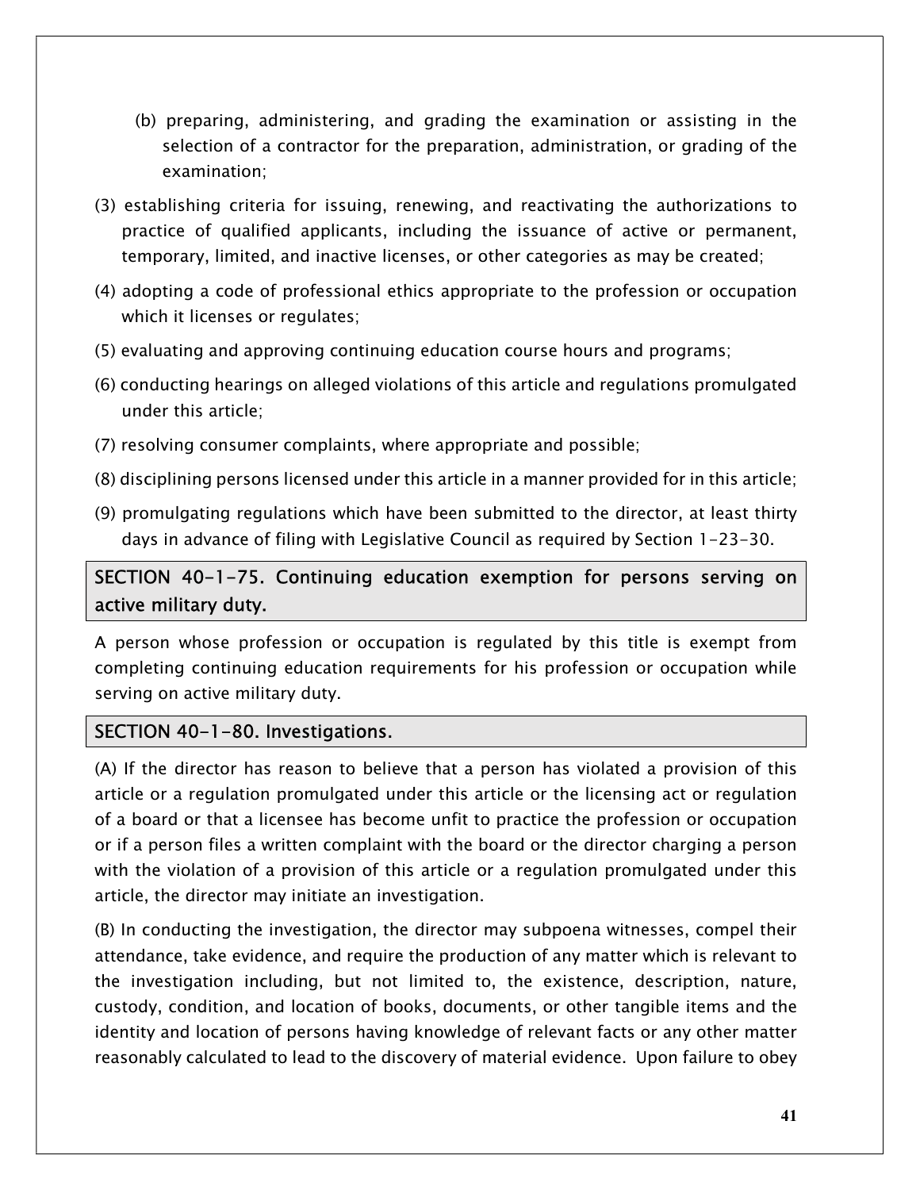(b) preparing, administering, and grading the examination or assisting in the selection of a contractor for the preparation, administration, or grading of the examination;

(3) establishing criteria for issuing, renewing, and reactivating the authorizations to practice of qualified applicants, including the issuance of active or permanent, temporary, limited, and inactive licenses, or other categories as may be created;

(4) adopting a code of professional ethics appropriate to the profession or occupation which it licenses or regulates;

(5) evaluating and approving continuing education course hours and programs;

(6) conducting hearings on alleged violations of this article and regulations promulgated under this article;

(7) resolving consumer complaints, where appropriate and possible;

(8) disciplining persons licensed under this article in a manner provided for in this article;

(9) promulgating regulations which have been submitted to the director, at least thirty days in advance of filing with Legislative Council as required by Section 1-23-30.

## SECTION 40-1-75. Continuing education exemption for persons serving on active military duty.

A person whose profession or occupation is regulated by this title is exempt from completing continuing education requirements for his profession or occupation while serving on active military duty.

## SECTION 40-1-80. Investigations.

(A) If the director has reason to believe that a person has violated a provision of this article or a regulation promulgated under this article or the licensing act or regulation of a board or that a licensee has become unfit to practice the profession or occupation or if a person files a written complaint with the board or the director charging a person with the violation of a provision of this article or a regulation promulgated under this article, the director may initiate an investigation.

(B) In conducting the investigation, the director may subpoena witnesses, compel their attendance, take evidence, and require the production of any matter which is relevant to the investigation including, but not limited to, the existence, description, nature, custody, condition, and location of books, documents, or other tangible items and the identity and location of persons having knowledge of relevant facts or any other matter reasonably calculated to lead to the discovery of material evidence. Upon failure to obey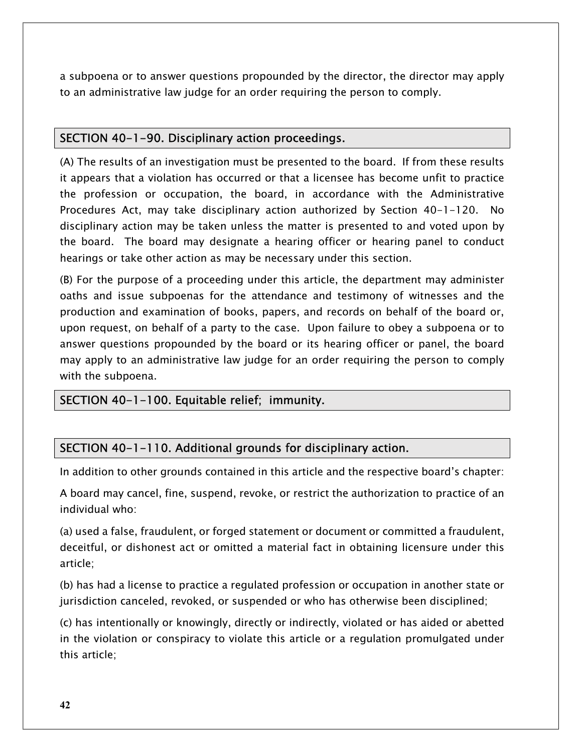a subpoena or to answer questions propounded by the director, the director may apply to an administrative law judge for an order requiring the person to comply.

### SECTION 40-1-90. Disciplinary action proceedings.

(A) The results of an investigation must be presented to the board. If from these results it appears that a violation has occurred or that a licensee has become unfit to practice the profession or occupation, the board, in accordance with the Administrative Procedures Act, may take disciplinary action authorized by Section 40-1-120. No disciplinary action may be taken unless the matter is presented to and voted upon by the board. The board may designate a hearing officer or hearing panel to conduct hearings or take other action as may be necessary under this section.

(B) For the purpose of a proceeding under this article, the department may administer oaths and issue subpoenas for the attendance and testimony of witnesses and the production and examination of books, papers, and records on behalf of the board or, upon request, on behalf of a party to the case. Upon failure to obey a subpoena or to answer questions propounded by the board or its hearing officer or panel, the board may apply to an administrative law judge for an order requiring the person to comply with the subpoena.

### SECTION 40-1-100. Equitable relief; immunity.

### SECTION 40-1-110. Additional grounds for disciplinary action.

In addition to other grounds contained in this article and the respective board's chapter:

A board may cancel, fine, suspend, revoke, or restrict the authorization to practice of an individual who:

(a) used a false, fraudulent, or forged statement or document or committed a fraudulent, deceitful, or dishonest act or omitted a material fact in obtaining licensure under this article;

(b) has had a license to practice a regulated profession or occupation in another state or jurisdiction canceled, revoked, or suspended or who has otherwise been disciplined;

(c) has intentionally or knowingly, directly or indirectly, violated or has aided or abetted in the violation or conspiracy to violate this article or a regulation promulgated under this article;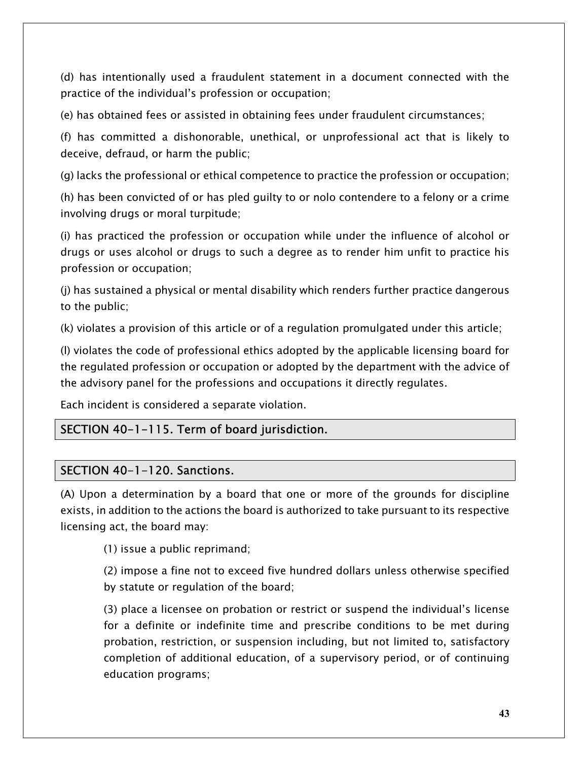(d) has intentionally used a fraudulent statement in a document connected with the practice of the individual's profession or occupation;

(e) has obtained fees or assisted in obtaining fees under fraudulent circumstances;

(f) has committed a dishonorable, unethical, or unprofessional act that is likely to deceive, defraud, or harm the public;

(g) lacks the professional or ethical competence to practice the profession or occupation;

(h) has been convicted of or has pled guilty to or nolo contendere to a felony or a crime involving drugs or moral turpitude;

(i) has practiced the profession or occupation while under the influence of alcohol or drugs or uses alcohol or drugs to such a degree as to render him unfit to practice his profession or occupation;

(j) has sustained a physical or mental disability which renders further practice dangerous to the public;

(k) violates a provision of this article or of a regulation promulgated under this article;

(l) violates the code of professional ethics adopted by the applicable licensing board for the regulated profession or occupation or adopted by the department with the advice of the advisory panel for the professions and occupations it directly regulates.

Each incident is considered a separate violation.

## SECTION 40-1-115. Term of board jurisdiction.

## SECTION 40-1-120. Sanctions.

(A) Upon a determination by a board that one or more of the grounds for discipline exists, in addition to the actions the board is authorized to take pursuant to its respective licensing act, the board may:

(1) issue a public reprimand;

(2) impose a fine not to exceed five hundred dollars unless otherwise specified by statute or regulation of the board;

(3) place a licensee on probation or restrict or suspend the individual's license for a definite or indefinite time and prescribe conditions to be met during probation, restriction, or suspension including, but not limited to, satisfactory completion of additional education, of a supervisory period, or of continuing education programs;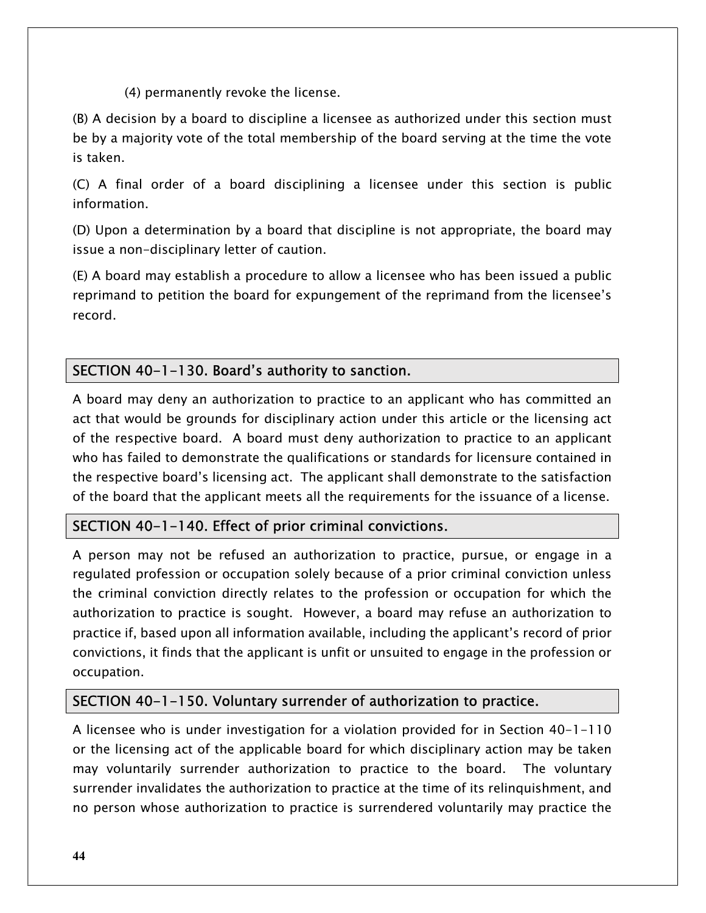(4) permanently revoke the license.

(B) A decision by a board to discipline a licensee as authorized under this section must be by a majority vote of the total membership of the board serving at the time the vote is taken.

(C) A final order of a board disciplining a licensee under this section is public information.

(D) Upon a determination by a board that discipline is not appropriate, the board may issue a non-disciplinary letter of caution.

(E) A board may establish a procedure to allow a licensee who has been issued a public reprimand to petition the board for expungement of the reprimand from the licensee's record.

## SECTION 40-1-130. Board's authority to sanction.

A board may deny an authorization to practice to an applicant who has committed an act that would be grounds for disciplinary action under this article or the licensing act of the respective board. A board must deny authorization to practice to an applicant who has failed to demonstrate the qualifications or standards for licensure contained in the respective board's licensing act. The applicant shall demonstrate to the satisfaction of the board that the applicant meets all the requirements for the issuance of a license.

## SECTION 40-1-140. Effect of prior criminal convictions.

A person may not be refused an authorization to practice, pursue, or engage in a regulated profession or occupation solely because of a prior criminal conviction unless the criminal conviction directly relates to the profession or occupation for which the authorization to practice is sought. However, a board may refuse an authorization to practice if, based upon all information available, including the applicant's record of prior convictions, it finds that the applicant is unfit or unsuited to engage in the profession or occupation.

## SECTION 40-1-150. Voluntary surrender of authorization to practice.

A licensee who is under investigation for a violation provided for in Section 40-1-110 or the licensing act of the applicable board for which disciplinary action may be taken may voluntarily surrender authorization to practice to the board. The voluntary surrender invalidates the authorization to practice at the time of its relinquishment, and no person whose authorization to practice is surrendered voluntarily may practice the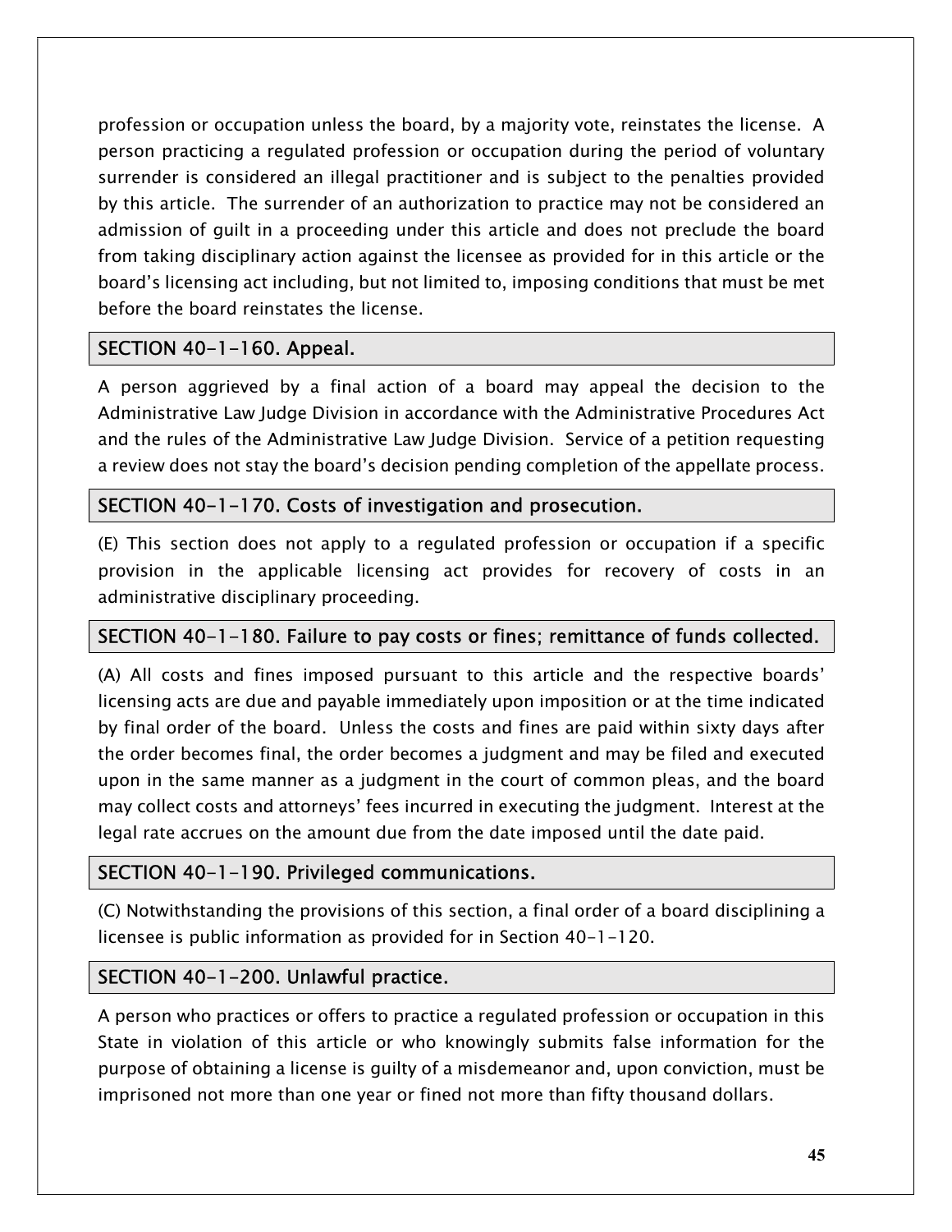profession or occupation unless the board, by a majority vote, reinstates the license. A person practicing a regulated profession or occupation during the period of voluntary surrender is considered an illegal practitioner and is subject to the penalties provided by this article. The surrender of an authorization to practice may not be considered an admission of guilt in a proceeding under this article and does not preclude the board from taking disciplinary action against the licensee as provided for in this article or the board's licensing act including, but not limited to, imposing conditions that must be met before the board reinstates the license.

## SECTION 40-1-160. Appeal.

A person aggrieved by a final action of a board may appeal the decision to the Administrative Law Judge Division in accordance with the Administrative Procedures Act and the rules of the Administrative Law Judge Division. Service of a petition requesting a review does not stay the board's decision pending completion of the appellate process.

## SECTION 40-1-170. Costs of investigation and prosecution.

(E) This section does not apply to a regulated profession or occupation if a specific provision in the applicable licensing act provides for recovery of costs in an administrative disciplinary proceeding.

## SECTION 40-1-180. Failure to pay costs or fines; remittance of funds collected.

(A) All costs and fines imposed pursuant to this article and the respective boards' licensing acts are due and payable immediately upon imposition or at the time indicated by final order of the board. Unless the costs and fines are paid within sixty days after the order becomes final, the order becomes a judgment and may be filed and executed upon in the same manner as a judgment in the court of common pleas, and the board may collect costs and attorneys' fees incurred in executing the judgment. Interest at the legal rate accrues on the amount due from the date imposed until the date paid.

## SECTION 40-1-190. Privileged communications.

(C) Notwithstanding the provisions of this section, a final order of a board disciplining a licensee is public information as provided for in Section 40-1-120.

## SECTION 40-1-200. Unlawful practice.

A person who practices or offers to practice a regulated profession or occupation in this State in violation of this article or who knowingly submits false information for the purpose of obtaining a license is guilty of a misdemeanor and, upon conviction, must be imprisoned not more than one year or fined not more than fifty thousand dollars.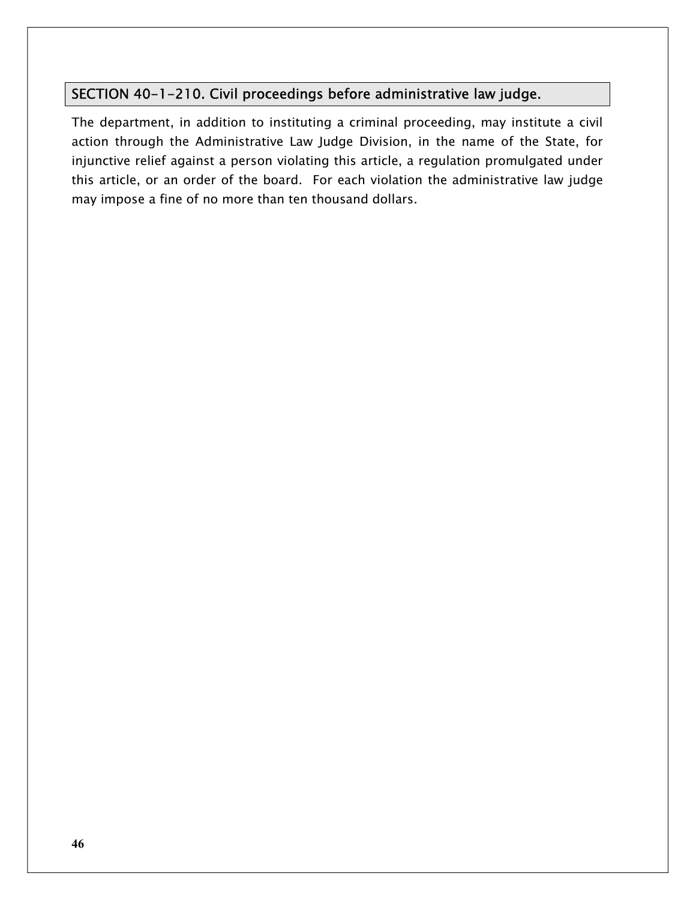## SECTION 40-1-210. Civil proceedings before administrative law judge.

The department, in addition to instituting a criminal proceeding, may institute a civil action through the Administrative Law Judge Division, in the name of the State, for injunctive relief against a person violating this article, a regulation promulgated under this article, or an order of the board.  For each violation the administrative law judge may impose a fine of no more than ten thousand dollars.